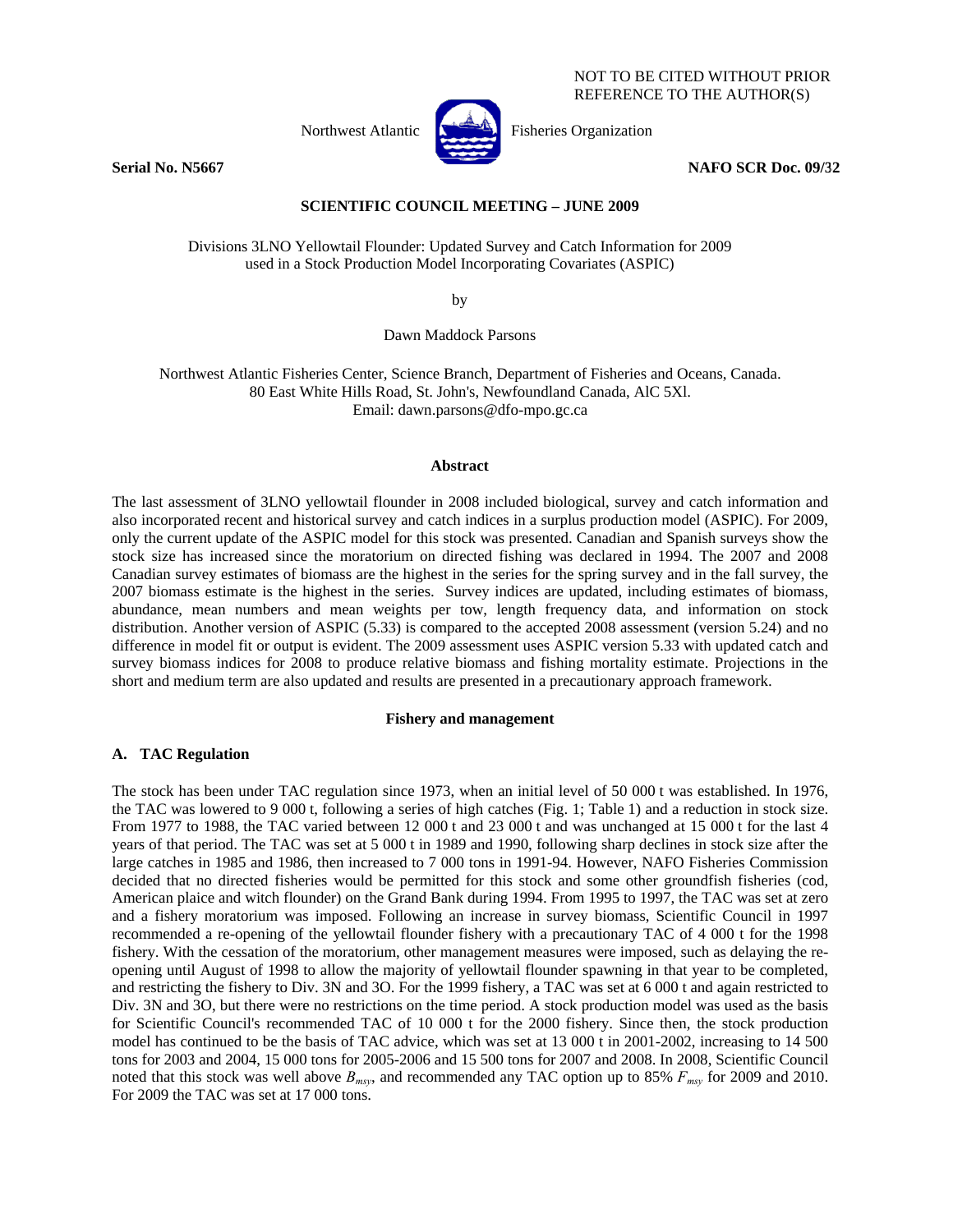NOT TO BE CITED WITHOUT PRIOR REFERENCE TO THE AUTHOR(S)

Northwest Atlantic Fisheries Organization

**Serial No. N5667** **NAFO SCR Doc. 09/32**

**SCIENTIFIC COUNCIL MEETING – JUNE 2009**

Divisions 3LNO Yellowtail Flounder: Updated Survey and Catch Information for 2009 used in a Stock Production Model Incorporating Covariates (ASPIC)

by

Dawn Maddock Parsons

Northwest Atlantic Fisheries Center, Science Branch, Department of Fisheries and Oceans, Canada.
80 East White Hills Road, St. John's, Newfoundland Canada, AlC 5Xl.
Email: dawn.parsons@dfo-mpo.gc.ca

## Abstract

The last assessment of 3LNO yellowtail flounder in 2008 included biological, survey and catch information and also incorporated recent and historical survey and catch indices in a surplus production model (ASPIC). For 2009, only the current update of the ASPIC model for this stock was presented. Canadian and Spanish surveys show the stock size has increased since the moratorium on directed fishing was declared in 1994. The 2007 and 2008 Canadian survey estimates of biomass are the highest in the series for the spring survey and in the fall survey, the 2007 biomass estimate is the highest in the series. Survey indices are updated, including estimates of biomass, abundance, mean numbers and mean weights per tow, length frequency data, and information on stock distribution. Another version of ASPIC (5.33) is compared to the accepted 2008 assessment (version 5.24) and no difference in model fit or output is evident. The 2009 assessment uses ASPIC version 5.33 with updated catch and survey biomass indices for 2008 to produce relative biomass and fishing mortality estimate. Projections in the short and medium term are also updated and results are presented in a precautionary approach framework.

## Fishery and management

### A. TAC Regulation

The stock has been under TAC regulation since 1973, when an initial level of 50 000 t was established. In 1976, the TAC was lowered to 9 000 t, following a series of high catches (Fig. 1; Table 1) and a reduction in stock size. From 1977 to 1988, the TAC varied between 12 000 t and 23 000 t and was unchanged at 15 000 t for the last 4 years of that period. The TAC was set at 5 000 t in 1989 and 1990, following sharp declines in stock size after the large catches in 1985 and 1986, then increased to 7 000 tons in 1991-94. However, NAFO Fisheries Commission decided that no directed fisheries would be permitted for this stock and some other groundfish fisheries (cod, American plaice and witch flounder) on the Grand Bank during 1994. From 1995 to 1997, the TAC was set at zero and a fishery moratorium was imposed. Following an increase in survey biomass, Scientific Council in 1997 recommended a re-opening of the yellowtail flounder fishery with a precautionary TAC of 4 000 t for the 1998 fishery. With the cessation of the moratorium, other management measures were imposed, such as delaying the re-opening until August of 1998 to allow the majority of yellowtail flounder spawning in that year to be completed, and restricting the fishery to Div. 3N and 3O. For the 1999 fishery, a TAC was set at 6 000 t and again restricted to Div. 3N and 3O, but there were no restrictions on the time period. A stock production model was used as the basis for Scientific Council's recommended TAC of 10 000 t for the 2000 fishery. Since then, the stock production model has continued to be the basis of TAC advice, which was set at 13 000 t in 2001-2002, increasing to 14 500 tons for 2003 and 2004, 15 000 tons for 2005-2006 and 15 500 tons for 2007 and 2008. In 2008, Scientific Council noted that this stock was well above $B_{msy}$, and recommended any TAC option up to 85% $F_{msy}$ for 2009 and 2010. For 2009 the TAC was set at 17 000 tons.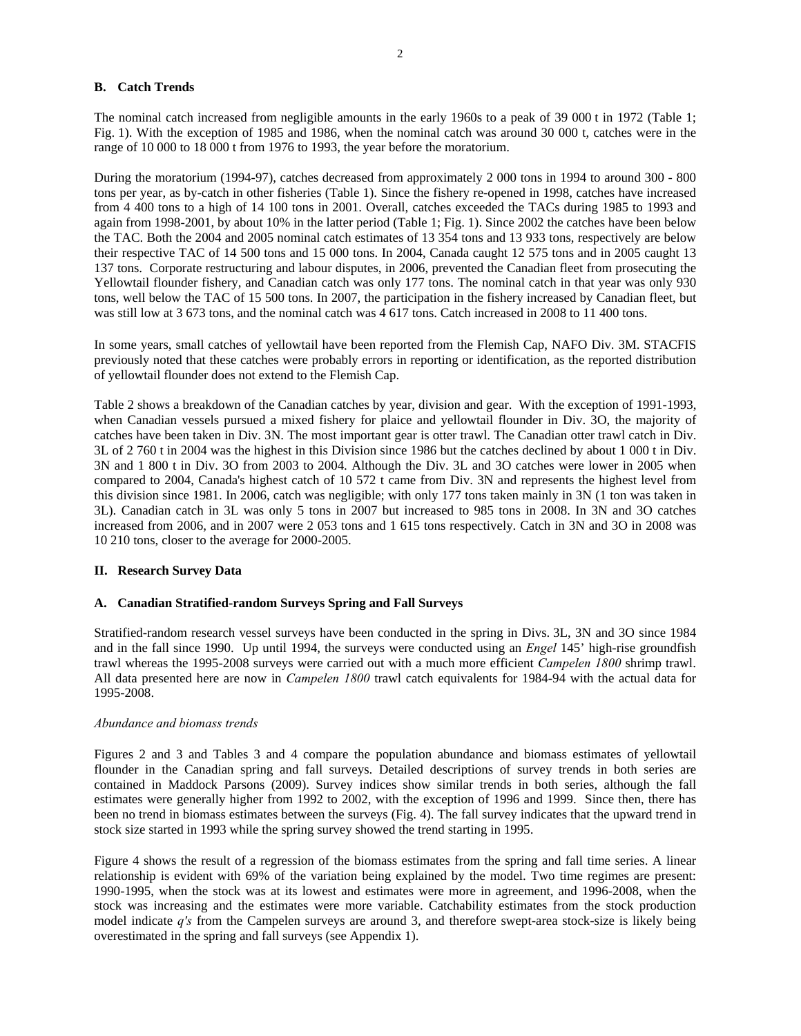### B. Catch Trends

The nominal catch increased from negligible amounts in the early 1960s to a peak of 39 000 t in 1972 (Table 1; Fig. 1). With the exception of 1985 and 1986, when the nominal catch was around 30 000 t, catches were in the range of 10 000 to 18 000 t from 1976 to 1993, the year before the moratorium.

During the moratorium (1994-97), catches decreased from approximately 2 000 tons in 1994 to around 300 - 800 tons per year, as by-catch in other fisheries (Table 1). Since the fishery re-opened in 1998, catches have increased from 4 400 tons to a high of 14 100 tons in 2001. Overall, catches exceeded the TACs during 1985 to 1993 and again from 1998-2001, by about 10% in the latter period (Table 1; Fig. 1). Since 2002 the catches have been below the TAC. Both the 2004 and 2005 nominal catch estimates of 13 354 tons and 13 933 tons, respectively are below their respective TAC of 14 500 tons and 15 000 tons. In 2004, Canada caught 12 575 tons and in 2005 caught 13 137 tons. Corporate restructuring and labour disputes, in 2006, prevented the Canadian fleet from prosecuting the Yellowtail flounder fishery, and Canadian catch was only 177 tons. The nominal catch in that year was only 930 tons, well below the TAC of 15 500 tons. In 2007, the participation in the fishery increased by Canadian fleet, but was still low at 3 673 tons, and the nominal catch was 4 617 tons. Catch increased in 2008 to 11 400 tons.

In some years, small catches of yellowtail have been reported from the Flemish Cap, NAFO Div. 3M. STACFIS previously noted that these catches were probably errors in reporting or identification, as the reported distribution of yellowtail flounder does not extend to the Flemish Cap.

Table 2 shows a breakdown of the Canadian catches by year, division and gear. With the exception of 1991-1993, when Canadian vessels pursued a mixed fishery for plaice and yellowtail flounder in Div. 3O, the majority of catches have been taken in Div. 3N. The most important gear is otter trawl. The Canadian otter trawl catch in Div. 3L of 2 760 t in 2004 was the highest in this Division since 1986 but the catches declined by about 1 000 t in Div. 3N and 1 800 t in Div. 3O from 2003 to 2004. Although the Div. 3L and 3O catches were lower in 2005 when compared to 2004, Canada's highest catch of 10 572 t came from Div. 3N and represents the highest level from this division since 1981. In 2006, catch was negligible; with only 177 tons taken mainly in 3N (1 ton was taken in 3L). Canadian catch in 3L was only 5 tons in 2007 but increased to 985 tons in 2008. In 3N and 3O catches increased from 2006, and in 2007 were 2 053 tons and 1 615 tons respectively. Catch in 3N and 3O in 2008 was 10 210 tons, closer to the average for 2000-2005.

## II. Research Survey Data

### A. Canadian Stratified-random Surveys Spring and Fall Surveys

Stratified-random research vessel surveys have been conducted in the spring in Divs. 3L, 3N and 3O since 1984 and in the fall since 1990. Up until 1994, the surveys were conducted using an *Engel* 145' high-rise groundfish trawl whereas the 1995-2008 surveys were carried out with a much more efficient *Campelen 1800* shrimp trawl. All data presented here are now in *Campelen 1800* trawl catch equivalents for 1984-94 with the actual data for 1995-2008.

*Abundance and biomass trends*

Figures 2 and 3 and Tables 3 and 4 compare the population abundance and biomass estimates of yellowtail flounder in the Canadian spring and fall surveys. Detailed descriptions of survey trends in both series are contained in Maddock Parsons (2009). Survey indices show similar trends in both series, although the fall estimates were generally higher from 1992 to 2002, with the exception of 1996 and 1999. Since then, there has been no trend in biomass estimates between the surveys (Fig. 4). The fall survey indicates that the upward trend in stock size started in 1993 while the spring survey showed the trend starting in 1995.

Figure 4 shows the result of a regression of the biomass estimates from the spring and fall time series. A linear relationship is evident with 69% of the variation being explained by the model. Two time regimes are present: 1990-1995, when the stock was at its lowest and estimates were more in agreement, and 1996-2008, when the stock was increasing and the estimates were more variable. Catchability estimates from the stock production model indicate *q's* from the Campelen surveys are around 3, and therefore swept-area stock-size is likely being overestimated in the spring and fall surveys (see Appendix 1).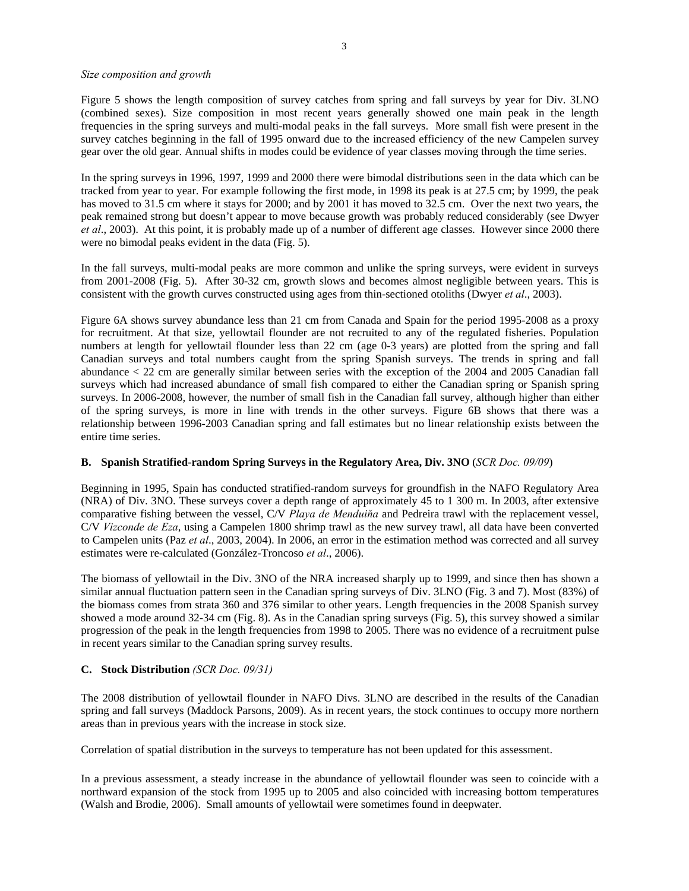*Size composition and growth*

Figure 5 shows the length composition of survey catches from spring and fall surveys by year for Div. 3LNO (combined sexes). Size composition in most recent years generally showed one main peak in the length frequencies in the spring surveys and multi-modal peaks in the fall surveys. More small fish were present in the survey catches beginning in the fall of 1995 onward due to the increased efficiency of the new Campelen survey gear over the old gear. Annual shifts in modes could be evidence of year classes moving through the time series.

In the spring surveys in 1996, 1997, 1999 and 2000 there were bimodal distributions seen in the data which can be tracked from year to year. For example following the first mode, in 1998 its peak is at 27.5 cm; by 1999, the peak has moved to 31.5 cm where it stays for 2000; and by 2001 it has moved to 32.5 cm. Over the next two years, the peak remained strong but doesn't appear to move because growth was probably reduced considerably (see Dwyer *et al*., 2003). At this point, it is probably made up of a number of different age classes. However since 2000 there were no bimodal peaks evident in the data (Fig. 5).

In the fall surveys, multi-modal peaks are more common and unlike the spring surveys, were evident in surveys from 2001-2008 (Fig. 5). After 30-32 cm, growth slows and becomes almost negligible between years. This is consistent with the growth curves constructed using ages from thin-sectioned otoliths (Dwyer *et al*., 2003).

Figure 6A shows survey abundance less than 21 cm from Canada and Spain for the period 1995-2008 as a proxy for recruitment. At that size, yellowtail flounder are not recruited to any of the regulated fisheries. Population numbers at length for yellowtail flounder less than 22 cm (age 0-3 years) are plotted from the spring and fall Canadian surveys and total numbers caught from the spring Spanish surveys. The trends in spring and fall abundance < 22 cm are generally similar between series with the exception of the 2004 and 2005 Canadian fall surveys which had increased abundance of small fish compared to either the Canadian spring or Spanish spring surveys. In 2006-2008, however, the number of small fish in the Canadian fall survey, although higher than either of the spring surveys, is more in line with trends in the other surveys. Figure 6B shows that there was a relationship between 1996-2003 Canadian spring and fall estimates but no linear relationship exists between the entire time series.

### B. Spanish Stratified-random Spring Surveys in the Regulatory Area, Div. 3NO (*SCR Doc. 09/09*)

Beginning in 1995, Spain has conducted stratified-random surveys for groundfish in the NAFO Regulatory Area (NRA) of Div. 3NO. These surveys cover a depth range of approximately 45 to 1 300 m. In 2003, after extensive comparative fishing between the vessel, C/V *Playa de Menduiña* and Pedreira trawl with the replacement vessel, C/V *Vizconde de Eza*, using a Campelen 1800 shrimp trawl as the new survey trawl, all data have been converted to Campelen units (Paz *et al*., 2003, 2004). In 2006, an error in the estimation method was corrected and all survey estimates were re-calculated (González-Troncoso *et al*., 2006).

The biomass of yellowtail in the Div. 3NO of the NRA increased sharply up to 1999, and since then has shown a similar annual fluctuation pattern seen in the Canadian spring surveys of Div. 3LNO (Fig. 3 and 7). Most (83%) of the biomass comes from strata 360 and 376 similar to other years. Length frequencies in the 2008 Spanish survey showed a mode around 32-34 cm (Fig. 8). As in the Canadian spring surveys (Fig. 5), this survey showed a similar progression of the peak in the length frequencies from 1998 to 2005. There was no evidence of a recruitment pulse in recent years similar to the Canadian spring survey results.

### C. Stock Distribution *(SCR Doc. 09/31)*

The 2008 distribution of yellowtail flounder in NAFO Divs. 3LNO are described in the results of the Canadian spring and fall surveys (Maddock Parsons, 2009). As in recent years, the stock continues to occupy more northern areas than in previous years with the increase in stock size.

Correlation of spatial distribution in the surveys to temperature has not been updated for this assessment.

In a previous assessment, a steady increase in the abundance of yellowtail flounder was seen to coincide with a northward expansion of the stock from 1995 up to 2005 and also coincided with increasing bottom temperatures (Walsh and Brodie, 2006). Small amounts of yellowtail were sometimes found in deepwater.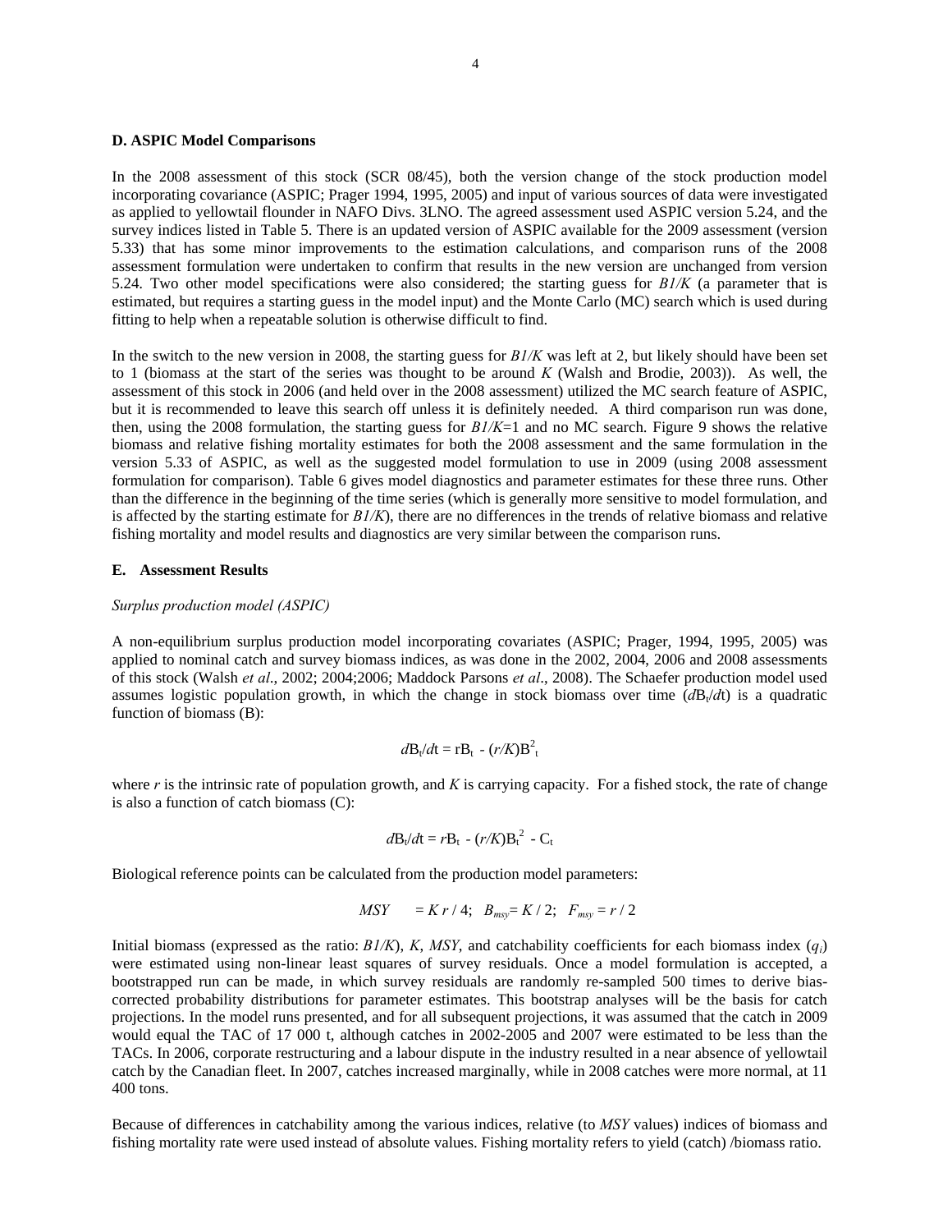**D. ASPIC Model Comparisons**

In the 2008 assessment of this stock (SCR 08/45), both the version change of the stock production model incorporating covariance (ASPIC; Prager 1994, 1995, 2005) and input of various sources of data were investigated as applied to yellowtail flounder in NAFO Divs. 3LNO. The agreed assessment used ASPIC version 5.24, and the survey indices listed in Table 5. There is an updated version of ASPIC available for the 2009 assessment (version 5.33) that has some minor improvements to the estimation calculations, and comparison runs of the 2008 assessment formulation were undertaken to confirm that results in the new version are unchanged from version 5.24. Two other model specifications were also considered; the starting guess for *B1/K* (a parameter that is estimated, but requires a starting guess in the model input) and the Monte Carlo (MC) search which is used during fitting to help when a repeatable solution is otherwise difficult to find.

In the switch to the new version in 2008, the starting guess for *B1/K* was left at 2, but likely should have been set to 1 (biomass at the start of the series was thought to be around *K* (Walsh and Brodie, 2003)). As well, the assessment of this stock in 2006 (and held over in the 2008 assessment) utilized the MC search feature of ASPIC, but it is recommended to leave this search off unless it is definitely needed. A third comparison run was done, then, using the 2008 formulation, the starting guess for *B1/K*=1 and no MC search. Figure 9 shows the relative biomass and relative fishing mortality estimates for both the 2008 assessment and the same formulation in the version 5.33 of ASPIC, as well as the suggested model formulation to use in 2009 (using 2008 assessment formulation for comparison). Table 6 gives model diagnostics and parameter estimates for these three runs. Other than the difference in the beginning of the time series (which is generally more sensitive to model formulation, and is affected by the starting estimate for *B1/K*), there are no differences in the trends of relative biomass and relative fishing mortality and model results and diagnostics are very similar between the comparison runs.

**E. Assessment Results**

*Surplus production model (ASPIC)*

A non-equilibrium surplus production model incorporating covariates (ASPIC; Prager, 1994, 1995, 2005) was applied to nominal catch and survey biomass indices, as was done in the 2002, 2004, 2006 and 2008 assessments of this stock (Walsh *et al*., 2002; 2004;2006; Maddock Parsons *et al*., 2008). The Schaefer production model used assumes logistic population growth, in which the change in stock biomass over time ($dB_t/dt$) is a quadratic function of biomass (B):

$$dB_t/dt = rB_t - (r/K)B_t^2$$

where *r* is the intrinsic rate of population growth, and *K* is carrying capacity. For a fished stock, the rate of change is also a function of catch biomass (C):

$$dB_t/dt = rB_t - (r/K)B_t^2 - C_t$$

Biological reference points can be calculated from the production model parameters:

$$MSY = K\,r / 4; \quad B_{msy} = K / 2; \quad F_{msy} = r / 2$$

Initial biomass (expressed as the ratio: *B1/K*), *K*, *MSY*, and catchability coefficients for each biomass index ($q_i$) were estimated using non-linear least squares of survey residuals. Once a model formulation is accepted, a bootstrapped run can be made, in which survey residuals are randomly re-sampled 500 times to derive bias-corrected probability distributions for parameter estimates. This bootstrap analyses will be the basis for catch projections. In the model runs presented, and for all subsequent projections, it was assumed that the catch in 2009 would equal the TAC of 17 000 t, although catches in 2002-2005 and 2007 were estimated to be less than the TACs. In 2006, corporate restructuring and a labour dispute in the industry resulted in a near absence of yellowtail catch by the Canadian fleet. In 2007, catches increased marginally, while in 2008 catches were more normal, at 11 400 tons.

Because of differences in catchability among the various indices, relative (to *MSY* values) indices of biomass and fishing mortality rate were used instead of absolute values. Fishing mortality refers to yield (catch) /biomass ratio.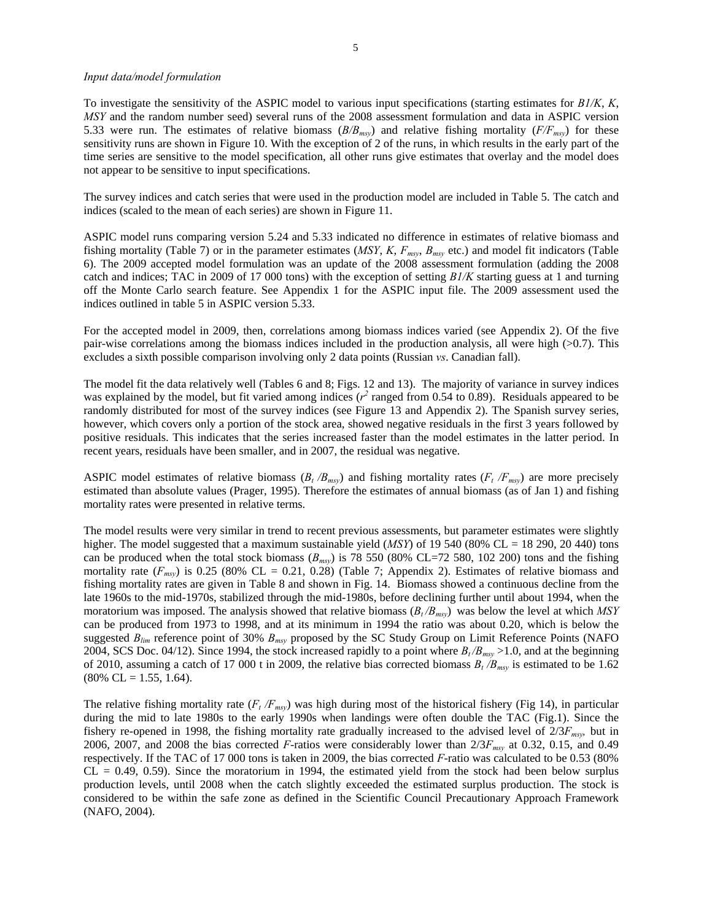*Input data/model formulation*

To investigate the sensitivity of the ASPIC model to various input specifications (starting estimates for *B1/K*, *K*, *MSY* and the random number seed) several runs of the 2008 assessment formulation and data in ASPIC version 5.33 were run. The estimates of relative biomass ($B/B_{msy}$) and relative fishing mortality ($F/F_{msy}$) for these sensitivity runs are shown in Figure 10. With the exception of 2 of the runs, in which results in the early part of the time series are sensitive to the model specification, all other runs give estimates that overlay and the model does not appear to be sensitive to input specifications.

The survey indices and catch series that were used in the production model are included in Table 5. The catch and indices (scaled to the mean of each series) are shown in Figure 11.

ASPIC model runs comparing version 5.24 and 5.33 indicated no difference in estimates of relative biomass and fishing mortality (Table 7) or in the parameter estimates (*MSY*, *K*, $F_{msy}$, $B_{msy}$ etc.) and model fit indicators (Table 6). The 2009 accepted model formulation was an update of the 2008 assessment formulation (adding the 2008 catch and indices; TAC in 2009 of 17 000 tons) with the exception of setting *B1/K* starting guess at 1 and turning off the Monte Carlo search feature. See Appendix 1 for the ASPIC input file. The 2009 assessment used the indices outlined in table 5 in ASPIC version 5.33.

For the accepted model in 2009, then, correlations among biomass indices varied (see Appendix 2). Of the five pair-wise correlations among the biomass indices included in the production analysis, all were high (>0.7). This excludes a sixth possible comparison involving only 2 data points (Russian *vs*. Canadian fall).

The model fit the data relatively well (Tables 6 and 8; Figs. 12 and 13). The majority of variance in survey indices was explained by the model, but fit varied among indices ($r^2$ ranged from 0.54 to 0.89). Residuals appeared to be randomly distributed for most of the survey indices (see Figure 13 and Appendix 2). The Spanish survey series, however, which covers only a portion of the stock area, showed negative residuals in the first 3 years followed by positive residuals. This indicates that the series increased faster than the model estimates in the latter period. In recent years, residuals have been smaller, and in 2007, the residual was negative.

ASPIC model estimates of relative biomass ($B_t/B_{msy}$) and fishing mortality rates ($F_t/F_{msy}$) are more precisely estimated than absolute values (Prager, 1995). Therefore the estimates of annual biomass (as of Jan 1) and fishing mortality rates were presented in relative terms.

The model results were very similar in trend to recent previous assessments, but parameter estimates were slightly higher. The model suggested that a maximum sustainable yield (*MSY*) of 19 540 (80% CL = 18 290, 20 440) tons can be produced when the total stock biomass ($B_{msy}$) is 78 550 (80% CL=72 580, 102 200) tons and the fishing mortality rate ($F_{msy}$) is 0.25 (80% CL = 0.21, 0.28) (Table 7; Appendix 2). Estimates of relative biomass and fishing mortality rates are given in Table 8 and shown in Fig. 14. Biomass showed a continuous decline from the late 1960s to the mid-1970s, stabilized through the mid-1980s, before declining further until about 1994, when the moratorium was imposed. The analysis showed that relative biomass ($B_t/B_{msy}$) was below the level at which *MSY* can be produced from 1973 to 1998, and at its minimum in 1994 the ratio was about 0.20, which is below the suggested $B_{lim}$ reference point of 30% $B_{msy}$ proposed by the SC Study Group on Limit Reference Points (NAFO 2004, SCS Doc. 04/12). Since 1994, the stock increased rapidly to a point where $B_t/B_{msy}$ >1.0, and at the beginning of 2010, assuming a catch of 17 000 t in 2009, the relative bias corrected biomass $B_t/B_{msy}$ is estimated to be 1.62 (80% CL = 1.55, 1.64).

The relative fishing mortality rate ($F_t/F_{msy}$) was high during most of the historical fishery (Fig 14), in particular during the mid to late 1980s to the early 1990s when landings were often double the TAC (Fig.1). Since the fishery re-opened in 1998, the fishing mortality rate gradually increased to the advised level of $2/3F_{msy}$, but in 2006, 2007, and 2008 the bias corrected *F*-ratios were considerably lower than $2/3F_{msy}$ at 0.32, 0.15, and 0.49 respectively. If the TAC of 17 000 tons is taken in 2009, the bias corrected *F*-ratio was calculated to be 0.53 (80% CL = 0.49, 0.59). Since the moratorium in 1994, the estimated yield from the stock had been below surplus production levels, until 2008 when the catch slightly exceeded the estimated surplus production. The stock is considered to be within the safe zone as defined in the Scientific Council Precautionary Approach Framework (NAFO, 2004).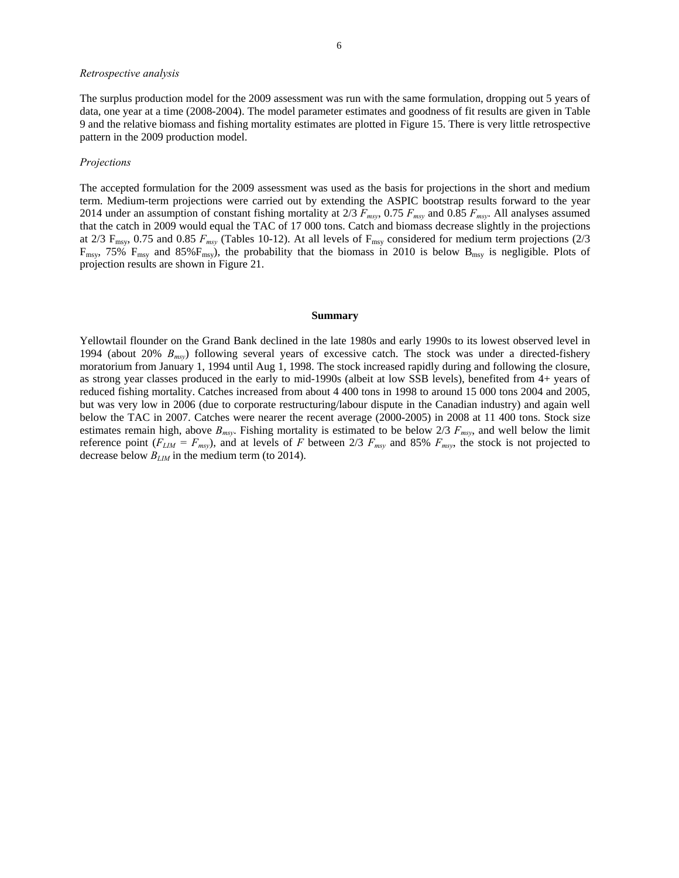*Retrospective analysis*

The surplus production model for the 2009 assessment was run with the same formulation, dropping out 5 years of data, one year at a time (2008-2004). The model parameter estimates and goodness of fit results are given in Table 9 and the relative biomass and fishing mortality estimates are plotted in Figure 15. There is very little retrospective pattern in the 2009 production model.

*Projections*

The accepted formulation for the 2009 assessment was used as the basis for projections in the short and medium term. Medium-term projections were carried out by extending the ASPIC bootstrap results forward to the year 2014 under an assumption of constant fishing mortality at 2/3 $F_{msy}$, 0.75 $F_{msy}$ and 0.85 $F_{msy}$. All analyses assumed that the catch in 2009 would equal the TAC of 17 000 tons. Catch and biomass decrease slightly in the projections at 2/3 $F_{msy}$, 0.75 and 0.85 $F_{msy}$ (Tables 10-12). At all levels of $F_{msy}$ considered for medium term projections (2/3 $F_{msy}$, 75% $F_{msy}$ and 85%$F_{msy}$), the probability that the biomass in 2010 is below $B_{msy}$ is negligible. Plots of projection results are shown in Figure 21.

## Summary

Yellowtail flounder on the Grand Bank declined in the late 1980s and early 1990s to its lowest observed level in 1994 (about 20% $B_{msy}$) following several years of excessive catch. The stock was under a directed-fishery moratorium from January 1, 1994 until Aug 1, 1998. The stock increased rapidly during and following the closure, as strong year classes produced in the early to mid-1990s (albeit at low SSB levels), benefited from 4+ years of reduced fishing mortality. Catches increased from about 4 400 tons in 1998 to around 15 000 tons 2004 and 2005, but was very low in 2006 (due to corporate restructuring/labour dispute in the Canadian industry) and again well below the TAC in 2007. Catches were nearer the recent average (2000-2005) in 2008 at 11 400 tons. Stock size estimates remain high, above $B_{msy}$. Fishing mortality is estimated to be below 2/3 $F_{msy}$, and well below the limit reference point ($F_{LIM}$ = $F_{msy}$), and at levels of $F$ between 2/3 $F_{msy}$ and 85% $F_{msy}$, the stock is not projected to decrease below $B_{LIM}$ in the medium term (to 2014).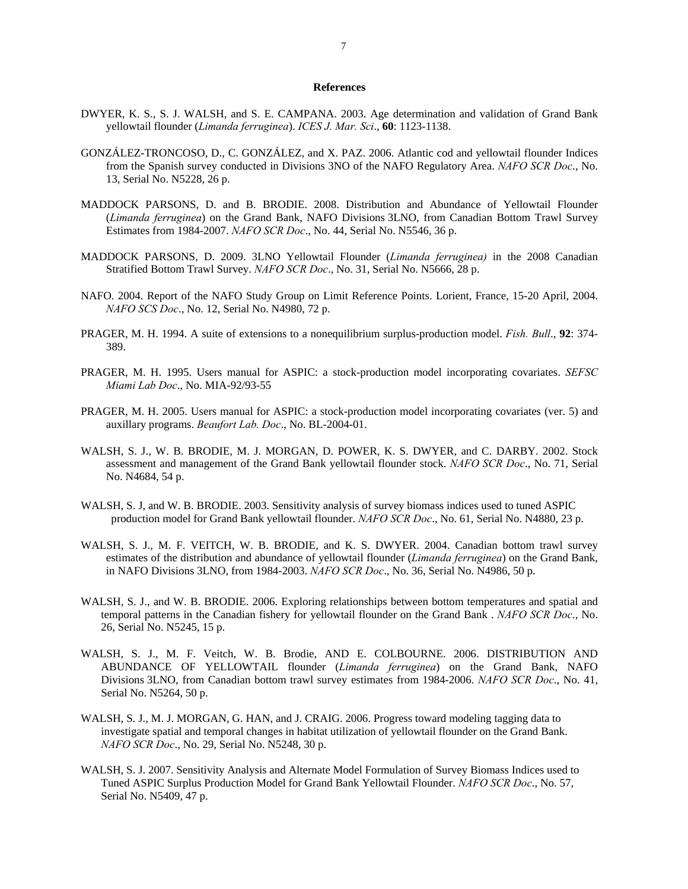## References

DWYER, K. S., S. J. WALSH, and S. E. CAMPANA. 2003. Age determination and validation of Grand Bank yellowtail flounder (*Limanda ferruginea*). *ICES J. Mar. Sci*., **60**: 1123-1138.

GONZÁLEZ-TRONCOSO, D., C. GONZÁLEZ, and X. PAZ. 2006. Atlantic cod and yellowtail flounder Indices from the Spanish survey conducted in Divisions 3NO of the NAFO Regulatory Area. *NAFO SCR Doc*., No. 13, Serial No. N5228, 26 p.

MADDOCK PARSONS, D. and B. BRODIE. 2008. Distribution and Abundance of Yellowtail Flounder (*Limanda ferruginea*) on the Grand Bank, NAFO Divisions 3LNO, from Canadian Bottom Trawl Survey Estimates from 1984-2007. *NAFO SCR Doc*., No. 44, Serial No. N5546, 36 p.

MADDOCK PARSONS, D. 2009. 3LNO Yellowtail Flounder (*Limanda ferruginea)* in the 2008 Canadian Stratified Bottom Trawl Survey. *NAFO SCR Doc*., No. 31, Serial No. N5666, 28 p.

NAFO. 2004. Report of the NAFO Study Group on Limit Reference Points. Lorient, France, 15-20 April, 2004. *NAFO SCS Doc*., No. 12, Serial No. N4980, 72 p.

PRAGER, M. H. 1994. A suite of extensions to a nonequilibrium surplus-production model. *Fish. Bull*., **92**: 374-389.

PRAGER, M. H. 1995. Users manual for ASPIC: a stock-production model incorporating covariates. *SEFSC Miami Lab Doc*., No. MIA-92/93-55

PRAGER, M. H. 2005. Users manual for ASPIC: a stock-production model incorporating covariates (ver. 5) and auxillary programs. *Beaufort Lab. Doc*., No. BL-2004-01.

WALSH, S. J., W. B. BRODIE, M. J. MORGAN, D. POWER, K. S. DWYER, and C. DARBY. 2002. Stock assessment and management of the Grand Bank yellowtail flounder stock. *NAFO SCR Doc*., No. 71, Serial No. N4684, 54 p.

WALSH, S. J, and W. B. BRODIE. 2003. Sensitivity analysis of survey biomass indices used to tuned ASPIC production model for Grand Bank yellowtail flounder. *NAFO SCR Doc*., No. 61, Serial No. N4880, 23 p.

WALSH, S. J., M. F. VEITCH, W. B. BRODIE, and K. S. DWYER. 2004. Canadian bottom trawl survey estimates of the distribution and abundance of yellowtail flounder (*Limanda ferruginea*) on the Grand Bank, in NAFO Divisions 3LNO, from 1984-2003. *NAFO SCR Doc*., No. 36, Serial No. N4986, 50 p.

WALSH, S. J., and W. B. BRODIE. 2006. Exploring relationships between bottom temperatures and spatial and temporal patterns in the Canadian fishery for yellowtail flounder on the Grand Bank . *NAFO SCR Doc*., No. 26, Serial No. N5245, 15 p.

WALSH, S. J., M. F. Veitch, W. B. Brodie, AND E. COLBOURNE. 2006. DISTRIBUTION AND ABUNDANCE OF YELLOWTAIL flounder (*Limanda ferruginea*) on the Grand Bank, NAFO Divisions 3LNO, from Canadian bottom trawl survey estimates from 1984-2006. *NAFO SCR Doc*., No. 41, Serial No. N5264, 50 p.

WALSH, S. J., M. J. MORGAN, G. HAN, and J. CRAIG. 2006. Progress toward modeling tagging data to investigate spatial and temporal changes in habitat utilization of yellowtail flounder on the Grand Bank. *NAFO SCR Doc*., No. 29, Serial No. N5248, 30 p.

WALSH, S. J. 2007. Sensitivity Analysis and Alternate Model Formulation of Survey Biomass Indices used to Tuned ASPIC Surplus Production Model for Grand Bank Yellowtail Flounder. *NAFO SCR Doc*., No. 57, Serial No. N5409, 47 p.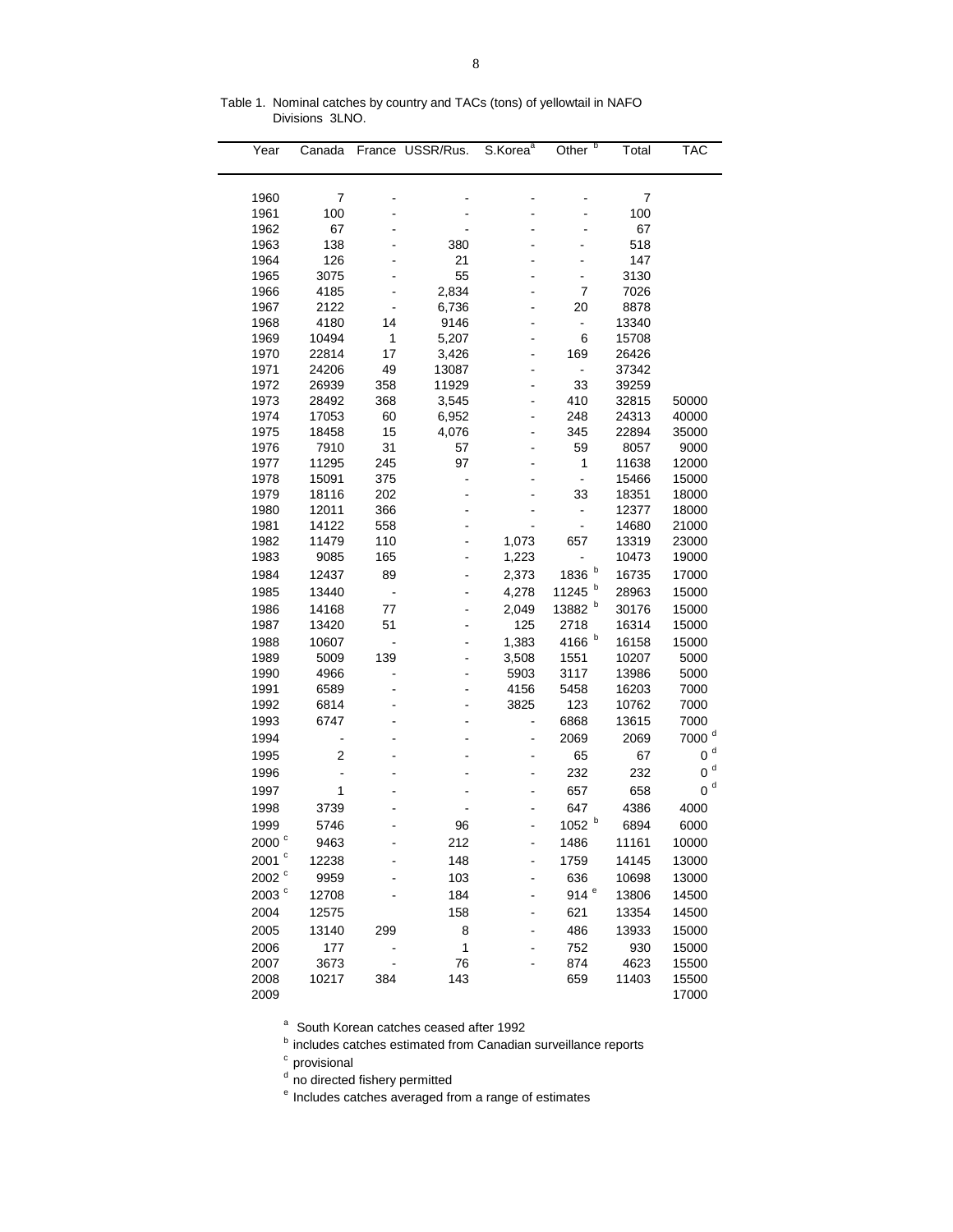Table 1. Nominal catches by country and TACs (tons) of yellowtail in NAFO Divisions 3LNO.

| Year | Canada | France | USSR/Rus. | S.Korea[a] | Other [b] | Total | TAC |
|---|---|---|---|---|---|---|---|
| 1960 | 7 | - | - | - | - | 7 | |
| 1961 | 100 | - | - | - | - | 100 | |
| 1962 | 67 | - | - | - | - | 67 | |
| 1963 | 138 | - | 380 | - | - | 518 | |
| 1964 | 126 | - | 21 | - | - | 147 | |
| 1965 | 3075 | - | 55 | - | - | 3130 | |
| 1966 | 4185 | - | 2,834 | - | 7 | 7026 | |
| 1967 | 2122 | - | 6,736 | - | 20 | 8878 | |
| 1968 | 4180 | 14 | 9146 | - | - | 13340 | |
| 1969 | 10494 | 1 | 5,207 | - | 6 | 15708 | |
| 1970 | 22814 | 17 | 3,426 | - | 169 | 26426 | |
| 1971 | 24206 | 49 | 13087 | - | - | 37342 | |
| 1972 | 26939 | 358 | 11929 | - | 33 | 39259 | |
| 1973 | 28492 | 368 | 3,545 | - | 410 | 32815 | 50000 |
| 1974 | 17053 | 60 | 6,952 | - | 248 | 24313 | 40000 |
| 1975 | 18458 | 15 | 4,076 | - | 345 | 22894 | 35000 |
| 1976 | 7910 | 31 | 57 | - | 59 | 8057 | 9000 |
| 1977 | 11295 | 245 | 97 | - | 1 | 11638 | 12000 |
| 1978 | 15091 | 375 | - | - | - | 15466 | 15000 |
| 1979 | 18116 | 202 | - | - | 33 | 18351 | 18000 |
| 1980 | 12011 | 366 | - | - | - | 12377 | 18000 |
| 1981 | 14122 | 558 | - | - | - | 14680 | 21000 |
| 1982 | 11479 | 110 | - | 1,073 | 657 | 13319 | 23000 |
| 1983 | 9085 | 165 | - | 1,223 | - | 10473 | 19000 |
| 1984 | 12437 | 89 | - | 2,373 | 1836 [b] | 16735 | 17000 |
| 1985 | 13440 | - | - | 4,278 | 11245 [b] | 28963 | 15000 |
| 1986 | 14168 | 77 | - | 2,049 | 13882 [b] | 30176 | 15000 |
| 1987 | 13420 | 51 | - | 125 | 2718 | 16314 | 15000 |
| 1988 | 10607 | - | - | 1,383 | 4166 [b] | 16158 | 15000 |
| 1989 | 5009 | 139 | - | 3,508 | 1551 | 10207 | 5000 |
| 1990 | 4966 | - | - | 5903 | 3117 | 13986 | 5000 |
| 1991 | 6589 | - | - | 4156 | 5458 | 16203 | 7000 |
| 1992 | 6814 | - | - | 3825 | 123 | 10762 | 7000 |
| 1993 | 6747 | - | - | - | 6868 | 13615 | 7000 |
| 1994 | - | - | - | - | 2069 | 2069 | 7000 [d] |
| 1995 | 2 | - | - | - | 65 | 67 | 0 [d] |
| 1996 | - | - | - | - | 232 | 232 | 0 [d] |
| 1997 | 1 | - | - | - | 657 | 658 | 0 [d] |
| 1998 | 3739 | - | - | - | 647 | 4386 | 4000 |
| 1999 | 5746 | - | 96 | - | 1052 [b] | 6894 | 6000 |
| 2000 [c] | 9463 | - | 212 | - | 1486 | 11161 | 10000 |
| 2001 [c] | 12238 | - | 148 | - | 1759 | 14145 | 13000 |
| 2002 [c] | 9959 | - | 103 | - | 636 | 10698 | 13000 |
| 2003 [c] | 12708 | - | 184 | - | 914 [e] | 13806 | 14500 |
| 2004 | 12575 | | 158 | - | 621 | 13354 | 14500 |
| 2005 | 13140 | 299 | 8 | - | 486 | 13933 | 15000 |
| 2006 | 177 | - | 1 | - | 752 | 930 | 15000 |
| 2007 | 3673 | - | 76 | - | 874 | 4623 | 15500 |
| 2008 | 10217 | 384 | 143 | | 659 | 11403 | 15500 |
| 2009 | | | | | | | 17000 |

[a] South Korean catches ceased after 1992
[b] includes catches estimated from Canadian surveillance reports
[c] provisional
[d] no directed fishery permitted
[e] Includes catches averaged from a range of estimates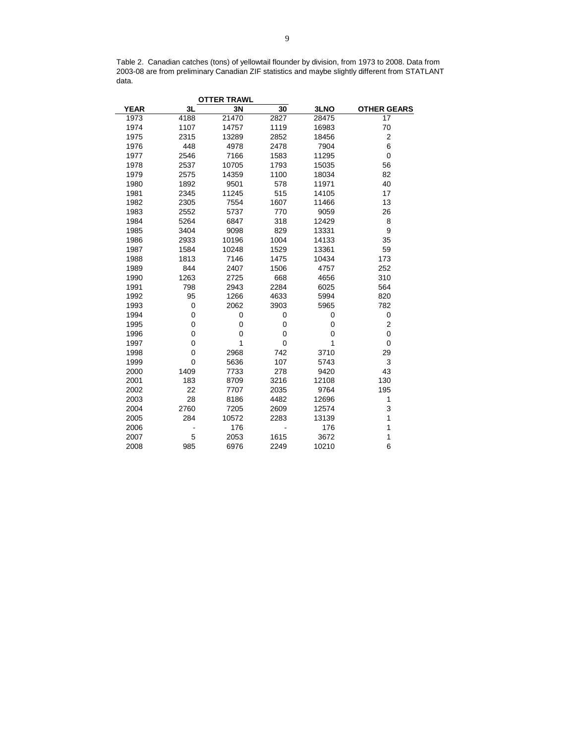Table 2. Canadian catches (tons) of yellowtail flounder by division, from 1973 to 2008. Data from 2003-08 are from preliminary Canadian ZIF statistics and maybe slightly different from STATLANT data.

| | OTTER TRAWL | | | | |
|---|---|---|---|---|---|
| **YEAR** | **3L** | **3N** | **30** | **3LNO** | **OTHER GEARS** |
| 1973 | 4188 | 21470 | 2827 | 28475 | 17 |
| 1974 | 1107 | 14757 | 1119 | 16983 | 70 |
| 1975 | 2315 | 13289 | 2852 | 18456 | 2 |
| 1976 | 448 | 4978 | 2478 | 7904 | 6 |
| 1977 | 2546 | 7166 | 1583 | 11295 | 0 |
| 1978 | 2537 | 10705 | 1793 | 15035 | 56 |
| 1979 | 2575 | 14359 | 1100 | 18034 | 82 |
| 1980 | 1892 | 9501 | 578 | 11971 | 40 |
| 1981 | 2345 | 11245 | 515 | 14105 | 17 |
| 1982 | 2305 | 7554 | 1607 | 11466 | 13 |
| 1983 | 2552 | 5737 | 770 | 9059 | 26 |
| 1984 | 5264 | 6847 | 318 | 12429 | 8 |
| 1985 | 3404 | 9098 | 829 | 13331 | 9 |
| 1986 | 2933 | 10196 | 1004 | 14133 | 35 |
| 1987 | 1584 | 10248 | 1529 | 13361 | 59 |
| 1988 | 1813 | 7146 | 1475 | 10434 | 173 |
| 1989 | 844 | 2407 | 1506 | 4757 | 252 |
| 1990 | 1263 | 2725 | 668 | 4656 | 310 |
| 1991 | 798 | 2943 | 2284 | 6025 | 564 |
| 1992 | 95 | 1266 | 4633 | 5994 | 820 |
| 1993 | 0 | 2062 | 3903 | 5965 | 782 |
| 1994 | 0 | 0 | 0 | 0 | 0 |
| 1995 | 0 | 0 | 0 | 0 | 2 |
| 1996 | 0 | 0 | 0 | 0 | 0 |
| 1997 | 0 | 1 | 0 | 1 | 0 |
| 1998 | 0 | 2968 | 742 | 3710 | 29 |
| 1999 | 0 | 5636 | 107 | 5743 | 3 |
| 2000 | 1409 | 7733 | 278 | 9420 | 43 |
| 2001 | 183 | 8709 | 3216 | 12108 | 130 |
| 2002 | 22 | 7707 | 2035 | 9764 | 195 |
| 2003 | 28 | 8186 | 4482 | 12696 | 1 |
| 2004 | 2760 | 7205 | 2609 | 12574 | 3 |
| 2005 | 284 | 10572 | 2283 | 13139 | 1 |
| 2006 | - | 176 | - | 176 | 1 |
| 2007 | 5 | 2053 | 1615 | 3672 | 1 |
| 2008 | 985 | 6976 | 2249 | 10210 | 6 |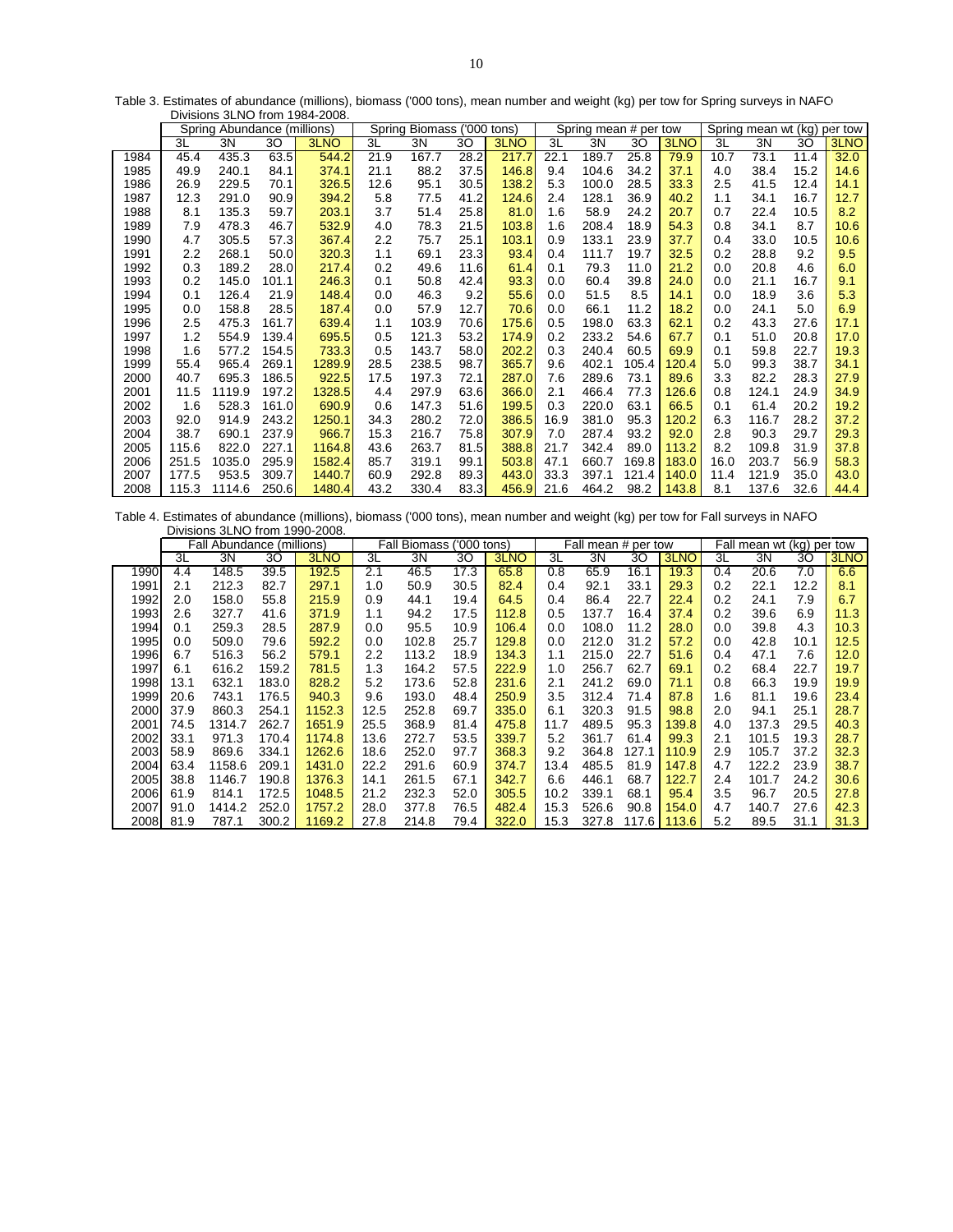Table 3. Estimates of abundance (millions), biomass ('000 tons), mean number and weight (kg) per tow for Spring surveys in NAFO Divisions 3LNO from 1984-2008.

| | Spring Abundance (millions) | | | | Spring Biomass ('000 tons) | | | | Spring mean # per tow | | | | Spring mean wt (kg) per tow | | | |
|---|---|---|---|---|---|---|---|---|---|---|---|---|---|---|---|---|
| | 3L | 3N | 3O | 3LNO | 3L | 3N | 3O | 3LNO | 3L | 3N | 3O | 3LNO | 3L | 3N | 3O | 3LNO |
| 1984 | 45.4 | 435.3 | 63.5 | 544.2 | 21.9 | 167.7 | 28.2 | 217.7 | 22.1 | 189.7 | 25.8 | 79.9 | 10.7 | 73.1 | 11.4 | 32.0 |
| 1985 | 49.9 | 240.1 | 84.1 | 374.1 | 21.1 | 88.2 | 37.5 | 146.8 | 9.4 | 104.6 | 34.2 | 37.1 | 4.0 | 38.4 | 15.2 | 14.6 |
| 1986 | 26.9 | 229.5 | 70.1 | 326.5 | 12.6 | 95.1 | 30.5 | 138.2 | 5.3 | 100.0 | 28.5 | 33.3 | 2.5 | 41.5 | 12.4 | 14.1 |
| 1987 | 12.3 | 291.0 | 90.9 | 394.2 | 5.8 | 77.5 | 41.2 | 124.6 | 2.4 | 128.1 | 36.9 | 40.2 | 1.1 | 34.1 | 16.7 | 12.7 |
| 1988 | 8.1 | 135.3 | 59.7 | 203.1 | 3.7 | 51.4 | 25.8 | 81.0 | 1.6 | 58.9 | 24.2 | 20.7 | 0.7 | 22.4 | 10.5 | 8.2 |
| 1989 | 7.9 | 478.3 | 46.7 | 532.9 | 4.0 | 78.3 | 21.5 | 103.8 | 1.6 | 208.4 | 18.9 | 54.3 | 0.8 | 34.1 | 8.7 | 10.6 |
| 1990 | 4.7 | 305.5 | 57.3 | 367.4 | 2.2 | 75.7 | 25.1 | 103.1 | 0.9 | 133.1 | 23.9 | 37.7 | 0.4 | 33.0 | 10.5 | 10.6 |
| 1991 | 2.2 | 268.1 | 50.0 | 320.3 | 1.1 | 69.1 | 23.3 | 93.4 | 0.4 | 111.7 | 19.7 | 32.5 | 0.2 | 28.8 | 9.2 | 9.5 |
| 1992 | 0.3 | 189.2 | 28.0 | 217.4 | 0.2 | 49.6 | 11.6 | 61.4 | 0.1 | 79.3 | 11.0 | 21.2 | 0.0 | 20.8 | 4.6 | 6.0 |
| 1993 | 0.2 | 145.0 | 101.1 | 246.3 | 0.1 | 50.8 | 42.4 | 93.3 | 0.0 | 60.4 | 39.8 | 24.0 | 0.0 | 21.1 | 16.7 | 9.1 |
| 1994 | 0.1 | 126.4 | 21.9 | 148.4 | 0.0 | 46.3 | 9.2 | 55.6 | 0.0 | 51.5 | 8.5 | 14.1 | 0.0 | 18.9 | 3.6 | 5.3 |
| 1995 | 0.0 | 158.8 | 28.5 | 187.4 | 0.0 | 57.9 | 12.7 | 70.6 | 0.0 | 66.1 | 11.2 | 18.2 | 0.0 | 24.1 | 5.0 | 6.9 |
| 1996 | 2.5 | 475.3 | 161.7 | 639.4 | 1.1 | 103.9 | 70.6 | 175.6 | 0.5 | 198.0 | 63.3 | 62.1 | 0.2 | 43.3 | 27.6 | 17.1 |
| 1997 | 1.2 | 554.9 | 139.4 | 695.5 | 0.5 | 121.3 | 53.2 | 174.9 | 0.2 | 233.2 | 54.6 | 67.7 | 0.1 | 51.0 | 20.8 | 17.0 |
| 1998 | 1.6 | 577.2 | 154.5 | 733.3 | 0.5 | 143.7 | 58.0 | 202.2 | 0.3 | 240.4 | 60.5 | 69.9 | 0.1 | 59.8 | 22.7 | 19.3 |
| 1999 | 55.4 | 965.4 | 269.1 | 1289.9 | 28.5 | 238.5 | 98.7 | 365.7 | 9.6 | 402.1 | 105.4 | 120.4 | 5.0 | 99.3 | 38.7 | 34.1 |
| 2000 | 40.7 | 695.3 | 186.5 | 922.5 | 17.5 | 197.3 | 72.1 | 287.0 | 7.6 | 289.6 | 73.1 | 89.6 | 3.3 | 82.2 | 28.3 | 27.9 |
| 2001 | 11.5 | 1119.9 | 197.2 | 1328.5 | 4.4 | 297.9 | 63.6 | 366.0 | 2.1 | 466.4 | 77.3 | 126.6 | 0.8 | 124.1 | 24.9 | 34.9 |
| 2002 | 1.6 | 528.3 | 161.0 | 690.9 | 0.6 | 147.3 | 51.6 | 199.5 | 0.3 | 220.0 | 63.1 | 66.5 | 0.1 | 61.4 | 20.2 | 19.2 |
| 2003 | 92.0 | 914.9 | 243.2 | 1250.1 | 34.3 | 280.2 | 72.0 | 386.5 | 16.9 | 381.0 | 95.3 | 120.2 | 6.3 | 116.7 | 28.2 | 37.2 |
| 2004 | 38.7 | 690.1 | 237.9 | 966.7 | 15.3 | 216.7 | 75.8 | 307.9 | 7.0 | 287.4 | 93.2 | 92.0 | 2.8 | 90.3 | 29.7 | 29.3 |
| 2005 | 115.6 | 822.0 | 227.1 | 1164.8 | 43.6 | 263.7 | 81.5 | 388.8 | 21.7 | 342.4 | 89.0 | 113.2 | 8.2 | 109.8 | 31.9 | 37.8 |
| 2006 | 251.5 | 1035.0 | 295.9 | 1582.4 | 85.7 | 319.1 | 99.1 | 503.8 | 47.1 | 660.7 | 169.8 | 183.0 | 16.0 | 203.7 | 56.9 | 58.3 |
| 2007 | 177.5 | 953.5 | 309.7 | 1440.7 | 60.9 | 292.8 | 89.3 | 443.0 | 33.3 | 397.1 | 121.4 | 140.0 | 11.4 | 121.9 | 35.0 | 43.0 |
| 2008 | 115.3 | 1114.6 | 250.6 | 1480.4 | 43.2 | 330.4 | 83.3 | 456.9 | 21.6 | 464.2 | 98.2 | 143.8 | 8.1 | 137.6 | 32.6 | 44.4 |

Table 4. Estimates of abundance (millions), biomass ('000 tons), mean number and weight (kg) per tow for Fall surveys in NAFO Divisions 3LNO from 1990-2008.

| | Fall Abundance (millions) | | | | Fall Biomass ('000 tons) | | | | Fall mean # per tow | | | | Fall mean wt (kg) per tow | | | |
|---|---|---|---|---|---|---|---|---|---|---|---|---|---|---|---|---|
| | 3L | 3N | 3O | 3LNO | 3L | 3N | 3O | 3LNO | 3L | 3N | 3O | 3LNO | 3L | 3N | 3O | 3LNO |
| 1990 | 4.4 | 148.5 | 39.5 | 192.5 | 2.1 | 46.5 | 17.3 | 65.8 | 0.8 | 65.9 | 16.1 | 19.3 | 0.4 | 20.6 | 7.0 | 6.6 |
| 1991 | 2.1 | 212.3 | 82.7 | 297.1 | 1.0 | 50.9 | 30.5 | 82.4 | 0.4 | 92.1 | 33.1 | 29.3 | 0.2 | 22.1 | 12.2 | 8.1 |
| 1992 | 2.0 | 158.0 | 55.8 | 215.9 | 0.9 | 44.1 | 19.4 | 64.5 | 0.4 | 86.4 | 22.7 | 22.4 | 0.2 | 24.1 | 7.9 | 6.7 |
| 1993 | 2.6 | 327.7 | 41.6 | 371.9 | 1.1 | 94.2 | 17.5 | 112.8 | 0.5 | 137.7 | 16.4 | 37.4 | 0.2 | 39.6 | 6.9 | 11.3 |
| 1994 | 0.1 | 259.3 | 28.5 | 287.9 | 0.0 | 95.5 | 10.9 | 106.4 | 0.0 | 108.0 | 11.2 | 28.0 | 0.0 | 39.8 | 4.3 | 10.3 |
| 1995 | 0.0 | 509.0 | 79.6 | 592.2 | 0.0 | 102.8 | 25.7 | 129.8 | 0.0 | 212.0 | 31.2 | 57.2 | 0.0 | 42.8 | 10.1 | 12.5 |
| 1996 | 6.7 | 516.3 | 56.2 | 579.1 | 2.2 | 113.2 | 18.9 | 134.3 | 1.1 | 215.0 | 22.7 | 51.6 | 0.4 | 47.1 | 7.6 | 12.0 |
| 1997 | 6.1 | 616.2 | 159.2 | 781.5 | 1.3 | 164.2 | 57.5 | 222.9 | 1.0 | 256.7 | 62.7 | 69.1 | 0.2 | 68.4 | 22.7 | 19.7 |
| 1998 | 13.1 | 632.1 | 183.0 | 828.2 | 5.2 | 173.6 | 52.8 | 231.6 | 2.1 | 241.2 | 69.0 | 71.1 | 0.8 | 66.3 | 19.9 | 19.9 |
| 1999 | 20.6 | 743.1 | 176.5 | 940.3 | 9.6 | 193.0 | 48.4 | 250.9 | 3.5 | 312.4 | 71.4 | 87.8 | 1.6 | 81.1 | 19.6 | 23.4 |
| 2000 | 37.9 | 860.3 | 254.1 | 1152.3 | 12.5 | 252.8 | 69.7 | 335.0 | 6.1 | 320.3 | 91.5 | 98.8 | 2.0 | 94.1 | 25.1 | 28.7 |
| 2001 | 74.5 | 1314.7 | 262.7 | 1651.9 | 25.5 | 368.9 | 81.4 | 475.8 | 11.7 | 489.5 | 95.3 | 139.8 | 4.0 | 137.3 | 29.5 | 40.3 |
| 2002 | 33.1 | 971.3 | 170.4 | 1174.8 | 13.6 | 272.7 | 53.5 | 339.7 | 5.2 | 361.7 | 61.4 | 99.3 | 2.1 | 101.5 | 19.3 | 28.7 |
| 2003 | 58.9 | 869.6 | 334.1 | 1262.6 | 18.6 | 252.0 | 97.7 | 368.3 | 9.2 | 364.8 | 127.1 | 110.9 | 2.9 | 105.7 | 37.2 | 32.3 |
| 2004 | 63.4 | 1158.6 | 209.1 | 1431.0 | 22.2 | 291.6 | 60.9 | 374.7 | 13.4 | 485.5 | 81.9 | 147.8 | 4.7 | 122.2 | 23.9 | 38.7 |
| 2005 | 38.8 | 1146.7 | 190.8 | 1376.3 | 14.1 | 261.5 | 67.1 | 342.7 | 6.6 | 446.1 | 68.7 | 122.7 | 2.4 | 101.7 | 24.2 | 30.6 |
| 2006 | 61.9 | 814.1 | 172.5 | 1048.5 | 21.2 | 232.3 | 52.0 | 305.5 | 10.2 | 339.1 | 68.1 | 95.4 | 3.5 | 96.7 | 20.5 | 27.8 |
| 2007 | 91.0 | 1414.2 | 252.0 | 1757.2 | 28.0 | 377.8 | 76.5 | 482.4 | 15.3 | 526.6 | 90.8 | 154.0 | 4.7 | 140.7 | 27.6 | 42.3 |
| 2008 | 81.9 | 787.1 | 300.2 | 1169.2 | 27.8 | 214.8 | 79.4 | 322.0 | 15.3 | 327.8 | 117.6 | 113.6 | 5.2 | 89.5 | 31.1 | 31.3 |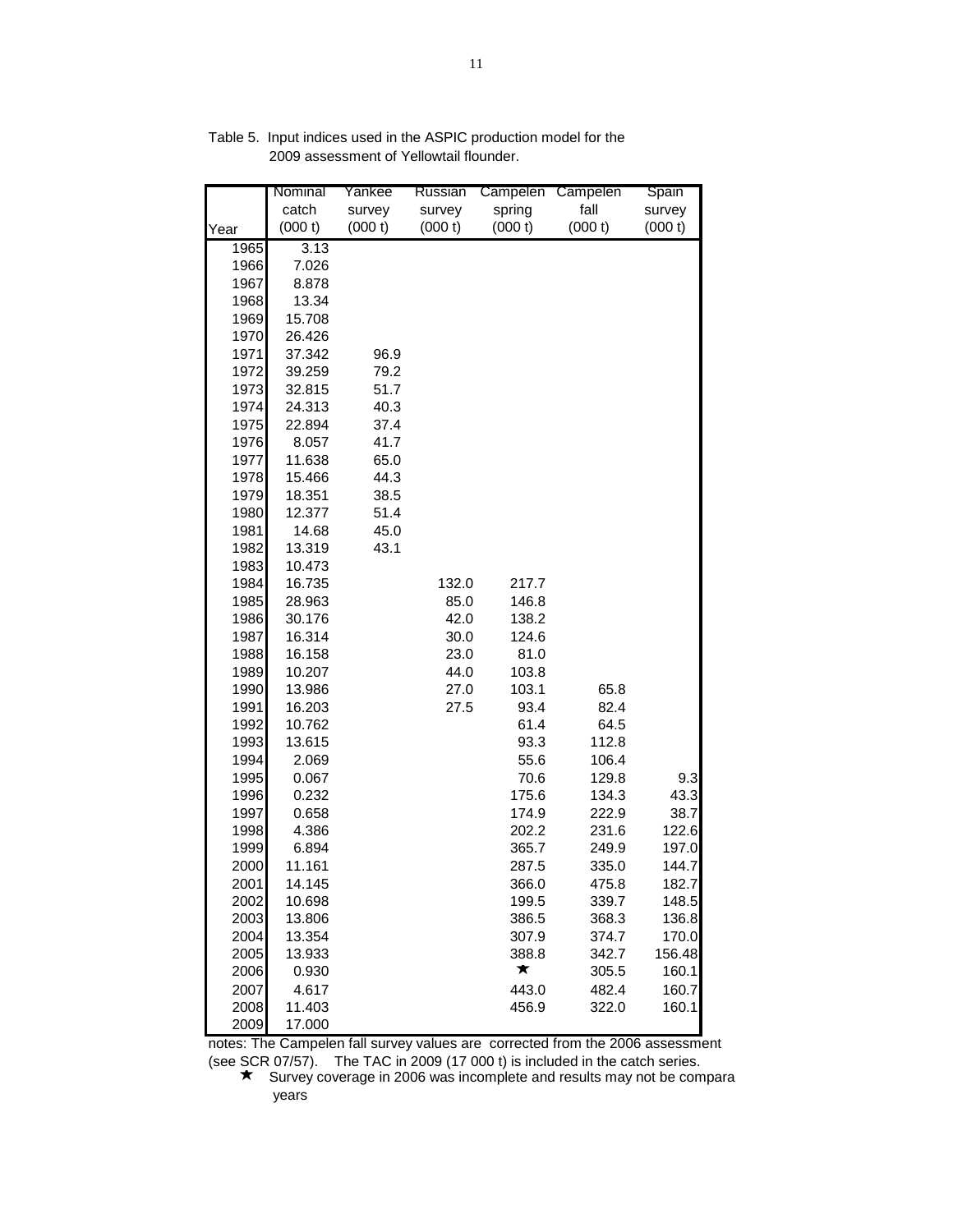Table 5. Input indices used in the ASPIC production model for the 2009 assessment of Yellowtail flounder.

| Year | Nominal catch (000 t) | Yankee survey (000 t) | Russian survey (000 t) | Campelen spring (000 t) | Campelen fall (000 t) | Spain survey (000 t) |
|---|---|---|---|---|---|---|
| 1965 | 3.13 | | | | | |
| 1966 | 7.026 | | | | | |
| 1967 | 8.878 | | | | | |
| 1968 | 13.34 | | | | | |
| 1969 | 15.708 | | | | | |
| 1970 | 26.426 | | | | | |
| 1971 | 37.342 | 96.9 | | | | |
| 1972 | 39.259 | 79.2 | | | | |
| 1973 | 32.815 | 51.7 | | | | |
| 1974 | 24.313 | 40.3 | | | | |
| 1975 | 22.894 | 37.4 | | | | |
| 1976 | 8.057 | 41.7 | | | | |
| 1977 | 11.638 | 65.0 | | | | |
| 1978 | 15.466 | 44.3 | | | | |
| 1979 | 18.351 | 38.5 | | | | |
| 1980 | 12.377 | 51.4 | | | | |
| 1981 | 14.68 | 45.0 | | | | |
| 1982 | 13.319 | 43.1 | | | | |
| 1983 | 10.473 | | | | | |
| 1984 | 16.735 | | 132.0 | 217.7 | | |
| 1985 | 28.963 | | 85.0 | 146.8 | | |
| 1986 | 30.176 | | 42.0 | 138.2 | | |
| 1987 | 16.314 | | 30.0 | 124.6 | | |
| 1988 | 16.158 | | 23.0 | 81.0 | | |
| 1989 | 10.207 | | 44.0 | 103.8 | | |
| 1990 | 13.986 | | 27.0 | 103.1 | 65.8 | |
| 1991 | 16.203 | | 27.5 | 93.4 | 82.4 | |
| 1992 | 10.762 | | | 61.4 | 64.5 | |
| 1993 | 13.615 | | | 93.3 | 112.8 | |
| 1994 | 2.069 | | | 55.6 | 106.4 | |
| 1995 | 0.067 | | | 70.6 | 129.8 | 9.3 |
| 1996 | 0.232 | | | 175.6 | 134.3 | 43.3 |
| 1997 | 0.658 | | | 174.9 | 222.9 | 38.7 |
| 1998 | 4.386 | | | 202.2 | 231.6 | 122.6 |
| 1999 | 6.894 | | | 365.7 | 249.9 | 197.0 |
| 2000 | 11.161 | | | 287.5 | 335.0 | 144.7 |
| 2001 | 14.145 | | | 366.0 | 475.8 | 182.7 |
| 2002 | 10.698 | | | 199.5 | 339.7 | 148.5 |
| 2003 | 13.806 | | | 386.5 | 368.3 | 136.8 |
| 2004 | 13.354 | | | 307.9 | 374.7 | 170.0 |
| 2005 | 13.933 | | | 388.8 | 342.7 | 156.48 |
| 2006 | 0.930 | | | ★ | 305.5 | 160.1 |
| 2007 | 4.617 | | | 443.0 | 482.4 | 160.7 |
| 2008 | 11.403 | | | 456.9 | 322.0 | 160.1 |
| 2009 | 17.000 | | | | | |

notes: The Campelen fall survey values are corrected from the 2006 assessment (see SCR 07/57). The TAC in 2009 (17 000 t) is included in the catch series.

★ Survey coverage in 2006 was incomplete and results may not be compara years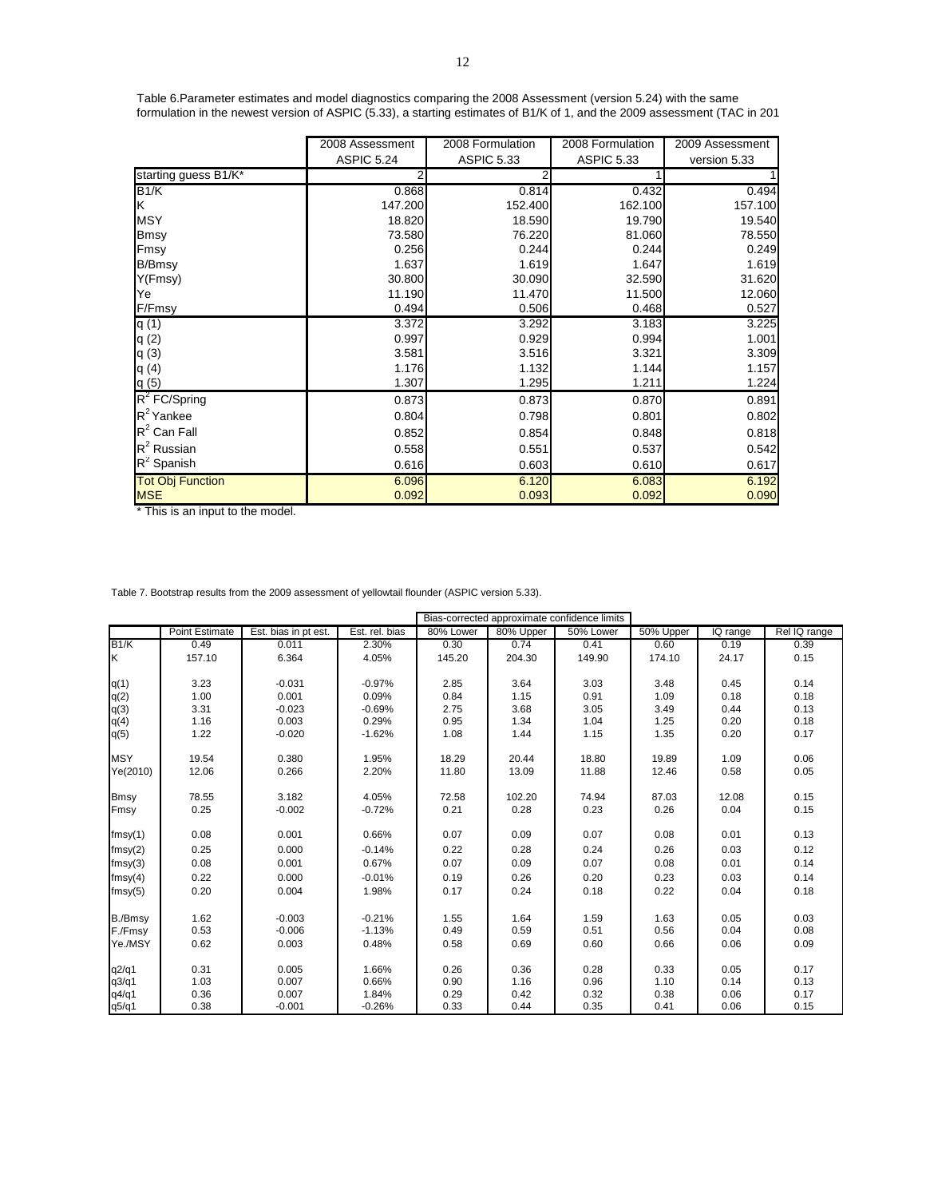Table 6.Parameter estimates and model diagnostics comparing the 2008 Assessment (version 5.24) with the same formulation in the newest version of ASPIC (5.33), a starting estimates of B1/K of 1, and the 2009 assessment (TAC in 201

| | 2008 Assessment ASPIC 5.24 | 2008 Formulation ASPIC 5.33 | 2008 Formulation ASPIC 5.33 | 2009 Assessment version 5.33 |
|---|---|---|---|---|
| starting guess B1/K* | 2 | 2 | 1 | 1 |
| B1/K | 0.868 | 0.814 | 0.432 | 0.494 |
| K | 147.200 | 152.400 | 162.100 | 157.100 |
| MSY | 18.820 | 18.590 | 19.790 | 19.540 |
| Bmsy | 73.580 | 76.220 | 81.060 | 78.550 |
| Fmsy | 0.256 | 0.244 | 0.244 | 0.249 |
| B/Bmsy | 1.637 | 1.619 | 1.647 | 1.619 |
| Y(Fmsy) | 30.800 | 30.090 | 32.590 | 31.620 |
| Ye | 11.190 | 11.470 | 11.500 | 12.060 |
| F/Fmsy | 0.494 | 0.506 | 0.468 | 0.527 |
| q (1) | 3.372 | 3.292 | 3.183 | 3.225 |
| q (2) | 0.997 | 0.929 | 0.994 | 1.001 |
| q (3) | 3.581 | 3.516 | 3.321 | 3.309 |
| q (4) | 1.176 | 1.132 | 1.144 | 1.157 |
| q (5) | 1.307 | 1.295 | 1.211 | 1.224 |
| $R^2$ FC/Spring | 0.873 | 0.873 | 0.870 | 0.891 |
| $R^2$ Yankee | 0.804 | 0.798 | 0.801 | 0.802 |
| $R^2$ Can Fall | 0.852 | 0.854 | 0.848 | 0.818 |
| $R^2$ Russian | 0.558 | 0.551 | 0.537 | 0.542 |
| $R^2$ Spanish | 0.616 | 0.603 | 0.610 | 0.617 |
| Tot Obj Function | 6.096 | 6.120 | 6.083 | 6.192 |
| MSE | 0.092 | 0.093 | 0.092 | 0.090 |

* This is an input to the model.

Table 7. Bootstrap results from the 2009 assessment of yellowtail flounder (ASPIC version 5.33).

| | | | | Bias-corrected approximate confidence limits | | | | | |
|---|---|---|---|---|---|---|---|---|---|
| | Point Estimate | Est. bias in pt est. | Est. rel. bias | 80% Lower | 80% Upper | 50% Lower | 50% Upper | IQ range | Rel IQ range |
| B1/K | 0.49 | 0.011 | 2.30% | 0.30 | 0.74 | 0.41 | 0.60 | 0.19 | 0.39 |
| K | 157.10 | 6.364 | 4.05% | 145.20 | 204.30 | 149.90 | 174.10 | 24.17 | 0.15 |
| q(1) | 3.23 | -0.031 | -0.97% | 2.85 | 3.64 | 3.03 | 3.48 | 0.45 | 0.14 |
| q(2) | 1.00 | 0.001 | 0.09% | 0.84 | 1.15 | 0.91 | 1.09 | 0.18 | 0.18 |
| q(3) | 3.31 | -0.023 | -0.69% | 2.75 | 3.68 | 3.05 | 3.49 | 0.44 | 0.13 |
| q(4) | 1.16 | 0.003 | 0.29% | 0.95 | 1.34 | 1.04 | 1.25 | 0.20 | 0.18 |
| q(5) | 1.22 | -0.020 | -1.62% | 1.08 | 1.44 | 1.15 | 1.35 | 0.20 | 0.17 |
| MSY | 19.54 | 0.380 | 1.95% | 18.29 | 20.44 | 18.80 | 19.89 | 1.09 | 0.06 |
| Ye(2010) | 12.06 | 0.266 | 2.20% | 11.80 | 13.09 | 11.88 | 12.46 | 0.58 | 0.05 |
| Bmsy | 78.55 | 3.182 | 4.05% | 72.58 | 102.20 | 74.94 | 87.03 | 12.08 | 0.15 |
| Fmsy | 0.25 | -0.002 | -0.72% | 0.21 | 0.28 | 0.23 | 0.26 | 0.04 | 0.15 |
| fmsy(1) | 0.08 | 0.001 | 0.66% | 0.07 | 0.09 | 0.07 | 0.08 | 0.01 | 0.13 |
| fmsy(2) | 0.25 | 0.000 | -0.14% | 0.22 | 0.28 | 0.24 | 0.26 | 0.03 | 0.12 |
| fmsy(3) | 0.08 | 0.001 | 0.67% | 0.07 | 0.09 | 0.07 | 0.08 | 0.01 | 0.14 |
| fmsy(4) | 0.22 | 0.000 | -0.01% | 0.19 | 0.26 | 0.20 | 0.23 | 0.03 | 0.14 |
| fmsy(5) | 0.20 | 0.004 | 1.98% | 0.17 | 0.24 | 0.18 | 0.22 | 0.04 | 0.18 |
| B./Bmsy | 1.62 | -0.003 | -0.21% | 1.55 | 1.64 | 1.59 | 1.63 | 0.05 | 0.03 |
| F./Fmsy | 0.53 | -0.006 | -1.13% | 0.49 | 0.59 | 0.51 | 0.56 | 0.04 | 0.08 |
| Ye./MSY | 0.62 | 0.003 | 0.48% | 0.58 | 0.69 | 0.60 | 0.66 | 0.06 | 0.09 |
| q2/q1 | 0.31 | 0.005 | 1.66% | 0.26 | 0.36 | 0.28 | 0.33 | 0.05 | 0.17 |
| q3/q1 | 1.03 | 0.007 | 0.66% | 0.90 | 1.16 | 0.96 | 1.10 | 0.14 | 0.13 |
| q4/q1 | 0.36 | 0.007 | 1.84% | 0.29 | 0.42 | 0.32 | 0.38 | 0.06 | 0.17 |
| q5/q1 | 0.38 | -0.001 | -0.26% | 0.33 | 0.44 | 0.35 | 0.41 | 0.06 | 0.15 |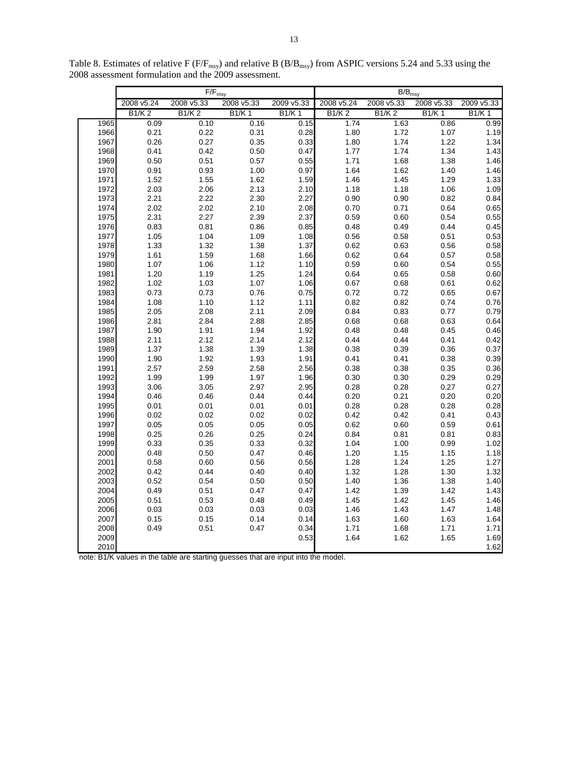Table 8. Estimates of relative F ($F/F_{msy}$) and relative B ($B/B_{msy}$) from ASPIC versions 5.24 and 5.33 using the 2008 assessment formulation and the 2009 assessment.

| | $F/F_{msy}$ | | | | $B/B_{msy}$ | | | |
|---|---|---|---|---|---|---|---|---|
| | 2008 v5.24 | 2008 v5.33 | 2008 v5.33 | 2009 v5.33 | 2008 v5.24 | 2008 v5.33 | 2008 v5.33 | 2009 v5.33 |
| | B1/K 2 | B1/K 2 | B1/K 1 | B1/K 1 | B1/K 2 | B1/K 2 | B1/K 1 | B1/K 1 |
| 1965 | 0.09 | 0.10 | 0.16 | 0.15 | 1.74 | 1.63 | 0.86 | 0.99 |
| 1966 | 0.21 | 0.22 | 0.31 | 0.28 | 1.80 | 1.72 | 1.07 | 1.19 |
| 1967 | 0.26 | 0.27 | 0.35 | 0.33 | 1.80 | 1.74 | 1.22 | 1.34 |
| 1968 | 0.41 | 0.42 | 0.50 | 0.47 | 1.77 | 1.74 | 1.34 | 1.43 |
| 1969 | 0.50 | 0.51 | 0.57 | 0.55 | 1.71 | 1.68 | 1.38 | 1.46 |
| 1970 | 0.91 | 0.93 | 1.00 | 0.97 | 1.64 | 1.62 | 1.40 | 1.46 |
| 1971 | 1.52 | 1.55 | 1.62 | 1.59 | 1.46 | 1.45 | 1.29 | 1.33 |
| 1972 | 2.03 | 2.06 | 2.13 | 2.10 | 1.18 | 1.18 | 1.06 | 1.09 |
| 1973 | 2.21 | 2.22 | 2.30 | 2.27 | 0.90 | 0.90 | 0.82 | 0.84 |
| 1974 | 2.02 | 2.02 | 2.10 | 2.08 | 0.70 | 0.71 | 0.64 | 0.65 |
| 1975 | 2.31 | 2.27 | 2.39 | 2.37 | 0.59 | 0.60 | 0.54 | 0.55 |
| 1976 | 0.83 | 0.81 | 0.86 | 0.85 | 0.48 | 0.49 | 0.44 | 0.45 |
| 1977 | 1.05 | 1.04 | 1.09 | 1.08 | 0.56 | 0.58 | 0.51 | 0.53 |
| 1978 | 1.33 | 1.32 | 1.38 | 1.37 | 0.62 | 0.63 | 0.56 | 0.58 |
| 1979 | 1.61 | 1.59 | 1.68 | 1.66 | 0.62 | 0.64 | 0.57 | 0.58 |
| 1980 | 1.07 | 1.06 | 1.12 | 1.10 | 0.59 | 0.60 | 0.54 | 0.55 |
| 1981 | 1.20 | 1.19 | 1.25 | 1.24 | 0.64 | 0.65 | 0.58 | 0.60 |
| 1982 | 1.02 | 1.03 | 1.07 | 1.06 | 0.67 | 0.68 | 0.61 | 0.62 |
| 1983 | 0.73 | 0.73 | 0.76 | 0.75 | 0.72 | 0.72 | 0.65 | 0.67 |
| 1984 | 1.08 | 1.10 | 1.12 | 1.11 | 0.82 | 0.82 | 0.74 | 0.76 |
| 1985 | 2.05 | 2.08 | 2.11 | 2.09 | 0.84 | 0.83 | 0.77 | 0.79 |
| 1986 | 2.81 | 2.84 | 2.88 | 2.85 | 0.68 | 0.68 | 0.63 | 0.64 |
| 1987 | 1.90 | 1.91 | 1.94 | 1.92 | 0.48 | 0.48 | 0.45 | 0.46 |
| 1988 | 2.11 | 2.12 | 2.14 | 2.12 | 0.44 | 0.44 | 0.41 | 0.42 |
| 1989 | 1.37 | 1.38 | 1.39 | 1.38 | 0.38 | 0.39 | 0.36 | 0.37 |
| 1990 | 1.90 | 1.92 | 1.93 | 1.91 | 0.41 | 0.41 | 0.38 | 0.39 |
| 1991 | 2.57 | 2.59 | 2.58 | 2.56 | 0.38 | 0.38 | 0.35 | 0.36 |
| 1992 | 1.99 | 1.99 | 1.97 | 1.96 | 0.30 | 0.30 | 0.29 | 0.29 |
| 1993 | 3.06 | 3.05 | 2.97 | 2.95 | 0.28 | 0.28 | 0.27 | 0.27 |
| 1994 | 0.46 | 0.46 | 0.44 | 0.44 | 0.20 | 0.21 | 0.20 | 0.20 |
| 1995 | 0.01 | 0.01 | 0.01 | 0.01 | 0.28 | 0.28 | 0.28 | 0.28 |
| 1996 | 0.02 | 0.02 | 0.02 | 0.02 | 0.42 | 0.42 | 0.41 | 0.43 |
| 1997 | 0.05 | 0.05 | 0.05 | 0.05 | 0.62 | 0.60 | 0.59 | 0.61 |
| 1998 | 0.25 | 0.26 | 0.25 | 0.24 | 0.84 | 0.81 | 0.81 | 0.83 |
| 1999 | 0.33 | 0.35 | 0.33 | 0.32 | 1.04 | 1.00 | 0.99 | 1.02 |
| 2000 | 0.48 | 0.50 | 0.47 | 0.46 | 1.20 | 1.15 | 1.15 | 1.18 |
| 2001 | 0.58 | 0.60 | 0.56 | 0.56 | 1.28 | 1.24 | 1.25 | 1.27 |
| 2002 | 0.42 | 0.44 | 0.40 | 0.40 | 1.32 | 1.28 | 1.30 | 1.32 |
| 2003 | 0.52 | 0.54 | 0.50 | 0.50 | 1.40 | 1.36 | 1.38 | 1.40 |
| 2004 | 0.49 | 0.51 | 0.47 | 0.47 | 1.42 | 1.39 | 1.42 | 1.43 |
| 2005 | 0.51 | 0.53 | 0.48 | 0.49 | 1.45 | 1.42 | 1.45 | 1.46 |
| 2006 | 0.03 | 0.03 | 0.03 | 0.03 | 1.46 | 1.43 | 1.47 | 1.48 |
| 2007 | 0.15 | 0.15 | 0.14 | 0.14 | 1.63 | 1.60 | 1.63 | 1.64 |
| 2008 | 0.49 | 0.51 | 0.47 | 0.34 | 1.71 | 1.68 | 1.71 | 1.71 |
| 2009 | | | | 0.53 | 1.64 | 1.62 | 1.65 | 1.69 |
| 2010 | | | | | | | | 1.62 |

note: B1/K values in the table are starting guesses that are input into the model.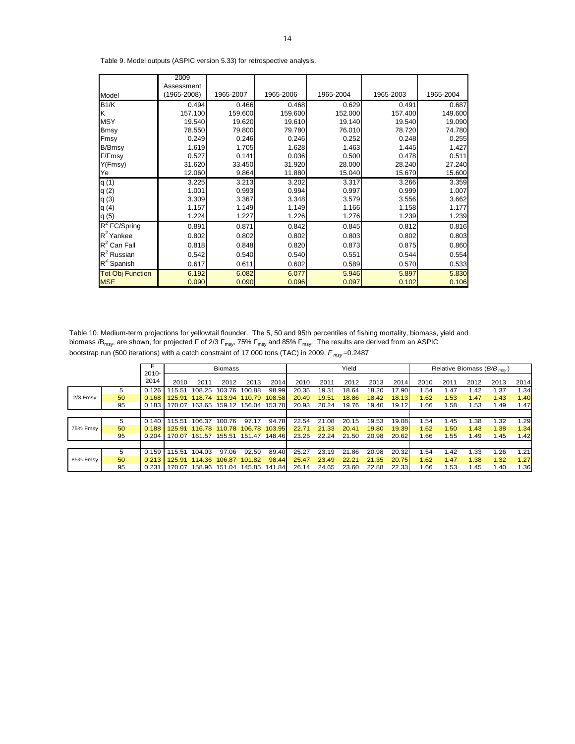Table 9. Model outputs (ASPIC version 5.33) for retrospective analysis.

| Model | 2009 Assessment (1965-2008) | 1965-2007 | 1965-2006 | 1965-2004 | 1965-2003 | 1965-2004 |
|---|---|---|---|---|---|---|
| B1/K | 0.494 | 0.466 | 0.468 | 0.629 | 0.491 | 0.687 |
| K | 157.100 | 159.600 | 159.600 | 152.000 | 157.400 | 149.600 |
| MSY | 19.540 | 19.620 | 19.610 | 19.140 | 19.540 | 19.090 |
| Bmsy | 78.550 | 79.800 | 79.780 | 76.010 | 78.720 | 74.780 |
| Fmsy | 0.249 | 0.246 | 0.246 | 0.252 | 0.248 | 0.255 |
| B/Bmsy | 1.619 | 1.705 | 1.628 | 1.463 | 1.445 | 1.427 |
| F/Fmsy | 0.527 | 0.141 | 0.036 | 0.500 | 0.478 | 0.511 |
| Y(Fmsy) | 31.620 | 33.450 | 31.920 | 28.000 | 28.240 | 27.240 |
| Ye | 12.060 | 9.864 | 11.880 | 15.040 | 15.670 | 15.600 |
| q (1) | 3.225 | 3.213 | 3.202 | 3.317 | 3.266 | 3.359 |
| q (2) | 1.001 | 0.993 | 0.994 | 0.997 | 0.999 | 1.007 |
| q (3) | 3.309 | 3.367 | 3.348 | 3.579 | 3.556 | 3.662 |
| q (4) | 1.157 | 1.149 | 1.149 | 1.166 | 1.158 | 1.177 |
| q (5) | 1.224 | 1.227 | 1.226 | 1.276 | 1.239 | 1.239 |
| $R^2$ FC/Spring | 0.891 | 0.871 | 0.842 | 0.845 | 0.812 | 0.816 |
| $R^2$ Yankee | 0.802 | 0.802 | 0.802 | 0.803 | 0.802 | 0.803 |
| $R^2$ Can Fall | 0.818 | 0.848 | 0.820 | 0.873 | 0.875 | 0.860 |
| $R^2$ Russian | 0.542 | 0.540 | 0.540 | 0.551 | 0.544 | 0.554 |
| $R^2$ Spanish | 0.617 | 0.611 | 0.602 | 0.589 | 0.570 | 0.533 |
| Tot Obj Function | 6.192 | 6.082 | 6.077 | 5.946 | 5.897 | 5.830 |
| MSE | 0.090 | 0.090 | 0.096 | 0.097 | 0.102 | 0.106 |

Table 10. Medium-term projections for yellowtail flounder. The 5, 50 and 95th percentiles of fishing mortality, biomass, yield and biomass /$B_{msy}$, are shown, for projected F of 2/3 $F_{msy}$, 75% $F_{msy}$ and 85% $F_{msy}$. The results are derived from an ASPIC bootstrap run (500 iterations) with a catch constraint of 17 000 tons (TAC) in 2009. $F_{msy}$=0.2487

| | | F 2010-2014 | Biomass | | | | | Yield | | | | | Relative Biomass ($B/B_{msy}$) | | | | |
|---|---|---|---|---|---|---|---|---|---|---|---|---|---|---|---|---|---|
| | | | 2010 | 2011 | 2012 | 2013 | 2014 | 2010 | 2011 | 2012 | 2013 | 2014 | 2010 | 2011 | 2012 | 2013 | 2014 |
| 2/3 Fmsy | 5 | 0.126 | 115.51 | 108.25 | 103.76 | 100.88 | 98.99 | 20.35 | 19.31 | 18.64 | 18.20 | 17.90 | 1.54 | 1.47 | 1.42 | 1.37 | 1.34 |
| | 50 | 0.168 | 125.91 | 118.74 | 113.94 | 110.79 | 108.58 | 20.49 | 19.51 | 18.86 | 18.42 | 18.13 | 1.62 | 1.53 | 1.47 | 1.43 | 1.40 |
| | 95 | 0.183 | 170.07 | 163.65 | 159.12 | 156.04 | 153.70 | 20.93 | 20.24 | 19.76 | 19.40 | 19.12 | 1.66 | 1.58 | 1.53 | 1.49 | 1.47 |
| 75% Fmsy | 5 | 0.140 | 115.51 | 106.37 | 100.76 | 97.17 | 94.78 | 22.54 | 21.08 | 20.15 | 19.53 | 19.08 | 1.54 | 1.45 | 1.38 | 1.32 | 1.29 |
| | 50 | 0.188 | 125.91 | 116.78 | 110.78 | 106.78 | 103.95 | 22.71 | 21.33 | 20.41 | 19.80 | 19.39 | 1.62 | 1.50 | 1.43 | 1.38 | 1.34 |
| | 95 | 0.204 | 170.07 | 161.57 | 155.51 | 151.47 | 148.46 | 23.25 | 22.24 | 21.50 | 20.98 | 20.62 | 1.66 | 1.55 | 1.49 | 1.45 | 1.42 |
| 85% Fmsy | 5 | 0.159 | 115.51 | 104.03 | 97.06 | 92.59 | 89.40 | 25.27 | 23.19 | 21.86 | 20.98 | 20.32 | 1.54 | 1.42 | 1.33 | 1.26 | 1.21 |
| | 50 | 0.213 | 125.91 | 114.36 | 106.87 | 101.82 | 98.44 | 25.47 | 23.49 | 22.21 | 21.35 | 20.75 | 1.62 | 1.47 | 1.38 | 1.32 | 1.27 |
| | 95 | 0.231 | 170.07 | 158.96 | 151.04 | 145.85 | 141.84 | 26.14 | 24.65 | 23.60 | 22.88 | 22.33 | 1.66 | 1.53 | 1.45 | 1.40 | 1.36 |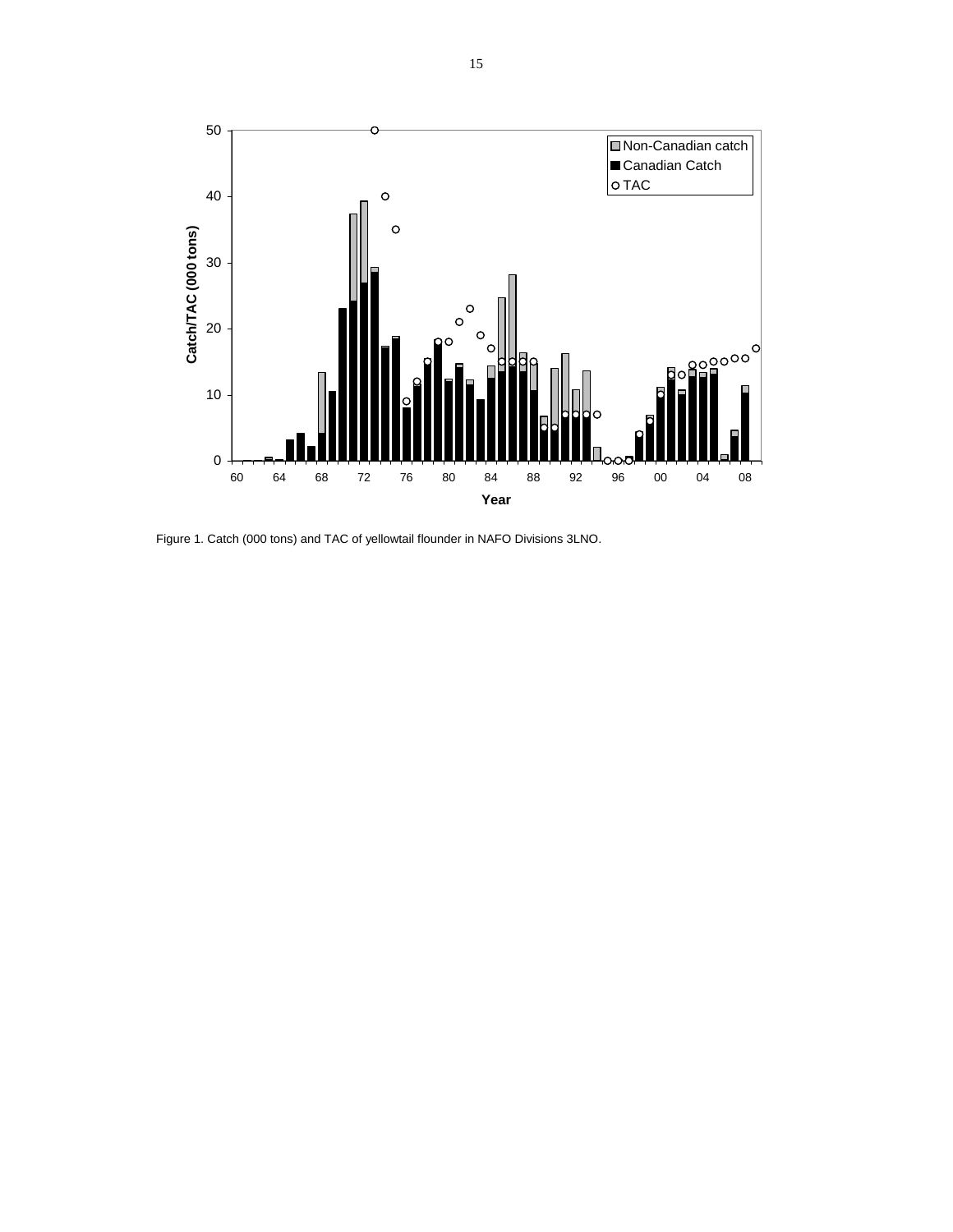Figure 1. Catch (000 tons) and TAC of yellowtail flounder in NAFO Divisions 3LNO.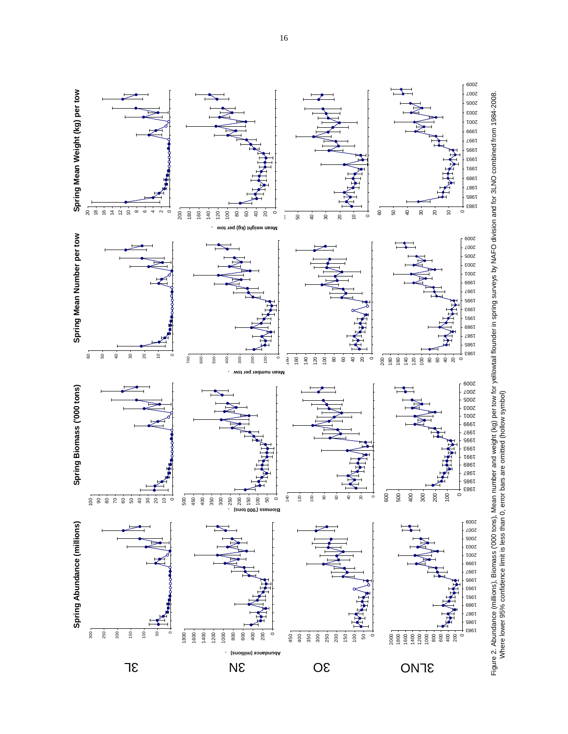Figure 2. Abundance (millions), Biomass ('000 tons), Mean number and weight (kg) per tow for yellowtail flounder in spring surveys by NAFO division and for 3LNO combined from 1984-2008. Where lower 95% confidence limit is less than 0, error bars are omitted (hollow symbol)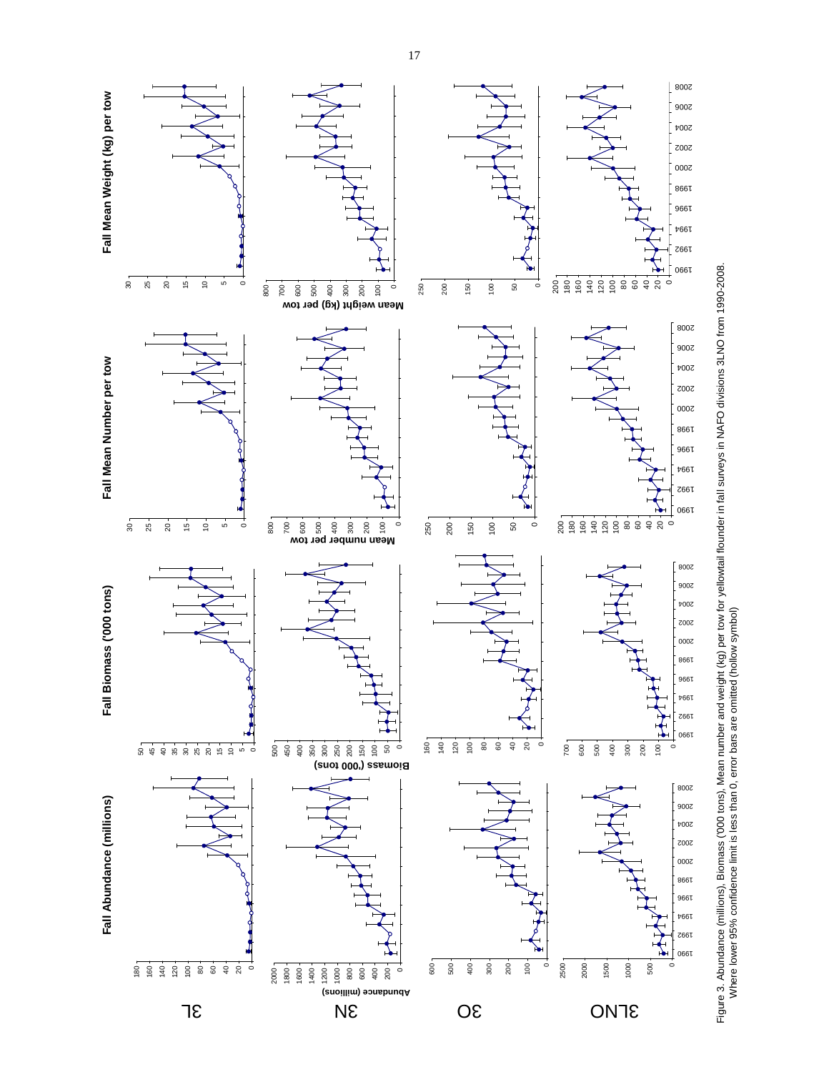Figure 3. Abundance (millions), Biomass ('000 tons), Mean number and weight (kg) per tow for yellowtail flounder in fall surveys in NAFO divisions 3LNO from 1990-2008. Where lower 95% confidence limit is less than 0, error bars are omitted (hollow symbol)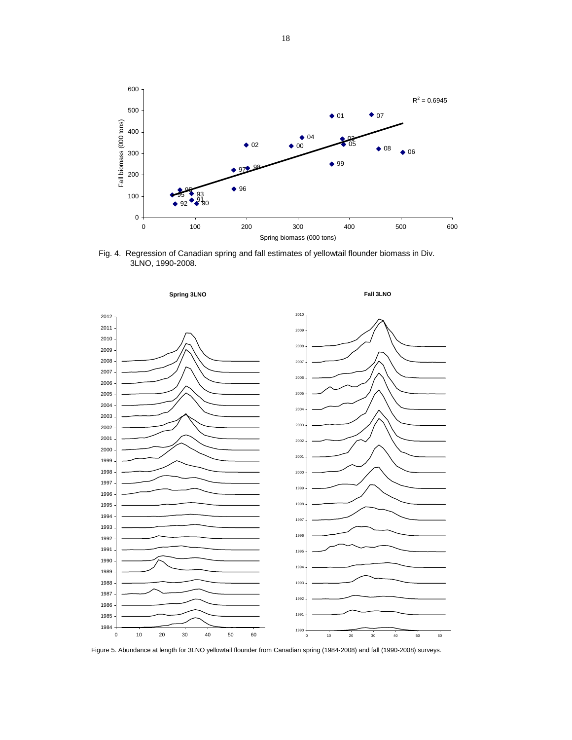Fig. 4. Regression of Canadian spring and fall estimates of yellowtail flounder biomass in Div. 3LNO, 1990-2008.

Figure 5. Abundance at length for 3LNO yellowtail flounder from Canadian spring (1984-2008) and fall (1990-2008) surveys.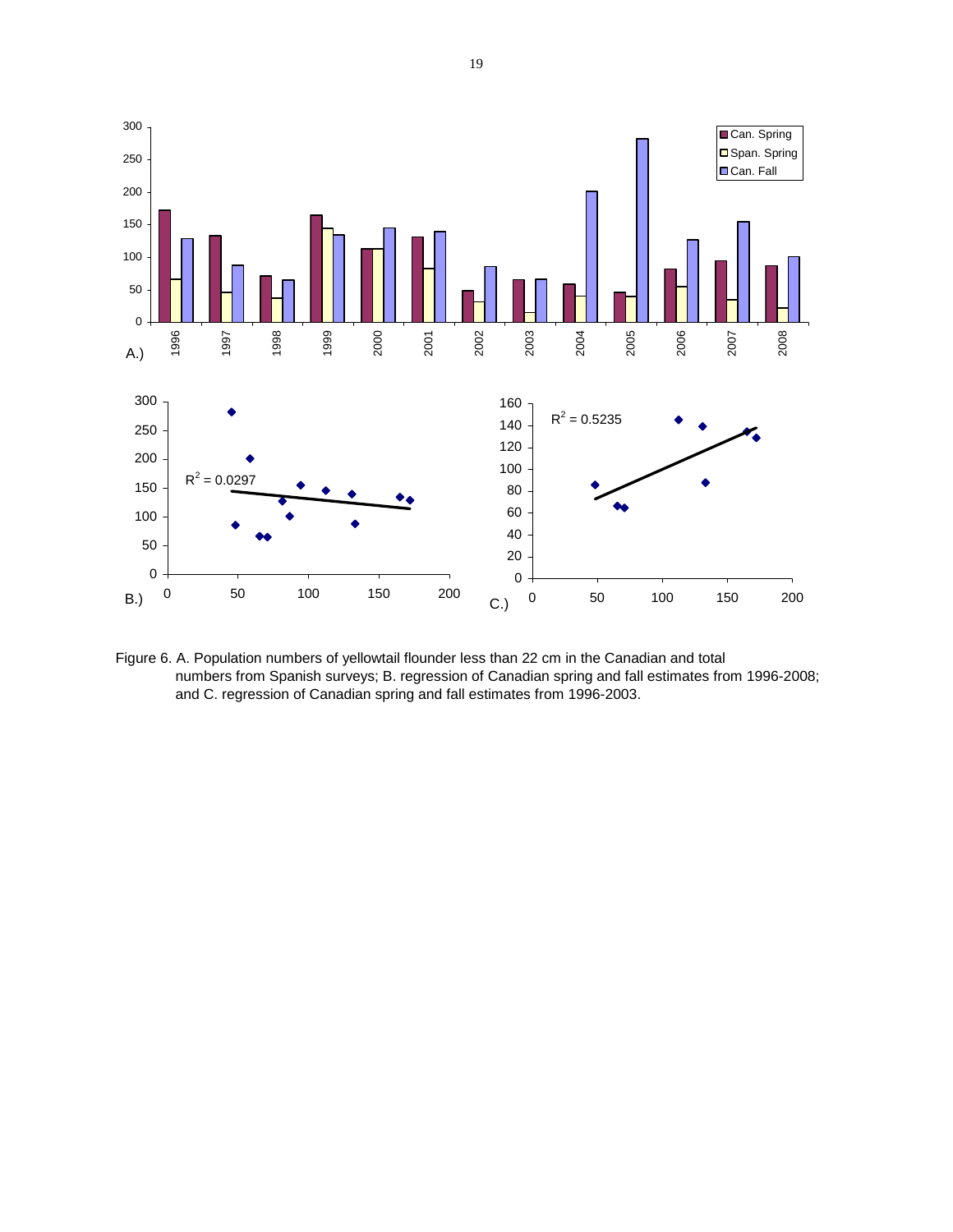Figure 6. A. Population numbers of yellowtail flounder less than 22 cm in the Canadian and total numbers from Spanish surveys; B. regression of Canadian spring and fall estimates from 1996-2008; and C. regression of Canadian spring and fall estimates from 1996-2003.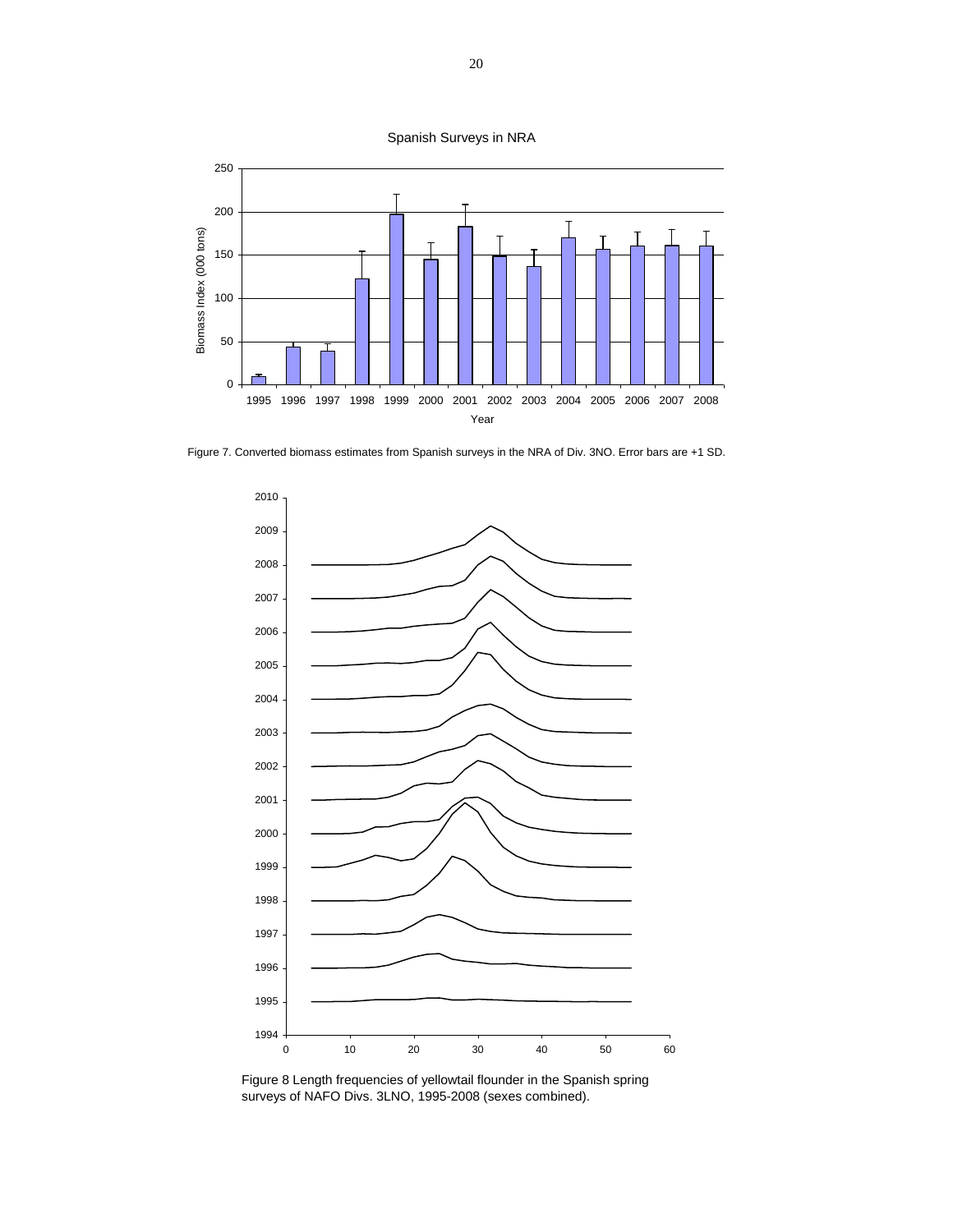Figure 7. Converted biomass estimates from Spanish surveys in the NRA of Div. 3NO. Error bars are +1 SD.

Figure 8 Length frequencies of yellowtail flounder in the Spanish spring surveys of NAFO Divs. 3LNO, 1995-2008 (sexes combined).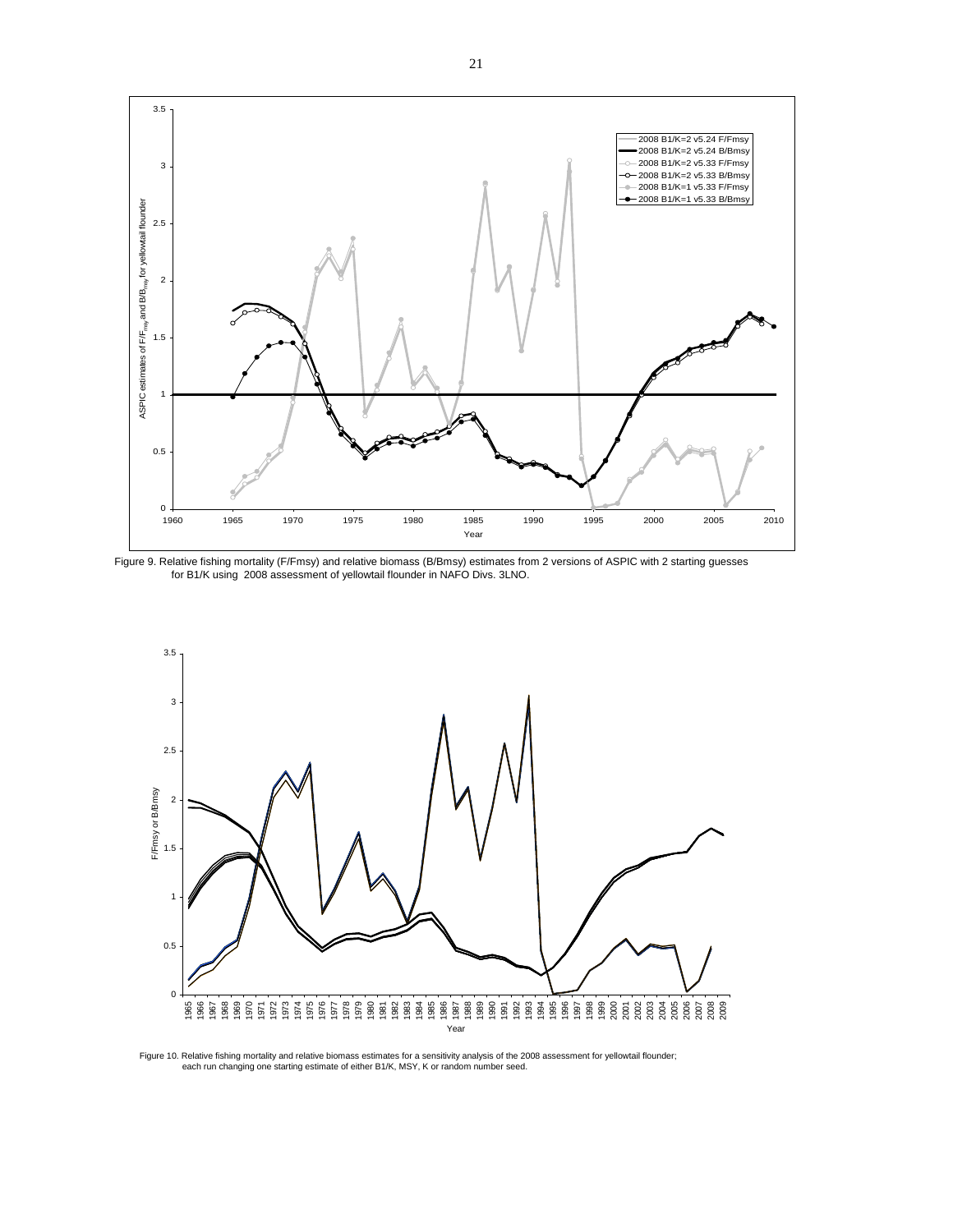Figure 9. Relative fishing mortality (F/Fmsy) and relative biomass (B/Bmsy) estimates from 2 versions of ASPIC with 2 starting guesses for B1/K using 2008 assessment of yellowtail flounder in NAFO Divs. 3LNO.

Figure 10. Relative fishing mortality and relative biomass estimates for a sensitivity analysis of the 2008 assessment for yellowtail flounder; each run changing one starting estimate of either B1/K, MSY, K or random number seed.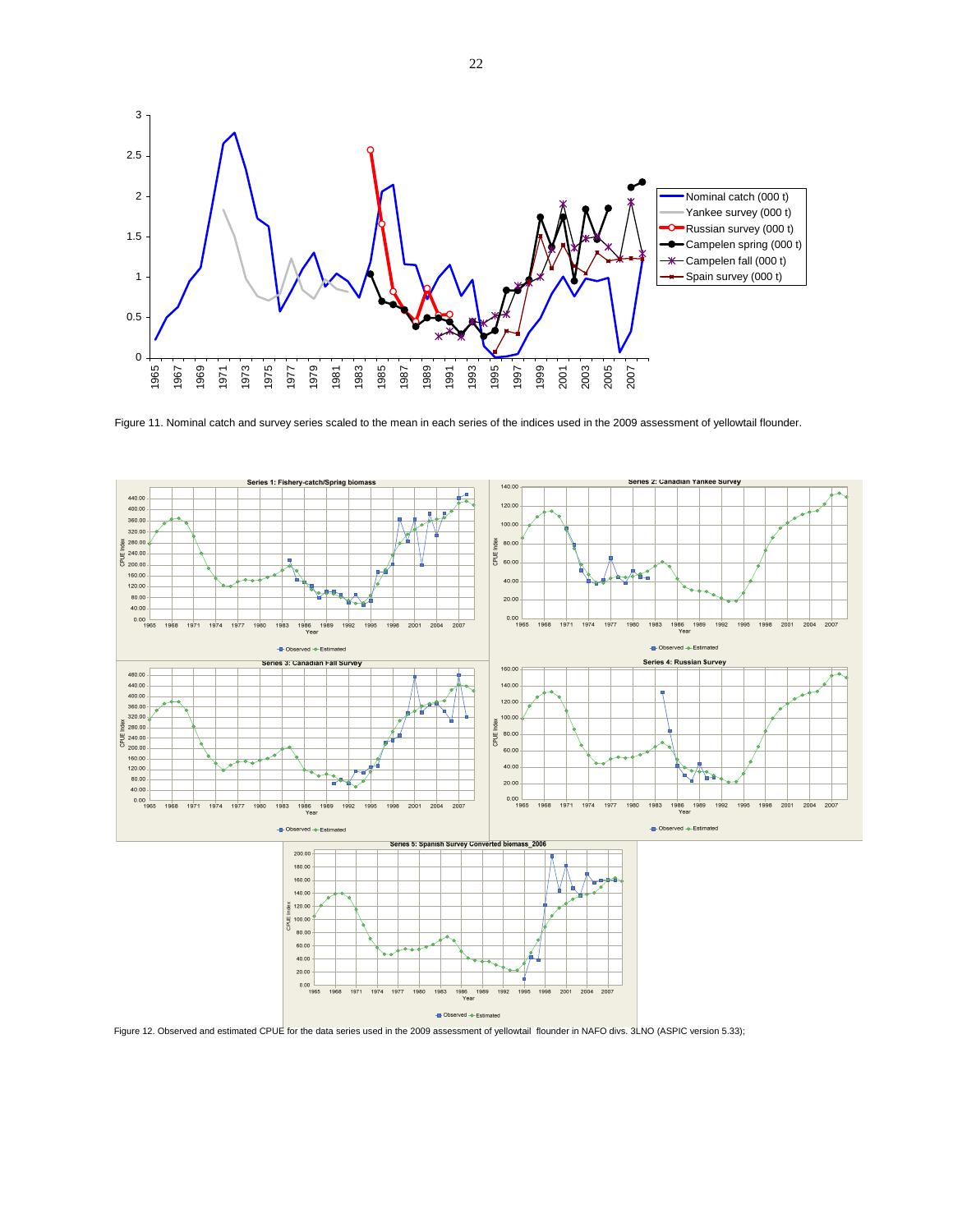Figure 11. Nominal catch and survey series scaled to the mean in each series of the indices used in the 2009 assessment of yellowtail flounder.

Figure 12. Observed and estimated CPUE for the data series used in the 2009 assessment of yellowtail flounder in NAFO divs. 3LNO (ASPIC version 5.33);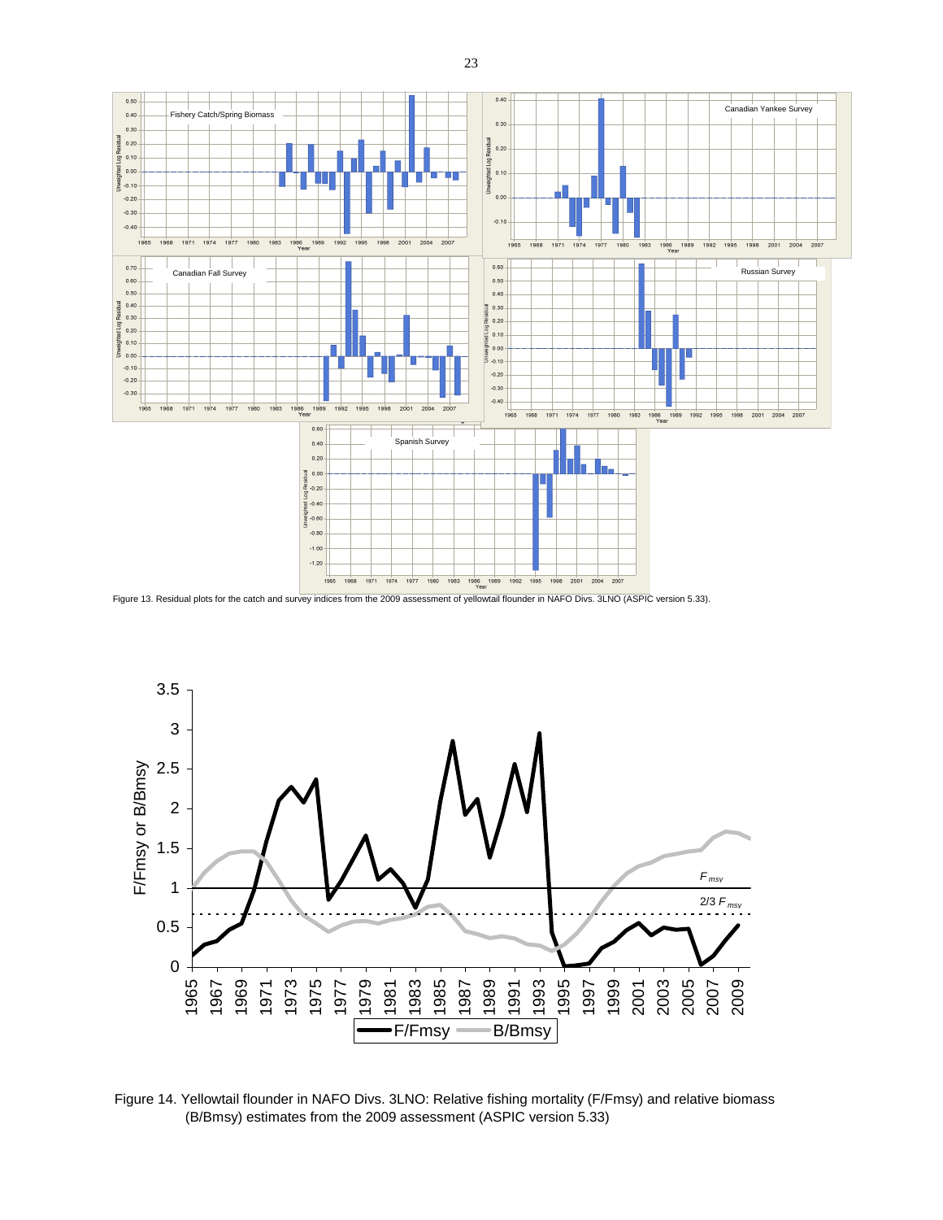Figure 13. Residual plots for the catch and survey indices from the 2009 assessment of yellowtail flounder in NAFO Divs. 3LNO (ASPIC version 5.33).

Figure 14. Yellowtail flounder in NAFO Divs. 3LNO: Relative fishing mortality (F/Fmsy) and relative biomass (B/Bmsy) estimates from the 2009 assessment (ASPIC version 5.33)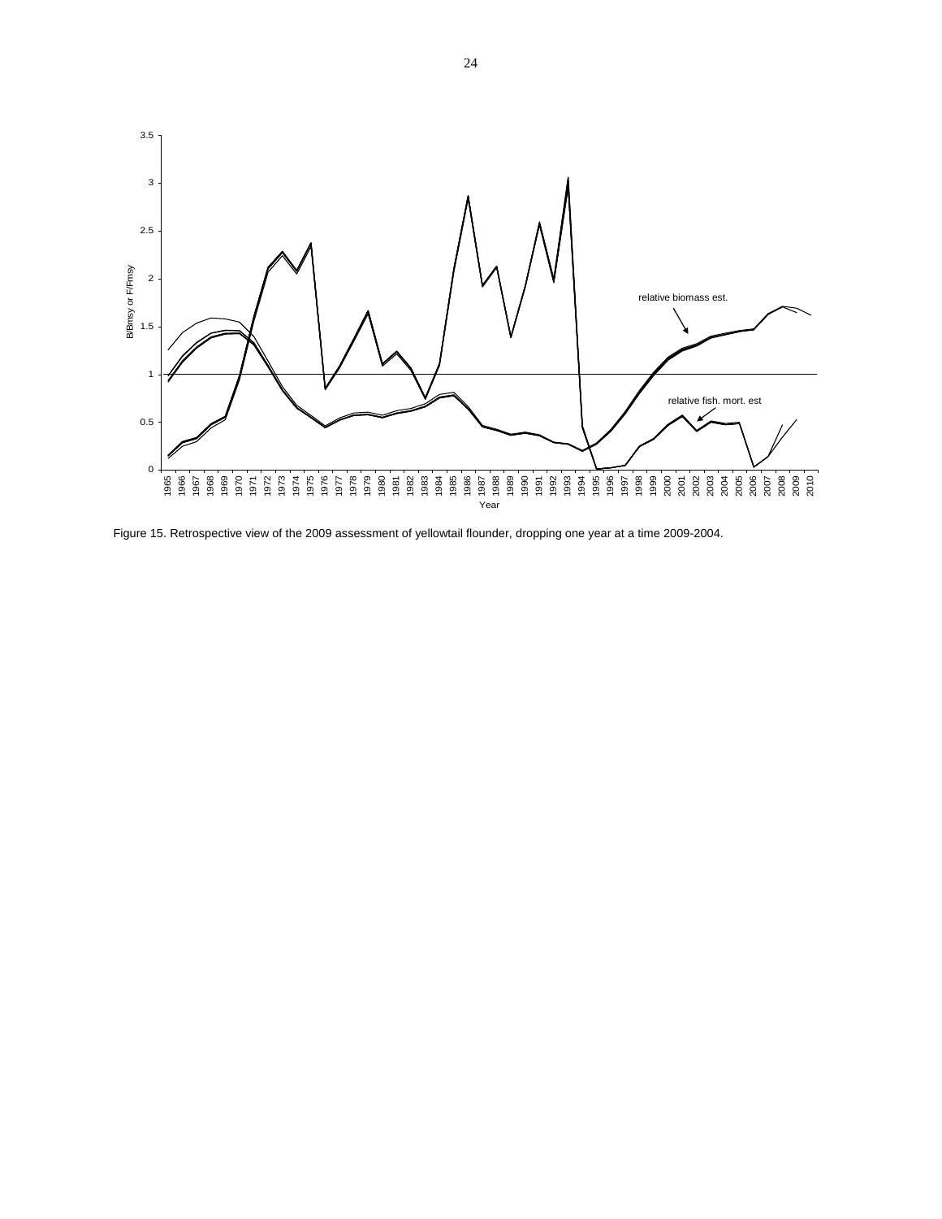Figure 15. Retrospective view of the 2009 assessment of yellowtail flounder, dropping one year at a time 2009-2004.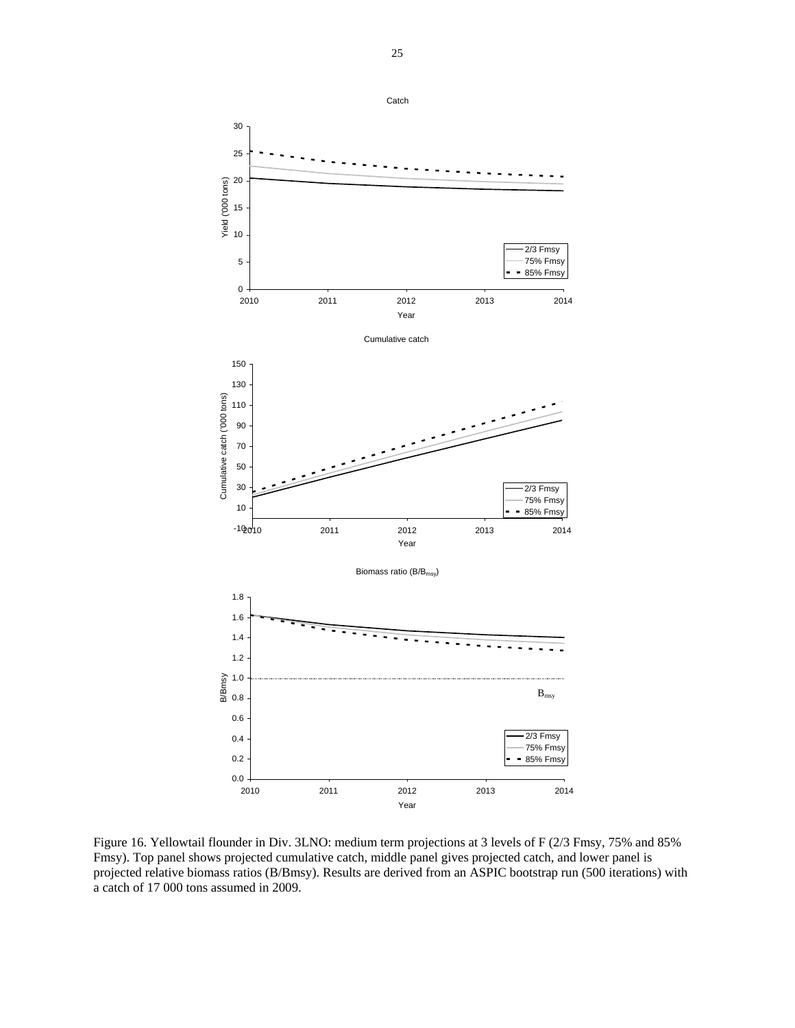Catch

Cumulative catch

Biomass ratio ($B/B_{msy}$)

Figure 16. Yellowtail flounder in Div. 3LNO: medium term projections at 3 levels of F (2/3 Fmsy, 75% and 85% Fmsy). Top panel shows projected cumulative catch, middle panel gives projected catch, and lower panel is projected relative biomass ratios (B/Bmsy). Results are derived from an ASPIC bootstrap run (500 iterations) with a catch of 17 000 tons assumed in 2009.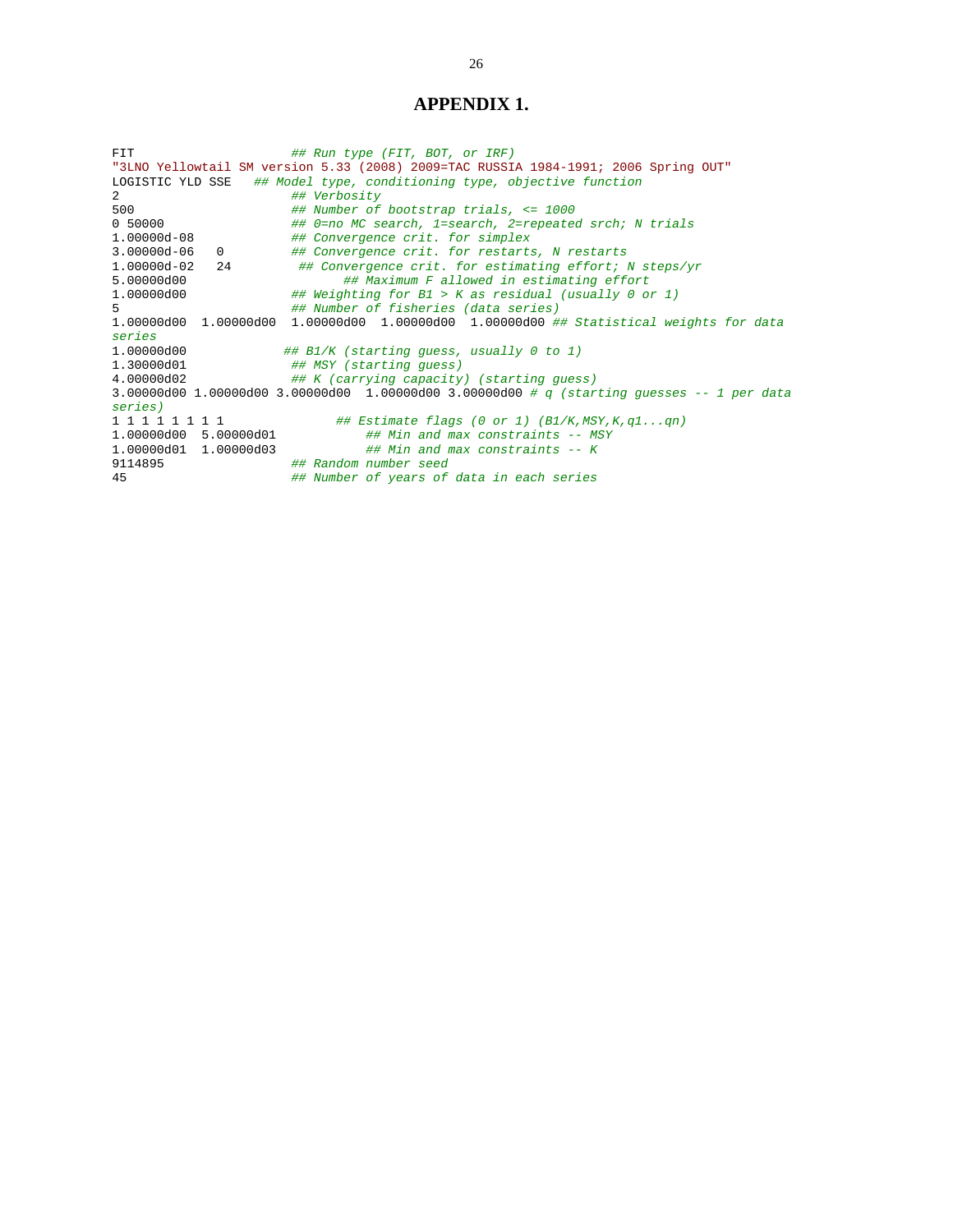# APPENDIX 1.

```
FIT                     ## Run type (FIT, BOT, or IRF)
"3LNO Yellowtail SM version 5.33 (2008) 2009=TAC RUSSIA 1984-1991; 2006 Spring OUT"
LOGISTIC YLD SSE   ## Model type, conditioning type, objective function
2                       ## Verbosity
500                     ## Number of bootstrap trials, <= 1000
0 50000                 ## 0=no MC search, 1=search, 2=repeated srch; N trials
1.00000d-08             ## Convergence crit. for simplex
3.00000d-06   0         ## Convergence crit. for restarts, N restarts
1.00000d-02   24         ## Convergence crit. for estimating effort; N steps/yr
5.00000d00                     ## Maximum F allowed in estimating effort
1.00000d00              ## Weighting for B1 > K as residual (usually 0 or 1)
5                       ## Number of fisheries (data series)
1.00000d00  1.00000d00  1.00000d00  1.00000d00  1.00000d00 ## Statistical weights for data
series
1.00000d00             ## B1/K (starting guess, usually 0 to 1)
1.30000d01              ## MSY (starting guess)
4.00000d02              ## K (carrying capacity) (starting guess)
3.00000d00 1.00000d00 3.00000d00  1.00000d00 3.00000d00 # q (starting guesses -- 1 per data
series)
1 1 1 1 1 1 1 1               ## Estimate flags (0 or 1) (B1/K,MSY,K,q1...qn)
1.00000d00  5.00000d01            ## Min and max constraints -- MSY
1.00000d01  1.00000d03            ## Min and max constraints -- K
9114895                 ## Random number seed
45                      ## Number of years of data in each series
```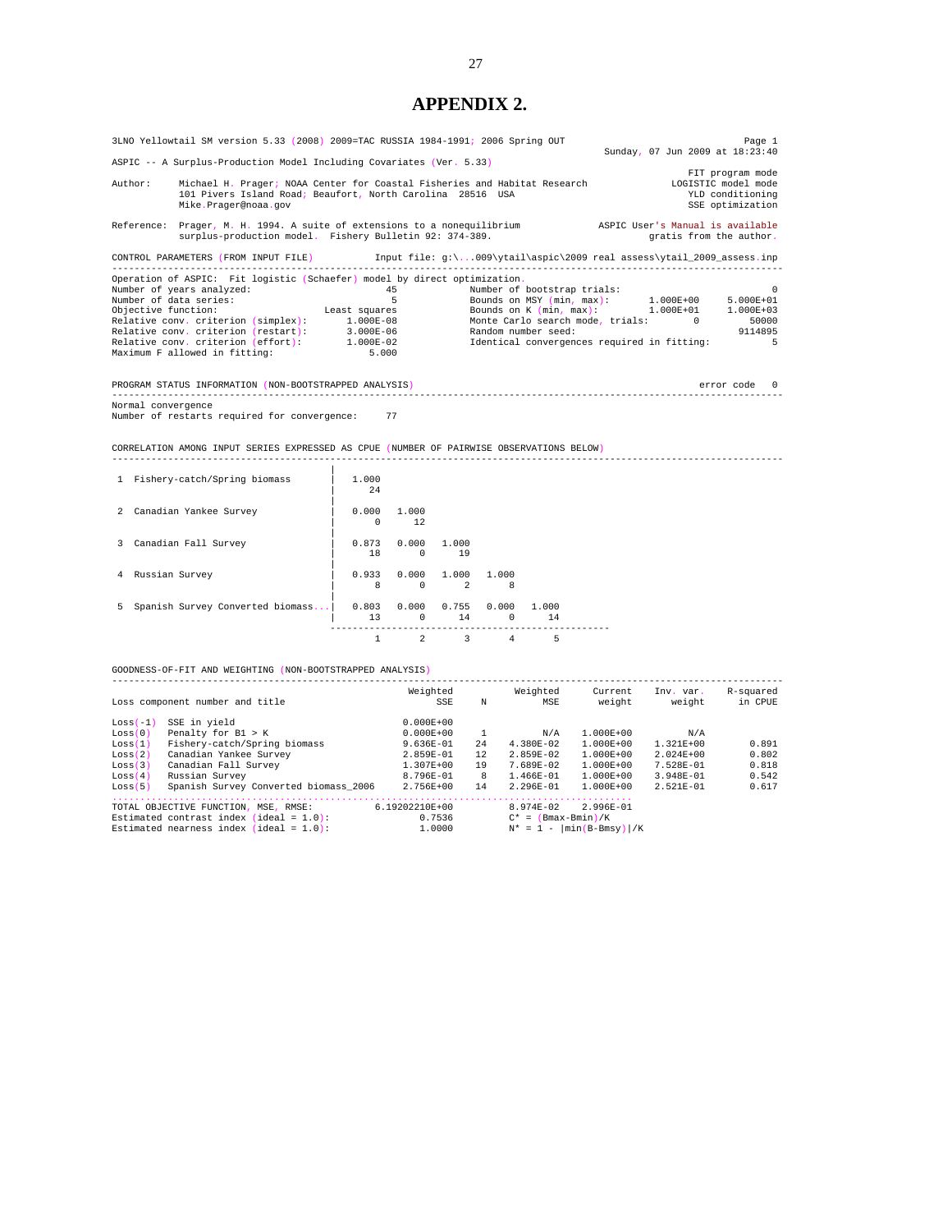# APPENDIX 2.

```
3LNO Yellowtail SM version 5.33 (2008) 2009=TAC RUSSIA 1984-1991; 2006 Spring OUT                    Page 1
                                                                              Sunday, 07 Jun 2009 at 18:23:40
ASPIC -- A Surplus-Production Model Including Covariates (Ver. 5.33)
                                                                                            FIT program mode
Author:     Michael H. Prager; NOAA Center for Coastal Fisheries and Habitat Research       LOGISTIC model mode
            101 Pivers Island Road; Beaufort, North Carolina  28516  USA                     YLD conditioning
            Mike.Prager@noaa.gov                                                             SSE optimization

Reference:  Prager, M. H. 1994. A suite of extensions to a nonequilibrium            ASPIC User's Manual is available
            surplus-production model.  Fishery Bulletin 92: 374-389.                       gratis from the author.

CONTROL PARAMETERS (FROM INPUT FILE)          Input file: g:\...009\ytail\aspic\2009 real assess\ytail_2009_assess.inp
-------------------------------------------------------------------------------------------------------------------------
Operation of ASPIC:  Fit logistic (Schaefer) model by direct optimization.
Number of years analyzed:                       45           Number of bootstrap trials:                             0
Number of data series:                           5           Bounds on MSY (min, max):        1.000E+00    5.000E+01
Objective function:                  Least squares           Bounds on K (min, max):          1.000E+01    1.000E+03
Relative conv. criterion (simplex):      1.000E-08           Monte Carlo search mode, trials:        0         50000
Relative conv. criterion (restart):      3.000E-06           Random number seed:                             9114895
Relative conv. criterion (effort):       1.000E-02           Identical convergences required in fitting:          5
Maximum F allowed in fitting:                5.000

PROGRAM STATUS INFORMATION (NON-BOOTSTRAPPED ANALYSIS)                                               error code   0
-------------------------------------------------------------------------------------------------------------------------
Normal convergence
Number of restarts required for convergence:    77

CORRELATION AMONG INPUT SERIES EXPRESSED AS CPUE (NUMBER OF PAIRWISE OBSERVATIONS BELOW)
-------------------------------------------------------------------------------------------------------------------------
                                      |
  1  Fishery-catch/Spring biomass     |   1.000
                                      |     24
                                      |
  2  Canadian Yankee Survey           |   0.000   1.000
                                      |     0       12
                                      |
  3  Canadian Fall Survey             |   0.873   0.000   1.000
                                      |     18      0       19
                                      |
  4  Russian Survey                   |   0.933   0.000   1.000   1.000
                                      |     8       0       2       8
                                      |
  5  Spanish Survey Converted biomass...|   0.803   0.000   0.755   0.000   1.000
                                      |     13      0       14      0       14
                                       ---------------------------------------------------
                                          1       2       3       4       5

GOODNESS-OF-FIT AND WEIGHTING (NON-BOOTSTRAPPED ANALYSIS)
-------------------------------------------------------------------------------------------------------------------------
                                                     Weighted            Weighted      Current     Inv. var.    R-squared
Loss component number and title                           SSE       N         MSE       weight        weight      in CPUE

Loss(-1)   SSE in yield                              0.000E+00
Loss(0)    Penalty for B1 > K                        0.000E+00      1         N/A    1.000E+00          N/A
Loss(1)    Fishery-catch/Spring biomass              9.636E-01     24   4.380E-02    1.000E+00    1.321E+00        0.891
Loss(2)    Canadian Yankee Survey                    2.859E-01     12   2.859E-02    1.000E+00    2.024E+00        0.802
Loss(3)    Canadian Fall Survey                      1.307E+00     19   7.689E-02    1.000E+00    7.528E-01        0.818
Loss(4)    Russian Survey                            8.796E-01      8   1.466E-01    1.000E+00    3.948E-01        0.542
Loss(5)    Spanish Survey Converted biomass_2006     2.756E+00     14   2.296E-01    1.000E+00    2.521E-01        0.617
.........................................................................................
TOTAL OBJECTIVE FUNCTION, MSE, RMSE:            6.19202210E+00          8.974E-02   2.996E-01
Estimated contrast index (ideal = 1.0):                 0.7536          C* = (Bmax-Bmin)/K
Estimated nearness index (ideal = 1.0):                 1.0000          N* = 1 - |min(B-Bmsy)|/K
```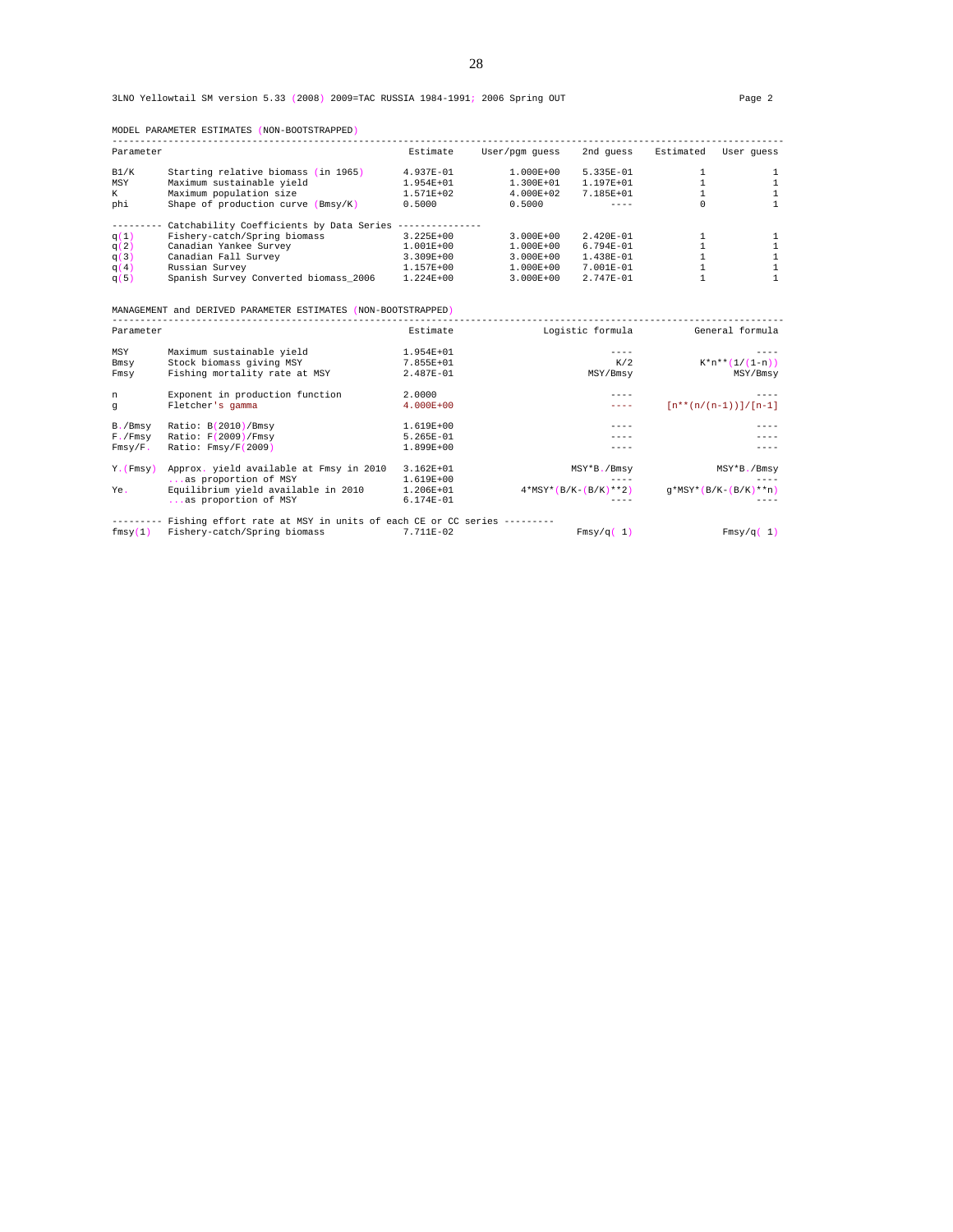3LNO Yellowtail SM version 5.33 (2008) 2009=TAC RUSSIA 1984-1991; 2006 Spring OUT Page 2

MODEL PARAMETER ESTIMATES (NON-BOOTSTRAPPED)

| Parameter | | Estimate | User/pgm guess | 2nd guess | Estimated | User guess |
|---|---|---|---|---|---|---|
| B1/K | Starting relative biomass (in 1965) | 4.937E-01 | 1.000E+00 | 5.335E-01 | 1 | 1 |
| MSY | Maximum sustainable yield | 1.954E+01 | 1.300E+01 | 1.197E+01 | 1 | 1 |
| K | Maximum population size | 1.571E+02 | 4.000E+02 | 7.185E+01 | 1 | 1 |
| phi | Shape of production curve (Bmsy/K) | 0.5000 | 0.5000 | ---- | 0 | 1 |
| --------- | Catchability Coefficients by Data Series -------------- | | | | | |
| q(1) | Fishery-catch/Spring biomass | 3.225E+00 | 3.000E+00 | 2.420E-01 | 1 | 1 |
| q(2) | Canadian Yankee Survey | 1.001E+00 | 1.000E+00 | 6.794E-01 | 1 | 1 |
| q(3) | Canadian Fall Survey | 3.309E+00 | 3.000E+00 | 1.438E-01 | 1 | 1 |
| q(4) | Russian Survey | 1.157E+00 | 1.000E+00 | 7.001E-01 | 1 | 1 |
| q(5) | Spanish Survey Converted biomass_2006 | 1.224E+00 | 3.000E+00 | 2.747E-01 | 1 | 1 |

MANAGEMENT and DERIVED PARAMETER ESTIMATES (NON-BOOTSTRAPPED)

| Parameter | | Estimate | Logistic formula | General formula |
|---|---|---|---|---|
| MSY | Maximum sustainable yield | 1.954E+01 | ---- | ---- |
| Bmsy | Stock biomass giving MSY | 7.855E+01 | K/2 | K*n**(1/(1-n)) |
| Fmsy | Fishing mortality rate at MSY | 2.487E-01 | MSY/Bmsy | MSY/Bmsy |
| n | Exponent in production function | 2.0000 | ---- | ---- |
| g | Fletcher's gamma | 4.000E+00 | ---- | [n**(n/(n-1))]/[n-1] |
| B./Bmsy | Ratio: B(2010)/Bmsy | 1.619E+00 | ---- | ---- |
| F./Fmsy | Ratio: F(2009)/Fmsy | 5.265E-01 | ---- | ---- |
| Fmsy/F. | Ratio: Fmsy/F(2009) | 1.899E+00 | ---- | ---- |
| Y.(Fmsy) | Approx. yield available at Fmsy in 2010 | 3.162E+01 | MSY*B./Bmsy | MSY*B./Bmsy |
| | ...as proportion of MSY | 1.619E+00 | ---- | ---- |
| Ye. | Equilibrium yield available in 2010 | 1.206E+01 | 4*MSY*(B/K-(B/K)**2) | g*MSY*(B/K-(B/K)**n) |
| | ...as proportion of MSY | 6.174E-01 | ---- | ---- |
| --------- | Fishing effort rate at MSY in units of each CE or CC series --------- | | | |
| fmsy(1) | Fishery-catch/Spring biomass | 7.711E-02 | Fmsy/q( 1) | Fmsy/q( 1) |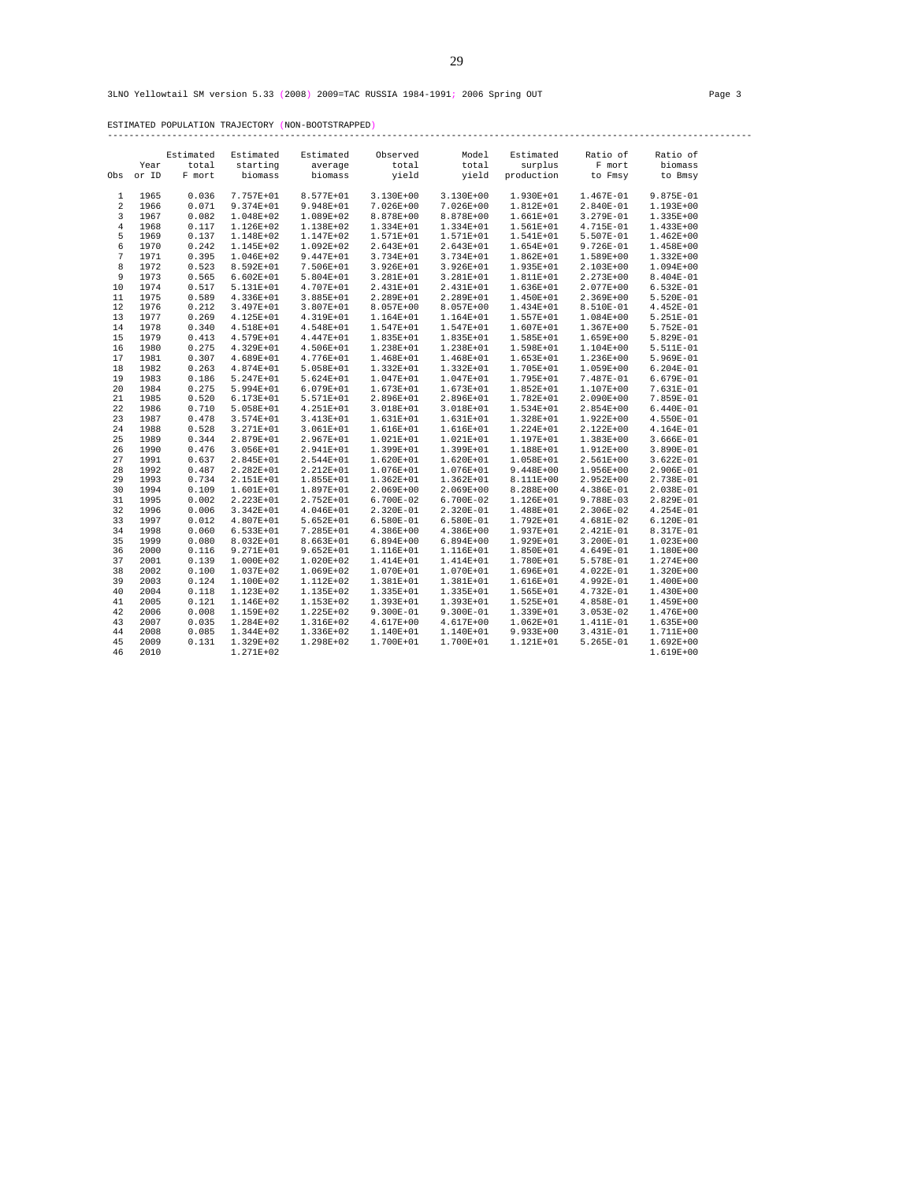3LNO Yellowtail SM version 5.33 (2008) 2009=TAC RUSSIA 1984-1991; 2006 Spring OUT Page 3

ESTIMATED POPULATION TRAJECTORY (NON-BOOTSTRAPPED)

| Obs | Year or ID | Estimated total F mort | Estimated starting biomass | Estimated average biomass | Observed total yield | Model total yield | Estimated surplus production | Ratio of F mort to Fmsy | Ratio of biomass to Bmsy |
|---|---|---|---|---|---|---|---|---|---|
| 1 | 1965 | 0.036 | 7.757E+01 | 8.577E+01 | 3.130E+00 | 3.130E+00 | 1.930E+01 | 1.467E-01 | 9.875E-01 |
| 2 | 1966 | 0.071 | 9.374E+01 | 9.948E+01 | 7.026E+00 | 7.026E+00 | 1.812E+01 | 2.840E-01 | 1.193E+00 |
| 3 | 1967 | 0.082 | 1.048E+02 | 1.089E+02 | 8.878E+00 | 8.878E+00 | 1.661E+01 | 3.279E-01 | 1.335E+00 |
| 4 | 1968 | 0.117 | 1.126E+02 | 1.138E+02 | 1.334E+01 | 1.334E+01 | 1.561E+01 | 4.715E-01 | 1.433E+00 |
| 5 | 1969 | 0.137 | 1.148E+02 | 1.147E+02 | 1.571E+01 | 1.571E+01 | 1.541E+01 | 5.507E-01 | 1.462E+00 |
| 6 | 1970 | 0.242 | 1.145E+02 | 1.092E+02 | 2.643E+01 | 2.643E+01 | 1.654E+01 | 9.726E-01 | 1.458E+00 |
| 7 | 1971 | 0.395 | 1.046E+02 | 9.447E+01 | 3.734E+01 | 3.734E+01 | 1.862E+01 | 1.589E+00 | 1.332E+00 |
| 8 | 1972 | 0.523 | 8.592E+01 | 7.506E+01 | 3.926E+01 | 3.926E+01 | 1.935E+01 | 2.103E+00 | 1.094E+00 |
| 9 | 1973 | 0.565 | 6.602E+01 | 5.804E+01 | 3.281E+01 | 3.281E+01 | 1.811E+01 | 2.273E+00 | 8.404E-01 |
| 10 | 1974 | 0.517 | 5.131E+01 | 4.707E+01 | 2.431E+01 | 2.431E+01 | 1.636E+01 | 2.077E+00 | 6.532E-01 |
| 11 | 1975 | 0.589 | 4.336E+01 | 3.885E+01 | 2.289E+01 | 2.289E+01 | 1.450E+01 | 2.369E+00 | 5.520E-01 |
| 12 | 1976 | 0.212 | 3.497E+01 | 3.807E+01 | 8.057E+00 | 8.057E+00 | 1.434E+01 | 8.510E-01 | 4.452E-01 |
| 13 | 1977 | 0.269 | 4.125E+01 | 4.319E+01 | 1.164E+01 | 1.164E+01 | 1.557E+01 | 1.084E+00 | 5.251E-01 |
| 14 | 1978 | 0.340 | 4.518E+01 | 4.548E+01 | 1.547E+01 | 1.547E+01 | 1.607E+01 | 1.367E+00 | 5.752E-01 |
| 15 | 1979 | 0.413 | 4.579E+01 | 4.447E+01 | 1.835E+01 | 1.835E+01 | 1.585E+01 | 1.659E+00 | 5.829E-01 |
| 16 | 1980 | 0.275 | 4.329E+01 | 4.506E+01 | 1.238E+01 | 1.238E+01 | 1.598E+01 | 1.104E+00 | 5.511E-01 |
| 17 | 1981 | 0.307 | 4.689E+01 | 4.776E+01 | 1.468E+01 | 1.468E+01 | 1.653E+01 | 1.236E+00 | 5.969E-01 |
| 18 | 1982 | 0.263 | 4.874E+01 | 5.058E+01 | 1.332E+01 | 1.332E+01 | 1.705E+01 | 1.059E+00 | 6.204E-01 |
| 19 | 1983 | 0.186 | 5.247E+01 | 5.624E+01 | 1.047E+01 | 1.047E+01 | 1.795E+01 | 7.487E-01 | 6.679E-01 |
| 20 | 1984 | 0.275 | 5.994E+01 | 6.079E+01 | 1.673E+01 | 1.673E+01 | 1.852E+01 | 1.107E+00 | 7.631E-01 |
| 21 | 1985 | 0.520 | 6.173E+01 | 5.571E+01 | 2.896E+01 | 2.896E+01 | 1.782E+01 | 2.090E+00 | 7.859E-01 |
| 22 | 1986 | 0.710 | 5.058E+01 | 4.251E+01 | 3.018E+01 | 3.018E+01 | 1.534E+01 | 2.854E+00 | 6.440E-01 |
| 23 | 1987 | 0.478 | 3.574E+01 | 3.413E+01 | 1.631E+01 | 1.631E+01 | 1.328E+01 | 1.922E+00 | 4.550E-01 |
| 24 | 1988 | 0.528 | 3.271E+01 | 3.061E+01 | 1.616E+01 | 1.616E+01 | 1.224E+01 | 2.122E+00 | 4.164E-01 |
| 25 | 1989 | 0.344 | 2.879E+01 | 2.967E+01 | 1.021E+01 | 1.021E+01 | 1.197E+01 | 1.383E+00 | 3.666E-01 |
| 26 | 1990 | 0.476 | 3.056E+01 | 2.941E+01 | 1.399E+01 | 1.399E+01 | 1.188E+01 | 1.912E+00 | 3.890E-01 |
| 27 | 1991 | 0.637 | 2.845E+01 | 2.544E+01 | 1.620E+01 | 1.620E+01 | 1.058E+01 | 2.561E+00 | 3.622E-01 |
| 28 | 1992 | 0.487 | 2.282E+01 | 2.212E+01 | 1.076E+01 | 1.076E+01 | 9.448E+00 | 1.956E+00 | 2.906E-01 |
| 29 | 1993 | 0.734 | 2.151E+01 | 1.855E+01 | 1.362E+01 | 1.362E+01 | 8.111E+00 | 2.952E+00 | 2.738E-01 |
| 30 | 1994 | 0.109 | 1.601E+01 | 1.897E+01 | 2.069E+00 | 2.069E+00 | 8.288E+00 | 4.386E-01 | 2.038E-01 |
| 31 | 1995 | 0.002 | 2.223E+01 | 2.752E+01 | 6.700E-02 | 6.700E-02 | 1.126E+01 | 9.788E-03 | 2.829E-01 |
| 32 | 1996 | 0.006 | 3.342E+01 | 4.046E+01 | 2.320E-01 | 2.320E-01 | 1.488E+01 | 2.306E-02 | 4.254E-01 |
| 33 | 1997 | 0.012 | 4.807E+01 | 5.652E+01 | 6.580E-01 | 6.580E-01 | 1.792E+01 | 4.681E-02 | 6.120E-01 |
| 34 | 1998 | 0.060 | 6.533E+01 | 7.285E+01 | 4.386E+00 | 4.386E+00 | 1.937E+01 | 2.421E-01 | 8.317E-01 |
| 35 | 1999 | 0.080 | 8.032E+01 | 8.663E+01 | 6.894E+00 | 6.894E+00 | 1.929E+01 | 3.200E-01 | 1.023E+00 |
| 36 | 2000 | 0.116 | 9.271E+01 | 9.652E+01 | 1.116E+01 | 1.116E+01 | 1.850E+01 | 4.649E-01 | 1.180E+00 |
| 37 | 2001 | 0.139 | 1.000E+02 | 1.020E+02 | 1.414E+01 | 1.414E+01 | 1.780E+01 | 5.578E-01 | 1.274E+00 |
| 38 | 2002 | 0.100 | 1.037E+02 | 1.069E+02 | 1.070E+01 | 1.070E+01 | 1.696E+01 | 4.022E-01 | 1.320E+00 |
| 39 | 2003 | 0.124 | 1.100E+02 | 1.112E+02 | 1.381E+01 | 1.381E+01 | 1.616E+01 | 4.992E-01 | 1.400E+00 |
| 40 | 2004 | 0.118 | 1.123E+02 | 1.135E+02 | 1.335E+01 | 1.335E+01 | 1.565E+01 | 4.732E-01 | 1.430E+00 |
| 41 | 2005 | 0.121 | 1.146E+02 | 1.153E+02 | 1.393E+01 | 1.393E+01 | 1.525E+01 | 4.858E-01 | 1.459E+00 |
| 42 | 2006 | 0.008 | 1.159E+02 | 1.225E+02 | 9.300E-01 | 9.300E-01 | 1.339E+01 | 3.053E-02 | 1.476E+00 |
| 43 | 2007 | 0.035 | 1.284E+02 | 1.316E+02 | 4.617E+00 | 4.617E+00 | 1.062E+01 | 1.411E-01 | 1.635E+00 |
| 44 | 2008 | 0.085 | 1.344E+02 | 1.336E+02 | 1.140E+01 | 1.140E+01 | 9.933E+00 | 3.431E-01 | 1.711E+00 |
| 45 | 2009 | 0.131 | 1.329E+02 | 1.298E+02 | 1.700E+01 | 1.700E+01 | 1.121E+01 | 5.265E-01 | 1.692E+00 |
| 46 | 2010 | | 1.271E+02 | | | | | | 1.619E+00 |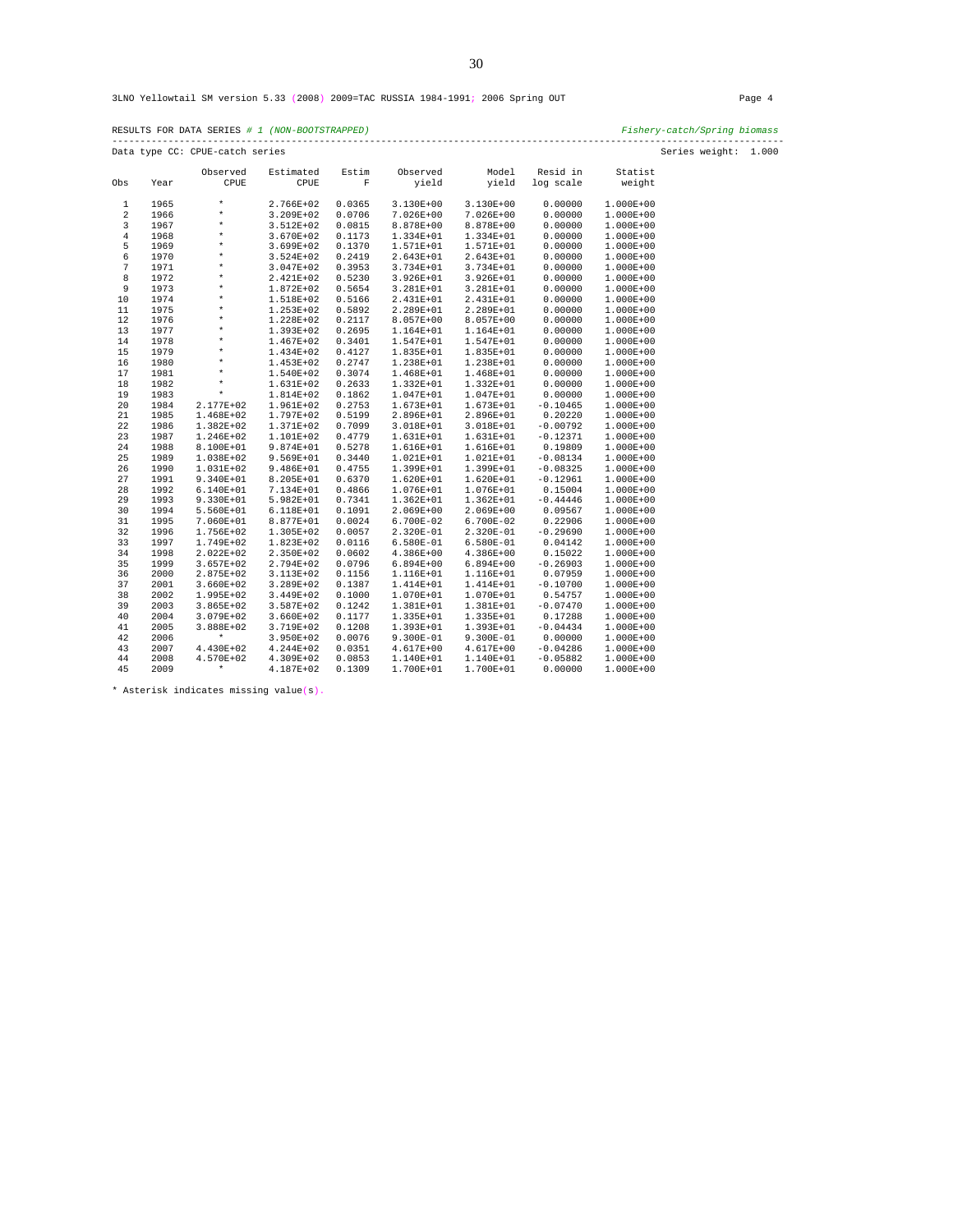3LNO Yellowtail SM version 5.33 (2008) 2009=TAC RUSSIA 1984-1991; 2006 Spring OUT

RESULTS FOR DATA SERIES *# 1 (NON-BOOTSTRAPPED)* *Fishery-catch/Spring biomass*

Data type CC: CPUE-catch series Series weight: 1.000

| Obs | Year | Observed CPUE | Estimated CPUE | Estim F | Observed yield | Model yield | Resid in log scale | Statist weight |
|---|---|---|---|---|---|---|---|---|
| 1 | 1965 | * | 2.766E+02 | 0.0365 | 3.130E+00 | 3.130E+00 | 0.00000 | 1.000E+00 |
| 2 | 1966 | * | 3.209E+02 | 0.0706 | 7.026E+00 | 7.026E+00 | 0.00000 | 1.000E+00 |
| 3 | 1967 | * | 3.512E+02 | 0.0815 | 8.878E+00 | 8.878E+00 | 0.00000 | 1.000E+00 |
| 4 | 1968 | * | 3.670E+02 | 0.1173 | 1.334E+01 | 1.334E+01 | 0.00000 | 1.000E+00 |
| 5 | 1969 | * | 3.699E+02 | 0.1370 | 1.571E+01 | 1.571E+01 | 0.00000 | 1.000E+00 |
| 6 | 1970 | * | 3.524E+02 | 0.2419 | 2.643E+01 | 2.643E+01 | 0.00000 | 1.000E+00 |
| 7 | 1971 | * | 3.047E+02 | 0.3953 | 3.734E+01 | 3.734E+01 | 0.00000 | 1.000E+00 |
| 8 | 1972 | * | 2.421E+02 | 0.5230 | 3.926E+01 | 3.926E+01 | 0.00000 | 1.000E+00 |
| 9 | 1973 | * | 1.872E+02 | 0.5654 | 3.281E+01 | 3.281E+01 | 0.00000 | 1.000E+00 |
| 10 | 1974 | * | 1.518E+02 | 0.5166 | 2.431E+01 | 2.431E+01 | 0.00000 | 1.000E+00 |
| 11 | 1975 | * | 1.253E+02 | 0.5892 | 2.289E+01 | 2.289E+01 | 0.00000 | 1.000E+00 |
| 12 | 1976 | * | 1.228E+02 | 0.2117 | 8.057E+00 | 8.057E+00 | 0.00000 | 1.000E+00 |
| 13 | 1977 | * | 1.393E+02 | 0.2695 | 1.164E+01 | 1.164E+01 | 0.00000 | 1.000E+00 |
| 14 | 1978 | * | 1.467E+02 | 0.3401 | 1.547E+01 | 1.547E+01 | 0.00000 | 1.000E+00 |
| 15 | 1979 | * | 1.434E+02 | 0.4127 | 1.835E+01 | 1.835E+01 | 0.00000 | 1.000E+00 |
| 16 | 1980 | * | 1.453E+02 | 0.2747 | 1.238E+01 | 1.238E+01 | 0.00000 | 1.000E+00 |
| 17 | 1981 | * | 1.540E+02 | 0.3074 | 1.468E+01 | 1.468E+01 | 0.00000 | 1.000E+00 |
| 18 | 1982 | * | 1.631E+02 | 0.2633 | 1.332E+01 | 1.332E+01 | 0.00000 | 1.000E+00 |
| 19 | 1983 | * | 1.814E+02 | 0.1862 | 1.047E+01 | 1.047E+01 | 0.00000 | 1.000E+00 |
| 20 | 1984 | 2.177E+02 | 1.961E+02 | 0.2753 | 1.673E+01 | 1.673E+01 | -0.10465 | 1.000E+00 |
| 21 | 1985 | 1.468E+02 | 1.797E+02 | 0.5199 | 2.896E+01 | 2.896E+01 | 0.20220 | 1.000E+00 |
| 22 | 1986 | 1.382E+02 | 1.371E+02 | 0.7099 | 3.018E+01 | 3.018E+01 | -0.00792 | 1.000E+00 |
| 23 | 1987 | 1.246E+02 | 1.101E+02 | 0.4779 | 1.631E+01 | 1.631E+01 | -0.12371 | 1.000E+00 |
| 24 | 1988 | 8.100E+01 | 9.874E+01 | 0.5278 | 1.616E+01 | 1.616E+01 | 0.19809 | 1.000E+00 |
| 25 | 1989 | 1.038E+02 | 9.569E+01 | 0.3440 | 1.021E+01 | 1.021E+01 | -0.08134 | 1.000E+00 |
| 26 | 1990 | 1.031E+02 | 9.486E+01 | 0.4755 | 1.399E+01 | 1.399E+01 | -0.08325 | 1.000E+00 |
| 27 | 1991 | 9.340E+01 | 8.205E+01 | 0.6370 | 1.620E+01 | 1.620E+01 | -0.12961 | 1.000E+00 |
| 28 | 1992 | 6.140E+01 | 7.134E+01 | 0.4866 | 1.076E+01 | 1.076E+01 | 0.15004 | 1.000E+00 |
| 29 | 1993 | 9.330E+01 | 5.982E+01 | 0.7341 | 1.362E+01 | 1.362E+01 | -0.44446 | 1.000E+00 |
| 30 | 1994 | 5.560E+01 | 6.118E+01 | 0.1091 | 2.069E+00 | 2.069E+00 | 0.09567 | 1.000E+00 |
| 31 | 1995 | 7.060E+01 | 8.877E+01 | 0.0024 | 6.700E-02 | 6.700E-02 | 0.22906 | 1.000E+00 |
| 32 | 1996 | 1.756E+02 | 1.305E+02 | 0.0057 | 2.320E-01 | 2.320E-01 | -0.29690 | 1.000E+00 |
| 33 | 1997 | 1.749E+02 | 1.823E+02 | 0.0116 | 6.580E-01 | 6.580E-01 | 0.04142 | 1.000E+00 |
| 34 | 1998 | 2.022E+02 | 2.350E+02 | 0.0602 | 4.386E+00 | 4.386E+00 | 0.15022 | 1.000E+00 |
| 35 | 1999 | 3.657E+02 | 2.794E+02 | 0.0796 | 6.894E+00 | 6.894E+00 | -0.26903 | 1.000E+00 |
| 36 | 2000 | 2.875E+02 | 3.113E+02 | 0.1156 | 1.116E+01 | 1.116E+01 | 0.07959 | 1.000E+00 |
| 37 | 2001 | 3.660E+02 | 3.289E+02 | 0.1387 | 1.414E+01 | 1.414E+01 | -0.10700 | 1.000E+00 |
| 38 | 2002 | 1.995E+02 | 3.449E+02 | 0.1000 | 1.070E+01 | 1.070E+01 | 0.54757 | 1.000E+00 |
| 39 | 2003 | 3.865E+02 | 3.587E+02 | 0.1242 | 1.381E+01 | 1.381E+01 | -0.07470 | 1.000E+00 |
| 40 | 2004 | 3.079E+02 | 3.660E+02 | 0.1177 | 1.335E+01 | 1.335E+01 | 0.17288 | 1.000E+00 |
| 41 | 2005 | 3.888E+02 | 3.719E+02 | 0.1208 | 1.393E+01 | 1.393E+01 | -0.04434 | 1.000E+00 |
| 42 | 2006 | * | 3.950E+02 | 0.0076 | 9.300E-01 | 9.300E-01 | 0.00000 | 1.000E+00 |
| 43 | 2007 | 4.430E+02 | 4.244E+02 | 0.0351 | 4.617E+00 | 4.617E+00 | -0.04286 | 1.000E+00 |
| 44 | 2008 | 4.570E+02 | 4.309E+02 | 0.0853 | 1.140E+01 | 1.140E+01 | -0.05882 | 1.000E+00 |
| 45 | 2009 | * | 4.187E+02 | 0.1309 | 1.700E+01 | 1.700E+01 | 0.00000 | 1.000E+00 |

* Asterisk indicates missing value(s).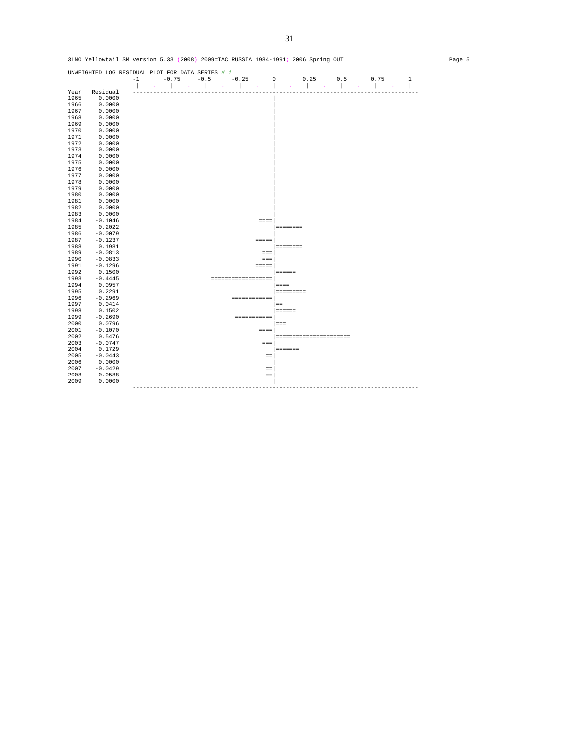3LNO Yellowtail SM version 5.33 (2008) 2009=TAC RUSSIA 1984-1991; 2006 Spring OUT

Page 5

UNWEIGHTED LOG RESIDUAL PLOT FOR DATA SERIES # 1

```
                -1      -0.75     -0.5      -0.25       0        0.25      0.5      0.75       1
                 |    .    |    .    |    .    |    .    |    .    |    .    |    .    |    .    |
Year  Residual  -----------------------------------------------------------------------------------
1965   0.0000                                           |
1966   0.0000                                           |
1967   0.0000                                           |
1968   0.0000                                           |
1969   0.0000                                           |
1970   0.0000                                           |
1971   0.0000                                           |
1972   0.0000                                           |
1973   0.0000                                           |
1974   0.0000                                           |
1975   0.0000                                           |
1976   0.0000                                           |
1977   0.0000                                           |
1978   0.0000                                           |
1979   0.0000                                           |
1980   0.0000                                           |
1981   0.0000                                           |
1982   0.0000                                           |
1983   0.0000                                           |
1984  -0.1046                                       ====|
1985   0.2022                                           |========
1986  -0.0079                                           |
1987  -0.1237                                      =====|
1988   0.1981                                           |========
1989  -0.0813                                        ===|
1990  -0.0833                                        ===|
1991  -0.1296                                      =====|
1992   0.1500                                           |======
1993  -0.4445                         ==================|
1994   0.0957                                           |====
1995   0.2291                                           |=========
1996  -0.2969                               ============|
1997   0.0414                                           |==
1998   0.1502                                           |======
1999  -0.2690                                ===========|
2000   0.0796                                           |===
2001  -0.1070                                       ====|
2002   0.5476                                           |======================
2003  -0.0747                                        ===|
2004   0.1729                                           |=======
2005  -0.0443                                         ==|
2006   0.0000                                           |
2007  -0.0429                                         ==|
2008  -0.0588                                         ==|
2009   0.0000                                           |
                -----------------------------------------------------------------------------------
```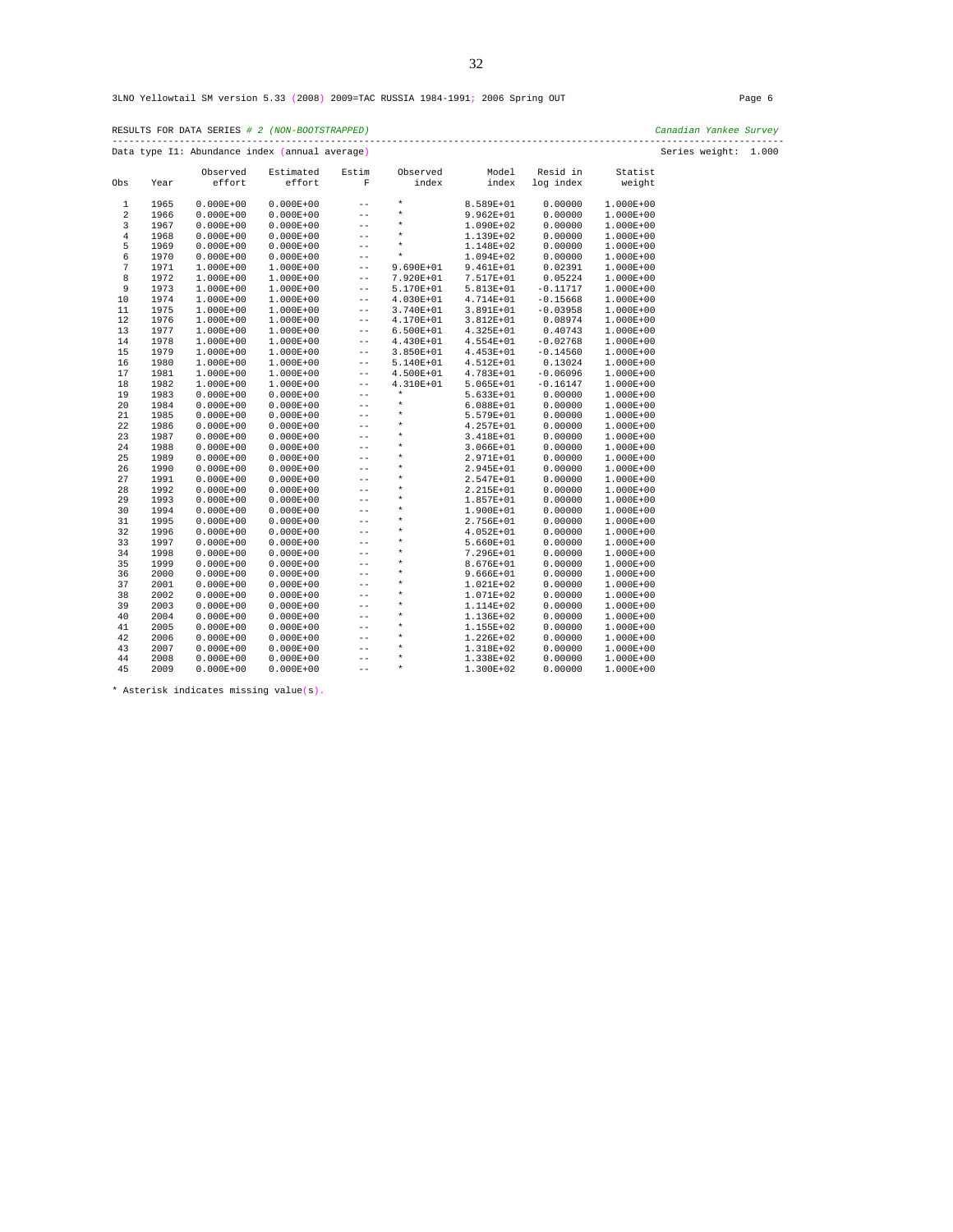3LNO Yellowtail SM version 5.33 (2008) 2009=TAC RUSSIA 1984-1991; 2006 Spring OUT Page 6

RESULTS FOR DATA SERIES *# 2 (NON-BOOTSTRAPPED)* *Canadian Yankee Survey*

Data type I1: Abundance index (annual average) Series weight: 1.000

| Obs | Year | Observed effort | Estimated effort | Estim F | Observed index | Model index | Resid in log index | Statist weight |
|---|---|---|---|---|---|---|---|---|
| 1 | 1965 | 0.000E+00 | 0.000E+00 | -- | * | 8.589E+01 | 0.00000 | 1.000E+00 |
| 2 | 1966 | 0.000E+00 | 0.000E+00 | -- | * | 9.962E+01 | 0.00000 | 1.000E+00 |
| 3 | 1967 | 0.000E+00 | 0.000E+00 | -- | * | 1.090E+02 | 0.00000 | 1.000E+00 |
| 4 | 1968 | 0.000E+00 | 0.000E+00 | -- | * | 1.139E+02 | 0.00000 | 1.000E+00 |
| 5 | 1969 | 0.000E+00 | 0.000E+00 | -- | * | 1.148E+02 | 0.00000 | 1.000E+00 |
| 6 | 1970 | 0.000E+00 | 0.000E+00 | -- | * | 1.094E+02 | 0.00000 | 1.000E+00 |
| 7 | 1971 | 1.000E+00 | 1.000E+00 | -- | 9.690E+01 | 9.461E+01 | 0.02391 | 1.000E+00 |
| 8 | 1972 | 1.000E+00 | 1.000E+00 | -- | 7.920E+01 | 7.517E+01 | 0.05224 | 1.000E+00 |
| 9 | 1973 | 1.000E+00 | 1.000E+00 | -- | 5.170E+01 | 5.813E+01 | -0.11717 | 1.000E+00 |
| 10 | 1974 | 1.000E+00 | 1.000E+00 | -- | 4.030E+01 | 4.714E+01 | -0.15668 | 1.000E+00 |
| 11 | 1975 | 1.000E+00 | 1.000E+00 | -- | 3.740E+01 | 3.891E+01 | -0.03958 | 1.000E+00 |
| 12 | 1976 | 1.000E+00 | 1.000E+00 | -- | 4.170E+01 | 3.812E+01 | 0.08974 | 1.000E+00 |
| 13 | 1977 | 1.000E+00 | 1.000E+00 | -- | 6.500E+01 | 4.325E+01 | 0.40743 | 1.000E+00 |
| 14 | 1978 | 1.000E+00 | 1.000E+00 | -- | 4.430E+01 | 4.554E+01 | -0.02768 | 1.000E+00 |
| 15 | 1979 | 1.000E+00 | 1.000E+00 | -- | 3.850E+01 | 4.453E+01 | -0.14560 | 1.000E+00 |
| 16 | 1980 | 1.000E+00 | 1.000E+00 | -- | 5.140E+01 | 4.512E+01 | 0.13024 | 1.000E+00 |
| 17 | 1981 | 1.000E+00 | 1.000E+00 | -- | 4.500E+01 | 4.783E+01 | -0.06096 | 1.000E+00 |
| 18 | 1982 | 1.000E+00 | 1.000E+00 | -- | 4.310E+01 | 5.065E+01 | -0.16147 | 1.000E+00 |
| 19 | 1983 | 0.000E+00 | 0.000E+00 | -- | * | 5.633E+01 | 0.00000 | 1.000E+00 |
| 20 | 1984 | 0.000E+00 | 0.000E+00 | -- | * | 6.088E+01 | 0.00000 | 1.000E+00 |
| 21 | 1985 | 0.000E+00 | 0.000E+00 | -- | * | 5.579E+01 | 0.00000 | 1.000E+00 |
| 22 | 1986 | 0.000E+00 | 0.000E+00 | -- | * | 4.257E+01 | 0.00000 | 1.000E+00 |
| 23 | 1987 | 0.000E+00 | 0.000E+00 | -- | * | 3.418E+01 | 0.00000 | 1.000E+00 |
| 24 | 1988 | 0.000E+00 | 0.000E+00 | -- | * | 3.066E+01 | 0.00000 | 1.000E+00 |
| 25 | 1989 | 0.000E+00 | 0.000E+00 | -- | * | 2.971E+01 | 0.00000 | 1.000E+00 |
| 26 | 1990 | 0.000E+00 | 0.000E+00 | -- | * | 2.945E+01 | 0.00000 | 1.000E+00 |
| 27 | 1991 | 0.000E+00 | 0.000E+00 | -- | * | 2.547E+01 | 0.00000 | 1.000E+00 |
| 28 | 1992 | 0.000E+00 | 0.000E+00 | -- | * | 2.215E+01 | 0.00000 | 1.000E+00 |
| 29 | 1993 | 0.000E+00 | 0.000E+00 | -- | * | 1.857E+01 | 0.00000 | 1.000E+00 |
| 30 | 1994 | 0.000E+00 | 0.000E+00 | -- | * | 1.900E+01 | 0.00000 | 1.000E+00 |
| 31 | 1995 | 0.000E+00 | 0.000E+00 | -- | * | 2.756E+01 | 0.00000 | 1.000E+00 |
| 32 | 1996 | 0.000E+00 | 0.000E+00 | -- | * | 4.052E+01 | 0.00000 | 1.000E+00 |
| 33 | 1997 | 0.000E+00 | 0.000E+00 | -- | * | 5.660E+01 | 0.00000 | 1.000E+00 |
| 34 | 1998 | 0.000E+00 | 0.000E+00 | -- | * | 7.296E+01 | 0.00000 | 1.000E+00 |
| 35 | 1999 | 0.000E+00 | 0.000E+00 | -- | * | 8.676E+01 | 0.00000 | 1.000E+00 |
| 36 | 2000 | 0.000E+00 | 0.000E+00 | -- | * | 9.666E+01 | 0.00000 | 1.000E+00 |
| 37 | 2001 | 0.000E+00 | 0.000E+00 | -- | * | 1.021E+02 | 0.00000 | 1.000E+00 |
| 38 | 2002 | 0.000E+00 | 0.000E+00 | -- | * | 1.071E+02 | 0.00000 | 1.000E+00 |
| 39 | 2003 | 0.000E+00 | 0.000E+00 | -- | * | 1.114E+02 | 0.00000 | 1.000E+00 |
| 40 | 2004 | 0.000E+00 | 0.000E+00 | -- | * | 1.136E+02 | 0.00000 | 1.000E+00 |
| 41 | 2005 | 0.000E+00 | 0.000E+00 | -- | * | 1.155E+02 | 0.00000 | 1.000E+00 |
| 42 | 2006 | 0.000E+00 | 0.000E+00 | -- | * | 1.226E+02 | 0.00000 | 1.000E+00 |
| 43 | 2007 | 0.000E+00 | 0.000E+00 | -- | * | 1.318E+02 | 0.00000 | 1.000E+00 |
| 44 | 2008 | 0.000E+00 | 0.000E+00 | -- | * | 1.338E+02 | 0.00000 | 1.000E+00 |
| 45 | 2009 | 0.000E+00 | 0.000E+00 | -- | * | 1.300E+02 | 0.00000 | 1.000E+00 |

* Asterisk indicates missing value(s).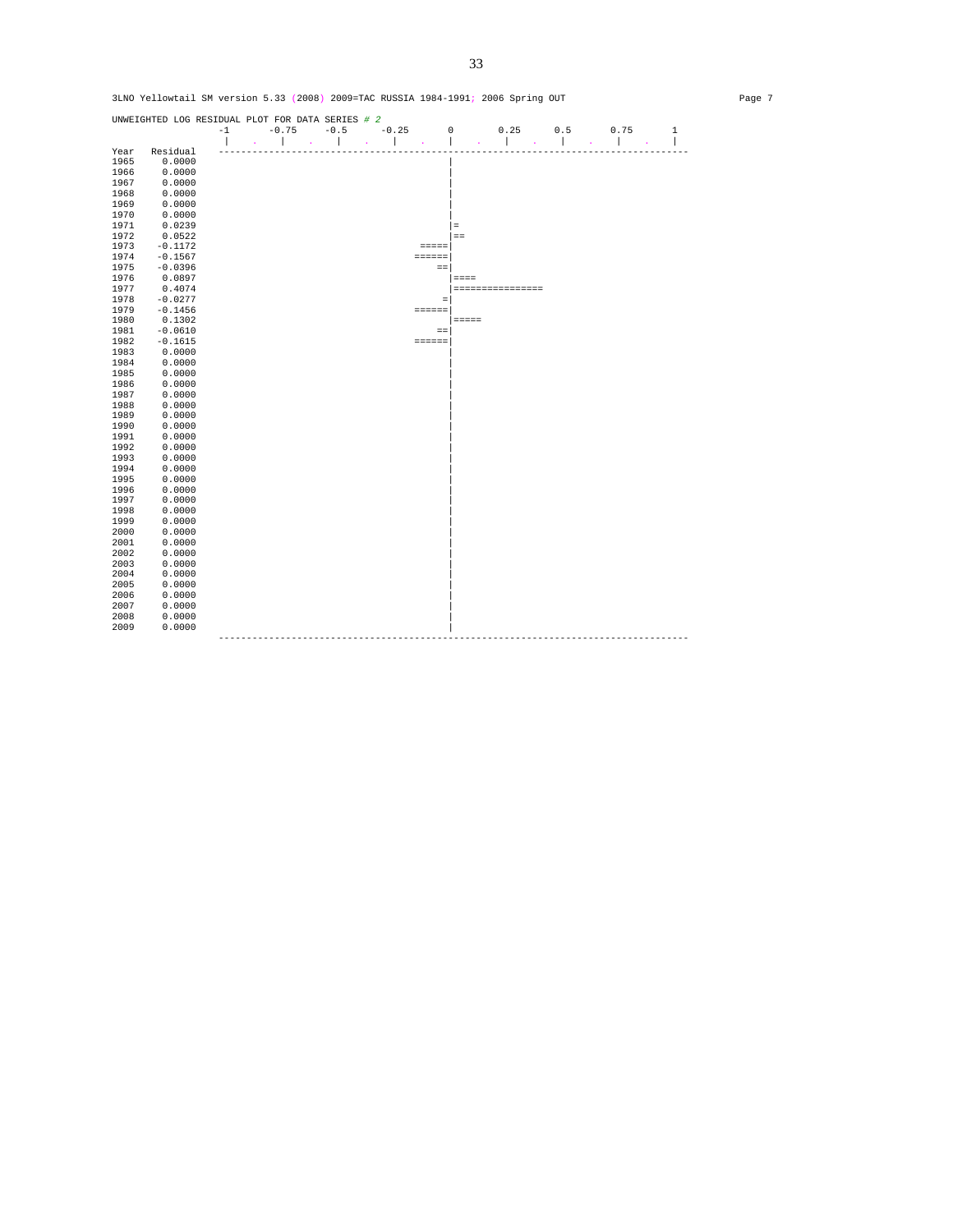3LNO Yellowtail SM version 5.33 (2008) 2009=TAC RUSSIA 1984-1991; 2006 Spring OUT

```
UNWEIGHTED LOG RESIDUAL PLOT FOR DATA SERIES # 2
                  -1      -0.75     -0.5      -0.25      0        0.25      0.5       0.75      1
                   |    .    |    .    |    .    |    .    |    .    |    .    |    .    |    .    |
Year  Residual   ------------------------------------------------------------------------------------
1965    0.0000                                          |
1966    0.0000                                          |
1967    0.0000                                          |
1968    0.0000                                          |
1969    0.0000                                          |
1970    0.0000                                          |
1971    0.0239                                          |=
1972    0.0522                                          |==
1973   -0.1172                                     =====|
1974   -0.1567                                    ======|
1975   -0.0396                                        ==|
1976    0.0897                                          |====
1977    0.4074                                          |================
1978   -0.0277                                         =|
1979   -0.1456                                    ======|
1980    0.1302                                          |=====
1981   -0.0610                                        ==|
1982   -0.1615                                    ======|
1983    0.0000                                          |
1984    0.0000                                          |
1985    0.0000                                          |
1986    0.0000                                          |
1987    0.0000                                          |
1988    0.0000                                          |
1989    0.0000                                          |
1990    0.0000                                          |
1991    0.0000                                          |
1992    0.0000                                          |
1993    0.0000                                          |
1994    0.0000                                          |
1995    0.0000                                          |
1996    0.0000                                          |
1997    0.0000                                          |
1998    0.0000                                          |
1999    0.0000                                          |
2000    0.0000                                          |
2001    0.0000                                          |
2002    0.0000                                          |
2003    0.0000                                          |
2004    0.0000                                          |
2005    0.0000                                          |
2006    0.0000                                          |
2007    0.0000                                          |
2008    0.0000                                          |
2009    0.0000                                          |
                 ------------------------------------------------------------------------------------
```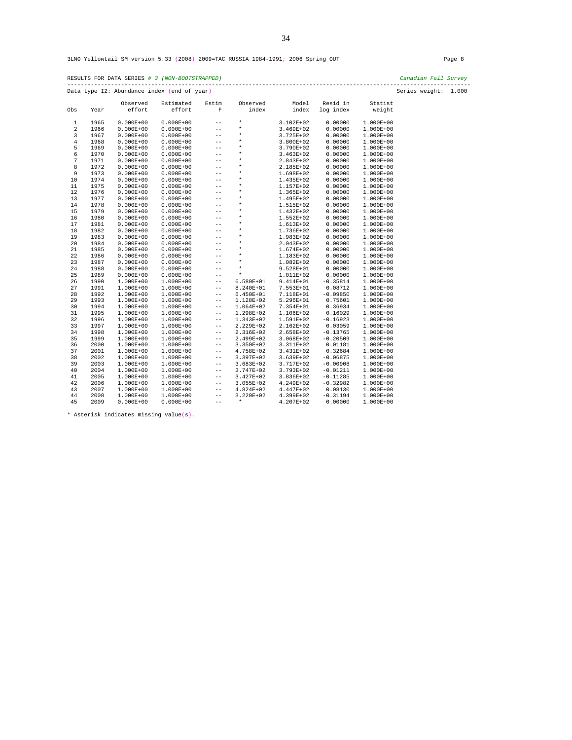3LNO Yellowtail SM version 5.33 (2008) 2009=TAC RUSSIA 1984-1991; 2006 Spring OUT Page 8

RESULTS FOR DATA SERIES *# 3 (NON-BOOTSTRAPPED)* *Canadian Fall Survey*

Data type I2: Abundance index (end of year) Series weight: 1.000

| Obs | Year | Observed effort | Estimated effort | Estim F | Observed index | Model index | Resid in log index | Statist weight |
|---|---|---|---|---|---|---|---|---|
| 1 | 1965 | 0.000E+00 | 0.000E+00 | -- | * | 3.102E+02 | 0.00000 | 1.000E+00 |
| 2 | 1966 | 0.000E+00 | 0.000E+00 | -- | * | 3.469E+02 | 0.00000 | 1.000E+00 |
| 3 | 1967 | 0.000E+00 | 0.000E+00 | -- | * | 3.725E+02 | 0.00000 | 1.000E+00 |
| 4 | 1968 | 0.000E+00 | 0.000E+00 | -- | * | 3.800E+02 | 0.00000 | 1.000E+00 |
| 5 | 1969 | 0.000E+00 | 0.000E+00 | -- | * | 3.790E+02 | 0.00000 | 1.000E+00 |
| 6 | 1970 | 0.000E+00 | 0.000E+00 | -- | * | 3.463E+02 | 0.00000 | 1.000E+00 |
| 7 | 1971 | 0.000E+00 | 0.000E+00 | -- | * | 2.843E+02 | 0.00000 | 1.000E+00 |
| 8 | 1972 | 0.000E+00 | 0.000E+00 | -- | * | 2.185E+02 | 0.00000 | 1.000E+00 |
| 9 | 1973 | 0.000E+00 | 0.000E+00 | -- | * | 1.698E+02 | 0.00000 | 1.000E+00 |
| 10 | 1974 | 0.000E+00 | 0.000E+00 | -- | * | 1.435E+02 | 0.00000 | 1.000E+00 |
| 11 | 1975 | 0.000E+00 | 0.000E+00 | -- | * | 1.157E+02 | 0.00000 | 1.000E+00 |
| 12 | 1976 | 0.000E+00 | 0.000E+00 | -- | * | 1.365E+02 | 0.00000 | 1.000E+00 |
| 13 | 1977 | 0.000E+00 | 0.000E+00 | -- | * | 1.495E+02 | 0.00000 | 1.000E+00 |
| 14 | 1978 | 0.000E+00 | 0.000E+00 | -- | * | 1.515E+02 | 0.00000 | 1.000E+00 |
| 15 | 1979 | 0.000E+00 | 0.000E+00 | -- | * | 1.432E+02 | 0.00000 | 1.000E+00 |
| 16 | 1980 | 0.000E+00 | 0.000E+00 | -- | * | 1.552E+02 | 0.00000 | 1.000E+00 |
| 17 | 1981 | 0.000E+00 | 0.000E+00 | -- | * | 1.613E+02 | 0.00000 | 1.000E+00 |
| 18 | 1982 | 0.000E+00 | 0.000E+00 | -- | * | 1.736E+02 | 0.00000 | 1.000E+00 |
| 19 | 1983 | 0.000E+00 | 0.000E+00 | -- | * | 1.983E+02 | 0.00000 | 1.000E+00 |
| 20 | 1984 | 0.000E+00 | 0.000E+00 | -- | * | 2.043E+02 | 0.00000 | 1.000E+00 |
| 21 | 1985 | 0.000E+00 | 0.000E+00 | -- | * | 1.674E+02 | 0.00000 | 1.000E+00 |
| 22 | 1986 | 0.000E+00 | 0.000E+00 | -- | * | 1.183E+02 | 0.00000 | 1.000E+00 |
| 23 | 1987 | 0.000E+00 | 0.000E+00 | -- | * | 1.082E+02 | 0.00000 | 1.000E+00 |
| 24 | 1988 | 0.000E+00 | 0.000E+00 | -- | * | 9.528E+01 | 0.00000 | 1.000E+00 |
| 25 | 1989 | 0.000E+00 | 0.000E+00 | -- | * | 1.011E+02 | 0.00000 | 1.000E+00 |
| 26 | 1990 | 1.000E+00 | 1.000E+00 | -- | 6.580E+01 | 9.414E+01 | -0.35814 | 1.000E+00 |
| 27 | 1991 | 1.000E+00 | 1.000E+00 | -- | 8.240E+01 | 7.553E+01 | 0.08712 | 1.000E+00 |
| 28 | 1992 | 1.000E+00 | 1.000E+00 | -- | 6.450E+01 | 7.118E+01 | -0.09850 | 1.000E+00 |
| 29 | 1993 | 1.000E+00 | 1.000E+00 | -- | 1.128E+02 | 5.296E+01 | 0.75601 | 1.000E+00 |
| 30 | 1994 | 1.000E+00 | 1.000E+00 | -- | 1.064E+02 | 7.354E+01 | 0.36934 | 1.000E+00 |
| 31 | 1995 | 1.000E+00 | 1.000E+00 | -- | 1.298E+02 | 1.106E+02 | 0.16029 | 1.000E+00 |
| 32 | 1996 | 1.000E+00 | 1.000E+00 | -- | 1.343E+02 | 1.591E+02 | -0.16923 | 1.000E+00 |
| 33 | 1997 | 1.000E+00 | 1.000E+00 | -- | 2.229E+02 | 2.162E+02 | 0.03059 | 1.000E+00 |
| 34 | 1998 | 1.000E+00 | 1.000E+00 | -- | 2.316E+02 | 2.658E+02 | -0.13765 | 1.000E+00 |
| 35 | 1999 | 1.000E+00 | 1.000E+00 | -- | 2.499E+02 | 3.068E+02 | -0.20509 | 1.000E+00 |
| 36 | 2000 | 1.000E+00 | 1.000E+00 | -- | 3.350E+02 | 3.311E+02 | 0.01181 | 1.000E+00 |
| 37 | 2001 | 1.000E+00 | 1.000E+00 | -- | 4.758E+02 | 3.431E+02 | 0.32684 | 1.000E+00 |
| 38 | 2002 | 1.000E+00 | 1.000E+00 | -- | 3.397E+02 | 3.639E+02 | -0.06875 | 1.000E+00 |
| 39 | 2003 | 1.000E+00 | 1.000E+00 | -- | 3.683E+02 | 3.717E+02 | -0.00908 | 1.000E+00 |
| 40 | 2004 | 1.000E+00 | 1.000E+00 | -- | 3.747E+02 | 3.793E+02 | -0.01211 | 1.000E+00 |
| 41 | 2005 | 1.000E+00 | 1.000E+00 | -- | 3.427E+02 | 3.836E+02 | -0.11285 | 1.000E+00 |
| 42 | 2006 | 1.000E+00 | 1.000E+00 | -- | 3.055E+02 | 4.249E+02 | -0.32982 | 1.000E+00 |
| 43 | 2007 | 1.000E+00 | 1.000E+00 | -- | 4.824E+02 | 4.447E+02 | 0.08130 | 1.000E+00 |
| 44 | 2008 | 1.000E+00 | 1.000E+00 | -- | 3.220E+02 | 4.399E+02 | -0.31194 | 1.000E+00 |
| 45 | 2009 | 0.000E+00 | 0.000E+00 | -- | * | 4.207E+02 | 0.00000 | 1.000E+00 |

* Asterisk indicates missing value(s).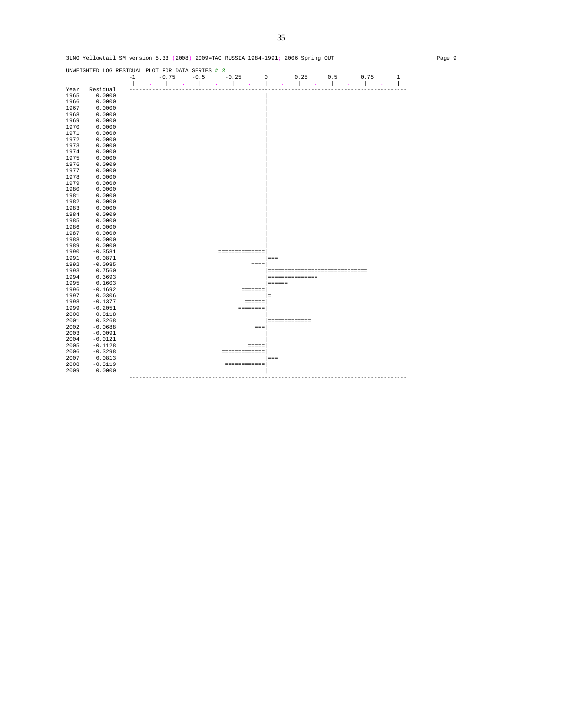3LNO Yellowtail SM version 5.33 (2008) 2009=TAC RUSSIA 1984-1991; 2006 Spring OUT

Page 9

```
UNWEIGHTED LOG RESIDUAL PLOT FOR DATA SERIES # 3
               -1      -0.75     -0.5     -0.25       0       0.25      0.5      0.75      1
                |    .    |    .    |    .    |    .    |    .    |    .    |    .    |    .    |
Year  Residual  ----------------------------------------------------------------------------------
1965    0.0000                                        |
1966    0.0000                                        |
1967    0.0000                                        |
1968    0.0000                                        |
1969    0.0000                                        |
1970    0.0000                                        |
1971    0.0000                                        |
1972    0.0000                                        |
1973    0.0000                                        |
1974    0.0000                                        |
1975    0.0000                                        |
1976    0.0000                                        |
1977    0.0000                                        |
1978    0.0000                                        |
1979    0.0000                                        |
1980    0.0000                                        |
1981    0.0000                                        |
1982    0.0000                                        |
1983    0.0000                                        |
1984    0.0000                                        |
1985    0.0000                                        |
1986    0.0000                                        |
1987    0.0000                                        |
1988    0.0000                                        |
1989    0.0000                                        |
1990   -0.3581                          ==============|
1991    0.0871                                        |===
1992   -0.0985                                    ====|
1993    0.7560                                        |==============================
1994    0.3693                                        |===============
1995    0.1603                                        |======
1996   -0.1692                                 =======|
1997    0.0306                                        |=
1998   -0.1377                                  ======|
1999   -0.2051                                ========|
2000    0.0118                                        |
2001    0.3268                                        |=============
2002   -0.0688                                     ===|
2003   -0.0091                                        |
2004   -0.0121                                        |
2005   -0.1128                                   =====|
2006   -0.3298                           =============|
2007    0.0813                                        |===
2008   -0.3119                            ============|
2009    0.0000                                        |
                ----------------------------------------------------------------------------------
```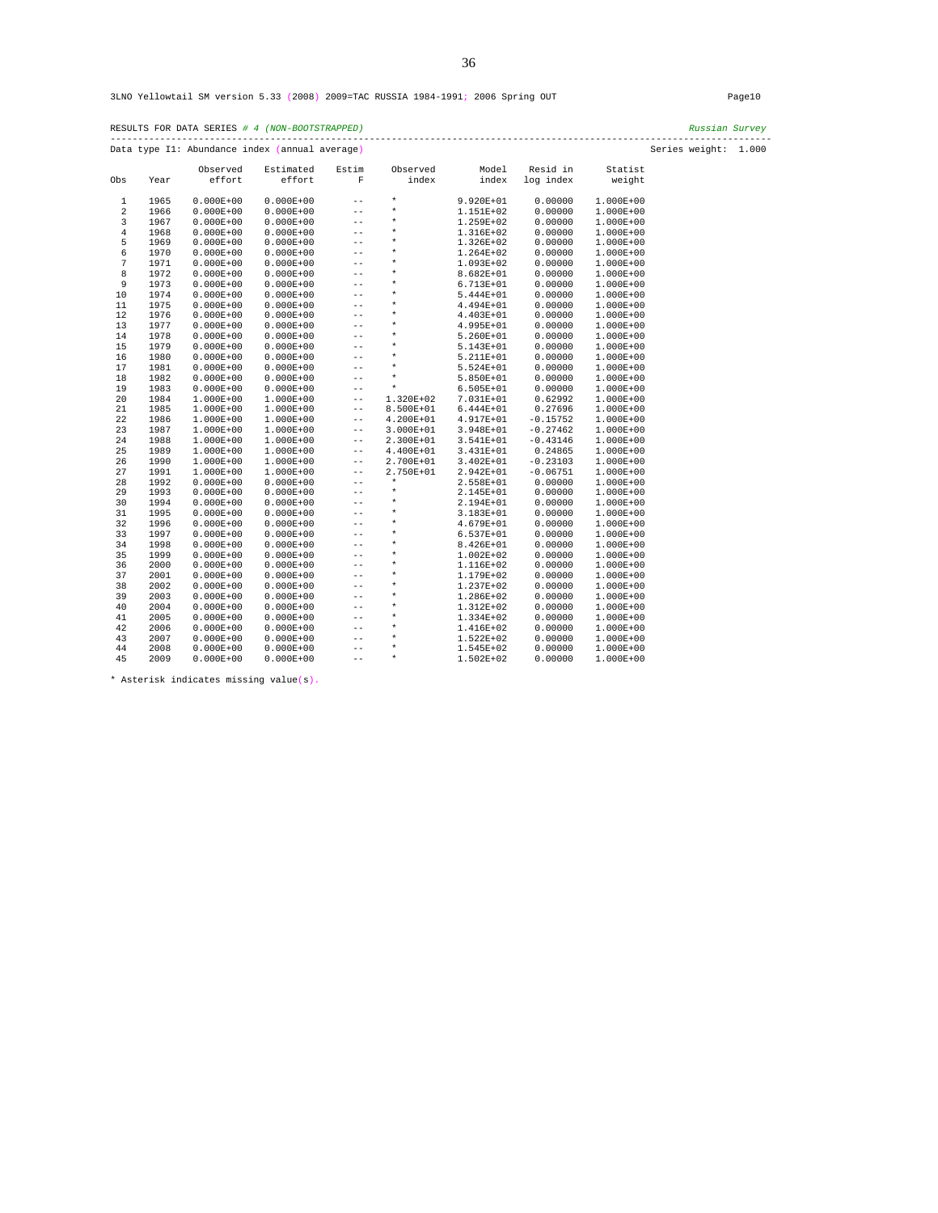3LNO Yellowtail SM version 5.33 (2008) 2009=TAC RUSSIA 1984-1991; 2006 Spring OUT Page10

RESULTS FOR DATA SERIES *# 4 (NON-BOOTSTRAPPED)* *Russian Survey*

Data type I1: Abundance index (annual average) Series weight: 1.000

| Obs | Year | Observed effort | Estimated effort | Estim F | Observed index | Model index | Resid in log index | Statist weight |
|---|---|---|---|---|---|---|---|---|
| 1 | 1965 | 0.000E+00 | 0.000E+00 | -- | * | 9.920E+01 | 0.00000 | 1.000E+00 |
| 2 | 1966 | 0.000E+00 | 0.000E+00 | -- | * | 1.151E+02 | 0.00000 | 1.000E+00 |
| 3 | 1967 | 0.000E+00 | 0.000E+00 | -- | * | 1.259E+02 | 0.00000 | 1.000E+00 |
| 4 | 1968 | 0.000E+00 | 0.000E+00 | -- | * | 1.316E+02 | 0.00000 | 1.000E+00 |
| 5 | 1969 | 0.000E+00 | 0.000E+00 | -- | * | 1.326E+02 | 0.00000 | 1.000E+00 |
| 6 | 1970 | 0.000E+00 | 0.000E+00 | -- | * | 1.264E+02 | 0.00000 | 1.000E+00 |
| 7 | 1971 | 0.000E+00 | 0.000E+00 | -- | * | 1.093E+02 | 0.00000 | 1.000E+00 |
| 8 | 1972 | 0.000E+00 | 0.000E+00 | -- | * | 8.682E+01 | 0.00000 | 1.000E+00 |
| 9 | 1973 | 0.000E+00 | 0.000E+00 | -- | * | 6.713E+01 | 0.00000 | 1.000E+00 |
| 10 | 1974 | 0.000E+00 | 0.000E+00 | -- | * | 5.444E+01 | 0.00000 | 1.000E+00 |
| 11 | 1975 | 0.000E+00 | 0.000E+00 | -- | * | 4.494E+01 | 0.00000 | 1.000E+00 |
| 12 | 1976 | 0.000E+00 | 0.000E+00 | -- | * | 4.403E+01 | 0.00000 | 1.000E+00 |
| 13 | 1977 | 0.000E+00 | 0.000E+00 | -- | * | 4.995E+01 | 0.00000 | 1.000E+00 |
| 14 | 1978 | 0.000E+00 | 0.000E+00 | -- | * | 5.260E+01 | 0.00000 | 1.000E+00 |
| 15 | 1979 | 0.000E+00 | 0.000E+00 | -- | * | 5.143E+01 | 0.00000 | 1.000E+00 |
| 16 | 1980 | 0.000E+00 | 0.000E+00 | -- | * | 5.211E+01 | 0.00000 | 1.000E+00 |
| 17 | 1981 | 0.000E+00 | 0.000E+00 | -- | * | 5.524E+01 | 0.00000 | 1.000E+00 |
| 18 | 1982 | 0.000E+00 | 0.000E+00 | -- | * | 5.850E+01 | 0.00000 | 1.000E+00 |
| 19 | 1983 | 0.000E+00 | 0.000E+00 | -- | * | 6.505E+01 | 0.00000 | 1.000E+00 |
| 20 | 1984 | 1.000E+00 | 1.000E+00 | -- | 1.320E+02 | 7.031E+01 | 0.62992 | 1.000E+00 |
| 21 | 1985 | 1.000E+00 | 1.000E+00 | -- | 8.500E+01 | 6.444E+01 | 0.27696 | 1.000E+00 |
| 22 | 1986 | 1.000E+00 | 1.000E+00 | -- | 4.200E+01 | 4.917E+01 | -0.15752 | 1.000E+00 |
| 23 | 1987 | 1.000E+00 | 1.000E+00 | -- | 3.000E+01 | 3.948E+01 | -0.27462 | 1.000E+00 |
| 24 | 1988 | 1.000E+00 | 1.000E+00 | -- | 2.300E+01 | 3.541E+01 | -0.43146 | 1.000E+00 |
| 25 | 1989 | 1.000E+00 | 1.000E+00 | -- | 4.400E+01 | 3.431E+01 | 0.24865 | 1.000E+00 |
| 26 | 1990 | 1.000E+00 | 1.000E+00 | -- | 2.700E+01 | 3.402E+01 | -0.23103 | 1.000E+00 |
| 27 | 1991 | 1.000E+00 | 1.000E+00 | -- | 2.750E+01 | 2.942E+01 | -0.06751 | 1.000E+00 |
| 28 | 1992 | 0.000E+00 | 0.000E+00 | -- | * | 2.558E+01 | 0.00000 | 1.000E+00 |
| 29 | 1993 | 0.000E+00 | 0.000E+00 | -- | * | 2.145E+01 | 0.00000 | 1.000E+00 |
| 30 | 1994 | 0.000E+00 | 0.000E+00 | -- | * | 2.194E+01 | 0.00000 | 1.000E+00 |
| 31 | 1995 | 0.000E+00 | 0.000E+00 | -- | * | 3.183E+01 | 0.00000 | 1.000E+00 |
| 32 | 1996 | 0.000E+00 | 0.000E+00 | -- | * | 4.679E+01 | 0.00000 | 1.000E+00 |
| 33 | 1997 | 0.000E+00 | 0.000E+00 | -- | * | 6.537E+01 | 0.00000 | 1.000E+00 |
| 34 | 1998 | 0.000E+00 | 0.000E+00 | -- | * | 8.426E+01 | 0.00000 | 1.000E+00 |
| 35 | 1999 | 0.000E+00 | 0.000E+00 | -- | * | 1.002E+02 | 0.00000 | 1.000E+00 |
| 36 | 2000 | 0.000E+00 | 0.000E+00 | -- | * | 1.116E+02 | 0.00000 | 1.000E+00 |
| 37 | 2001 | 0.000E+00 | 0.000E+00 | -- | * | 1.179E+02 | 0.00000 | 1.000E+00 |
| 38 | 2002 | 0.000E+00 | 0.000E+00 | -- | * | 1.237E+02 | 0.00000 | 1.000E+00 |
| 39 | 2003 | 0.000E+00 | 0.000E+00 | -- | * | 1.286E+02 | 0.00000 | 1.000E+00 |
| 40 | 2004 | 0.000E+00 | 0.000E+00 | -- | * | 1.312E+02 | 0.00000 | 1.000E+00 |
| 41 | 2005 | 0.000E+00 | 0.000E+00 | -- | * | 1.334E+02 | 0.00000 | 1.000E+00 |
| 42 | 2006 | 0.000E+00 | 0.000E+00 | -- | * | 1.416E+02 | 0.00000 | 1.000E+00 |
| 43 | 2007 | 0.000E+00 | 0.000E+00 | -- | * | 1.522E+02 | 0.00000 | 1.000E+00 |
| 44 | 2008 | 0.000E+00 | 0.000E+00 | -- | * | 1.545E+02 | 0.00000 | 1.000E+00 |
| 45 | 2009 | 0.000E+00 | 0.000E+00 | -- | * | 1.502E+02 | 0.00000 | 1.000E+00 |

* Asterisk indicates missing value(s).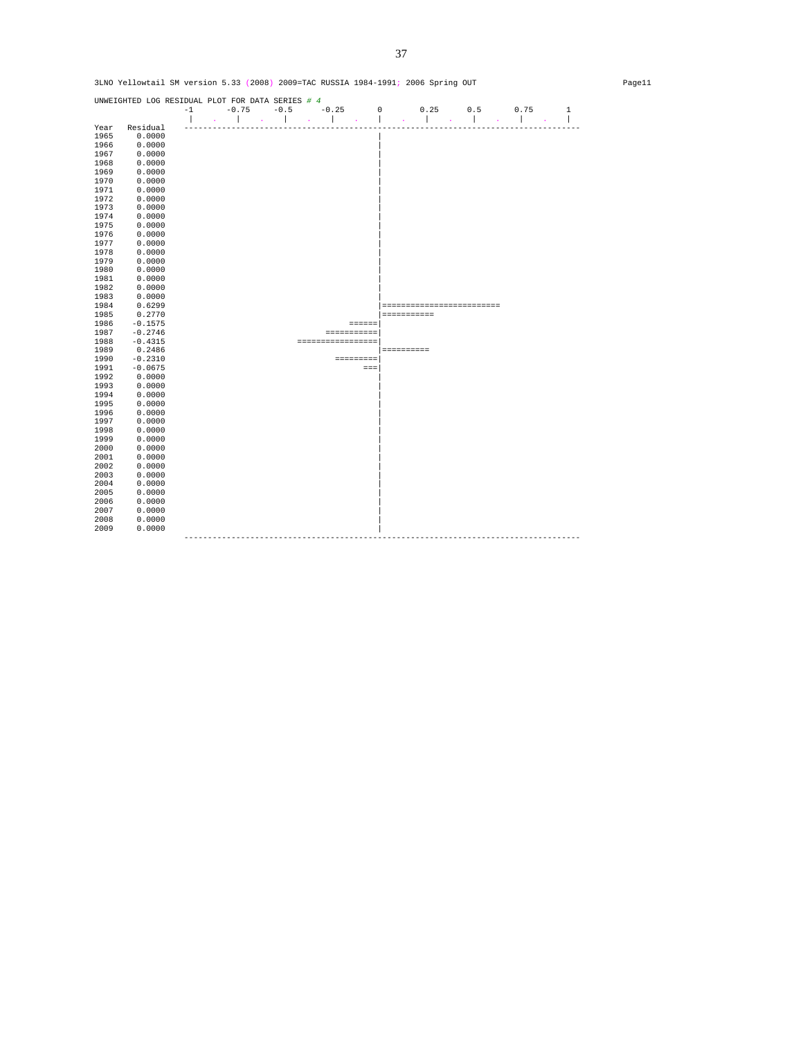3LNO Yellowtail SM version 5.33 (2008) 2009=TAC RUSSIA 1984-1991; 2006 Spring OUT

```
UNWEIGHTED LOG RESIDUAL PLOT FOR DATA SERIES # 4
                  -1       -0.75     -0.5      -0.25       0       0.25      0.5       0.75       1
                   |    .    |    .    |    .    |    .    |    .    |    .    |    .    |    .    |
Year   Residual   -----------------------------------------------------------------------------------
1965    0.0000                                             |
1966    0.0000                                             |
1967    0.0000                                             |
1968    0.0000                                             |
1969    0.0000                                             |
1970    0.0000                                             |
1971    0.0000                                             |
1972    0.0000                                             |
1973    0.0000                                             |
1974    0.0000                                             |
1975    0.0000                                             |
1976    0.0000                                             |
1977    0.0000                                             |
1978    0.0000                                             |
1979    0.0000                                             |
1980    0.0000                                             |
1981    0.0000                                             |
1982    0.0000                                             |
1983    0.0000                                             |
1984    0.6299                                             |=========================
1985    0.2770                                             |===========
1986   -0.1575                                       ======|
1987   -0.2746                                  ===========|
1988   -0.4315                             ================|
1989    0.2486                                             |==========
1990   -0.2310                                    =========|
1991   -0.0675                                          ===|
1992    0.0000                                             |
1993    0.0000                                             |
1994    0.0000                                             |
1995    0.0000                                             |
1996    0.0000                                             |
1997    0.0000                                             |
1998    0.0000                                             |
1999    0.0000                                             |
2000    0.0000                                             |
2001    0.0000                                             |
2002    0.0000                                             |
2003    0.0000                                             |
2004    0.0000                                             |
2005    0.0000                                             |
2006    0.0000                                             |
2007    0.0000                                             |
2008    0.0000                                             |
2009    0.0000                                             |
                  -----------------------------------------------------------------------------------
```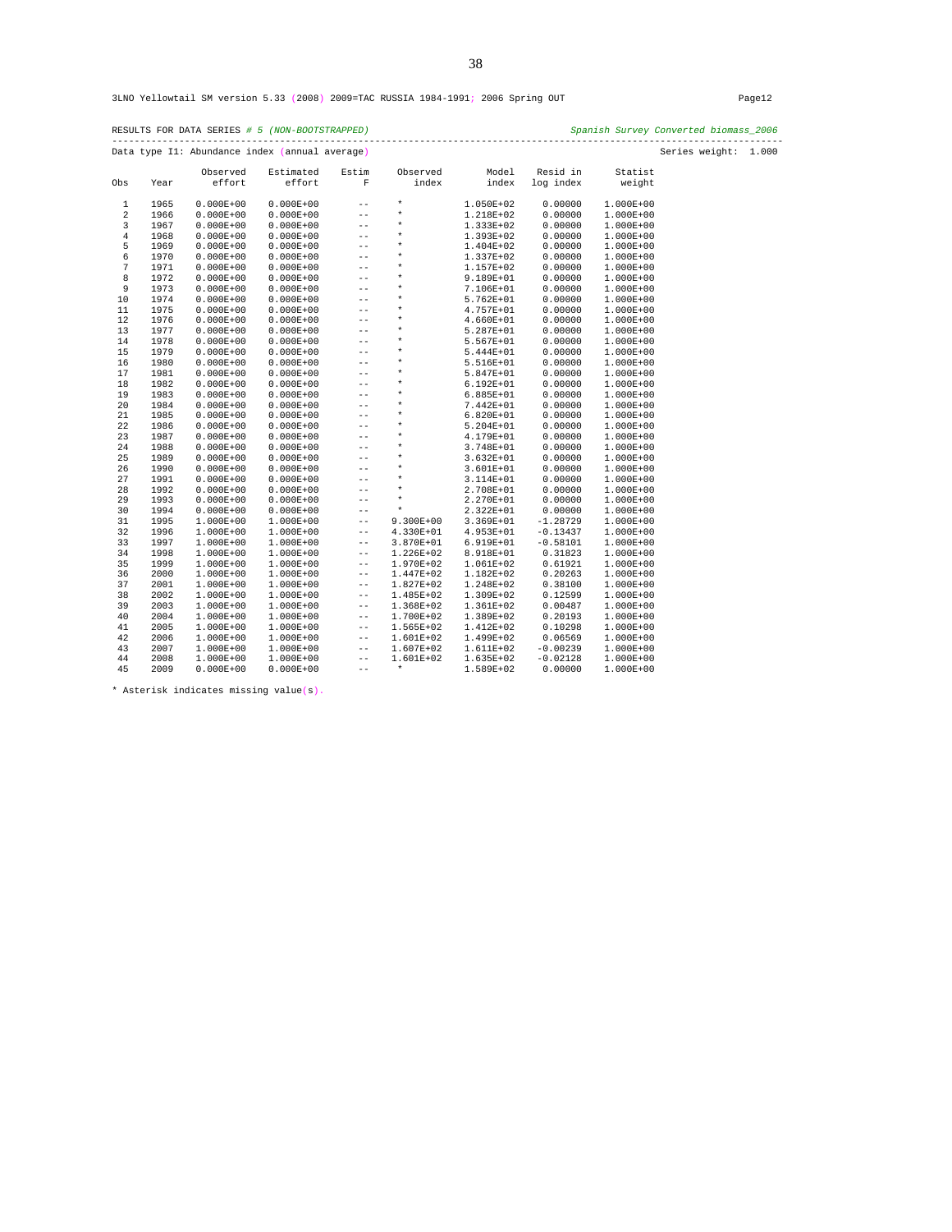3LNO Yellowtail SM version 5.33 (2008) 2009=TAC RUSSIA 1984-1991; 2006 Spring OUT Page12

RESULTS FOR DATA SERIES *# 5 (NON-BOOTSTRAPPED)* *Spanish Survey Converted biomass_2006*

Data type I1: Abundance index (annual average) Series weight: 1.000

| Obs | Year | Observed effort | Estimated effort | Estim F | Observed index | Model index | Resid in log index | Statist weight |
|---|---|---|---|---|---|---|---|---|
| 1 | 1965 | 0.000E+00 | 0.000E+00 | -- | * | 1.050E+02 | 0.00000 | 1.000E+00 |
| 2 | 1966 | 0.000E+00 | 0.000E+00 | -- | * | 1.218E+02 | 0.00000 | 1.000E+00 |
| 3 | 1967 | 0.000E+00 | 0.000E+00 | -- | * | 1.333E+02 | 0.00000 | 1.000E+00 |
| 4 | 1968 | 0.000E+00 | 0.000E+00 | -- | * | 1.393E+02 | 0.00000 | 1.000E+00 |
| 5 | 1969 | 0.000E+00 | 0.000E+00 | -- | * | 1.404E+02 | 0.00000 | 1.000E+00 |
| 6 | 1970 | 0.000E+00 | 0.000E+00 | -- | * | 1.337E+02 | 0.00000 | 1.000E+00 |
| 7 | 1971 | 0.000E+00 | 0.000E+00 | -- | * | 1.157E+02 | 0.00000 | 1.000E+00 |
| 8 | 1972 | 0.000E+00 | 0.000E+00 | -- | * | 9.189E+01 | 0.00000 | 1.000E+00 |
| 9 | 1973 | 0.000E+00 | 0.000E+00 | -- | * | 7.106E+01 | 0.00000 | 1.000E+00 |
| 10 | 1974 | 0.000E+00 | 0.000E+00 | -- | * | 5.762E+01 | 0.00000 | 1.000E+00 |
| 11 | 1975 | 0.000E+00 | 0.000E+00 | -- | * | 4.757E+01 | 0.00000 | 1.000E+00 |
| 12 | 1976 | 0.000E+00 | 0.000E+00 | -- | * | 4.660E+01 | 0.00000 | 1.000E+00 |
| 13 | 1977 | 0.000E+00 | 0.000E+00 | -- | * | 5.287E+01 | 0.00000 | 1.000E+00 |
| 14 | 1978 | 0.000E+00 | 0.000E+00 | -- | * | 5.567E+01 | 0.00000 | 1.000E+00 |
| 15 | 1979 | 0.000E+00 | 0.000E+00 | -- | * | 5.444E+01 | 0.00000 | 1.000E+00 |
| 16 | 1980 | 0.000E+00 | 0.000E+00 | -- | * | 5.516E+01 | 0.00000 | 1.000E+00 |
| 17 | 1981 | 0.000E+00 | 0.000E+00 | -- | * | 5.847E+01 | 0.00000 | 1.000E+00 |
| 18 | 1982 | 0.000E+00 | 0.000E+00 | -- | * | 6.192E+01 | 0.00000 | 1.000E+00 |
| 19 | 1983 | 0.000E+00 | 0.000E+00 | -- | * | 6.885E+01 | 0.00000 | 1.000E+00 |
| 20 | 1984 | 0.000E+00 | 0.000E+00 | -- | * | 7.442E+01 | 0.00000 | 1.000E+00 |
| 21 | 1985 | 0.000E+00 | 0.000E+00 | -- | * | 6.820E+01 | 0.00000 | 1.000E+00 |
| 22 | 1986 | 0.000E+00 | 0.000E+00 | -- | * | 5.204E+01 | 0.00000 | 1.000E+00 |
| 23 | 1987 | 0.000E+00 | 0.000E+00 | -- | * | 4.179E+01 | 0.00000 | 1.000E+00 |
| 24 | 1988 | 0.000E+00 | 0.000E+00 | -- | * | 3.748E+01 | 0.00000 | 1.000E+00 |
| 25 | 1989 | 0.000E+00 | 0.000E+00 | -- | * | 3.632E+01 | 0.00000 | 1.000E+00 |
| 26 | 1990 | 0.000E+00 | 0.000E+00 | -- | * | 3.601E+01 | 0.00000 | 1.000E+00 |
| 27 | 1991 | 0.000E+00 | 0.000E+00 | -- | * | 3.114E+01 | 0.00000 | 1.000E+00 |
| 28 | 1992 | 0.000E+00 | 0.000E+00 | -- | * | 2.708E+01 | 0.00000 | 1.000E+00 |
| 29 | 1993 | 0.000E+00 | 0.000E+00 | -- | * | 2.270E+01 | 0.00000 | 1.000E+00 |
| 30 | 1994 | 0.000E+00 | 0.000E+00 | -- | * | 2.322E+01 | 0.00000 | 1.000E+00 |
| 31 | 1995 | 1.000E+00 | 1.000E+00 | -- | 9.300E+00 | 3.369E+01 | -1.28729 | 1.000E+00 |
| 32 | 1996 | 1.000E+00 | 1.000E+00 | -- | 4.330E+01 | 4.953E+01 | -0.13437 | 1.000E+00 |
| 33 | 1997 | 1.000E+00 | 1.000E+00 | -- | 3.870E+01 | 6.919E+01 | -0.58101 | 1.000E+00 |
| 34 | 1998 | 1.000E+00 | 1.000E+00 | -- | 1.226E+02 | 8.918E+01 | 0.31823 | 1.000E+00 |
| 35 | 1999 | 1.000E+00 | 1.000E+00 | -- | 1.970E+02 | 1.061E+02 | 0.61921 | 1.000E+00 |
| 36 | 2000 | 1.000E+00 | 1.000E+00 | -- | 1.447E+02 | 1.182E+02 | 0.20263 | 1.000E+00 |
| 37 | 2001 | 1.000E+00 | 1.000E+00 | -- | 1.827E+02 | 1.248E+02 | 0.38100 | 1.000E+00 |
| 38 | 2002 | 1.000E+00 | 1.000E+00 | -- | 1.485E+02 | 1.309E+02 | 0.12599 | 1.000E+00 |
| 39 | 2003 | 1.000E+00 | 1.000E+00 | -- | 1.368E+02 | 1.361E+02 | 0.00487 | 1.000E+00 |
| 40 | 2004 | 1.000E+00 | 1.000E+00 | -- | 1.700E+02 | 1.389E+02 | 0.20193 | 1.000E+00 |
| 41 | 2005 | 1.000E+00 | 1.000E+00 | -- | 1.565E+02 | 1.412E+02 | 0.10298 | 1.000E+00 |
| 42 | 2006 | 1.000E+00 | 1.000E+00 | -- | 1.601E+02 | 1.499E+02 | 0.06569 | 1.000E+00 |
| 43 | 2007 | 1.000E+00 | 1.000E+00 | -- | 1.607E+02 | 1.611E+02 | -0.00239 | 1.000E+00 |
| 44 | 2008 | 1.000E+00 | 1.000E+00 | -- | 1.601E+02 | 1.635E+02 | -0.02128 | 1.000E+00 |
| 45 | 2009 | 0.000E+00 | 0.000E+00 | -- | * | 1.589E+02 | 0.00000 | 1.000E+00 |

* Asterisk indicates missing value(s).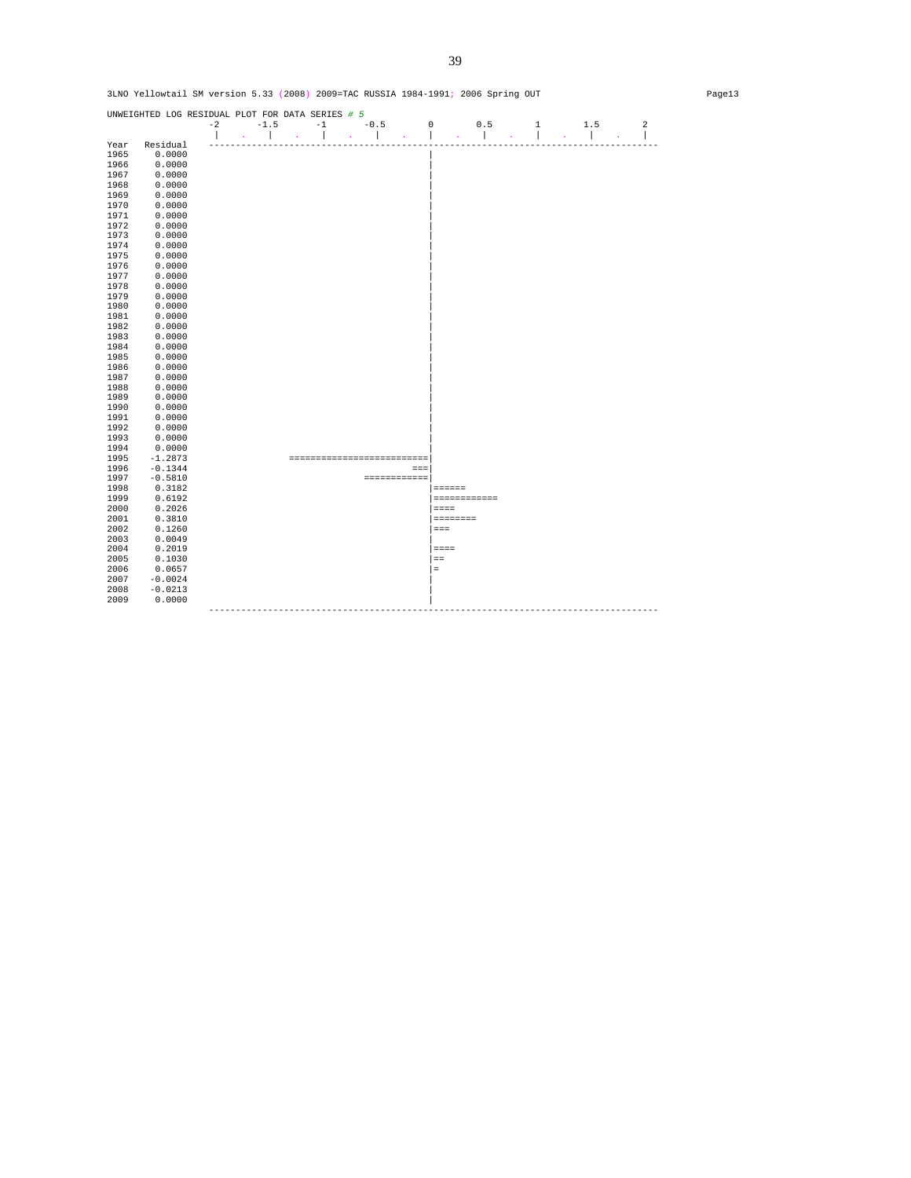3LNO Yellowtail SM version 5.33 (2008) 2009=TAC RUSSIA 1984-1991; 2006 Spring OUT

```
UNWEIGHTED LOG RESIDUAL PLOT FOR DATA SERIES # 5
                 -2      -1.5      -1      -0.5       0       0.5       1       1.5       2
                  |   .    |   .    |   .    |   .    |   .    |   .    |   .    |   .    |
Year   Residual  ------------------------------------------------------------------------------------
1965    0.0000                                        |
1966    0.0000                                        |
1967    0.0000                                        |
1968    0.0000                                        |
1969    0.0000                                        |
1970    0.0000                                        |
1971    0.0000                                        |
1972    0.0000                                        |
1973    0.0000                                        |
1974    0.0000                                        |
1975    0.0000                                        |
1976    0.0000                                        |
1977    0.0000                                        |
1978    0.0000                                        |
1979    0.0000                                        |
1980    0.0000                                        |
1981    0.0000                                        |
1982    0.0000                                        |
1983    0.0000                                        |
1984    0.0000                                        |
1985    0.0000                                        |
1986    0.0000                                        |
1987    0.0000                                        |
1988    0.0000                                        |
1989    0.0000                                        |
1990    0.0000                                        |
1991    0.0000                                        |
1992    0.0000                                        |
1993    0.0000                                        |
1994    0.0000                                        |
1995   -1.2873               ==========================|
1996   -0.1344                                     ===|
1997   -0.5810                          ============|
1998    0.3182                                        |======
1999    0.6192                                        |============
2000    0.2026                                        |====
2001    0.3810                                        |========
2002    0.1260                                        |===
2003    0.0049                                        |
2004    0.2019                                        |====
2005    0.1030                                        |==
2006    0.0657                                        |=
2007   -0.0024                                        |
2008   -0.0213                                        |
2009    0.0000                                        |
                 ------------------------------------------------------------------------------------
```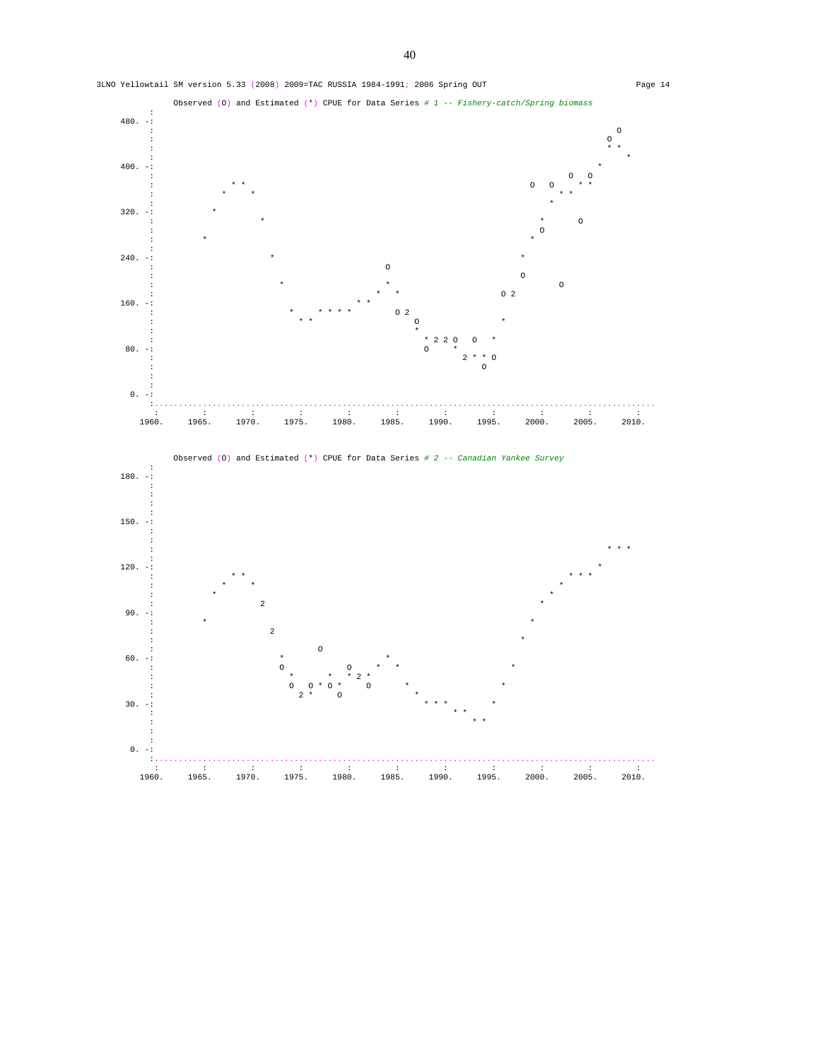```
3LNO Yellowtail SM version 5.33 (2008) 2009=TAC RUSSIA 1984-1991; 2006 Spring OUT                          Page 14
```

**Observed (O) and Estimated (*) CPUE for Data Series # 1 -- Fishery-catch/Spring biomass**

```
        :
  480. -:
        :
        :
        :
        :
  400. -:
        :
        :
        :
        :
  320. -:
        :
        :
        :
        :
  240. -:
        :
        :
        :
        :
  160. -:
        :
        :
        :
        :
   80. -:
        :
        :
        :
        :
    0. -:
        :.....................................................................................................
         :         :         :         :         :         :         :         :         :         :         :
       1960.     1965.     1970.     1975.     1980.     1985.     1990.     1995.     2000.     2005.     2010.
```

**Observed (O) and Estimated (*) CPUE for Data Series # 2 -- Canadian Yankee Survey**

```
        :
  180. -:
        :
        :
        :
        :
  150. -:
        :
        :
        :
        :
  120. -:
        :
        :
        :
        :
   90. -:
        :
        :
        :
        :
   60. -:
        :
        :
        :
        :
   30. -:
        :
        :
        :
        :
    0. -:
        :.....................................................................................................
         :         :         :         :         :         :         :         :         :         :         :
       1960.     1965.     1970.     1975.     1980.     1985.     1990.     1995.     2000.     2005.     2010.
```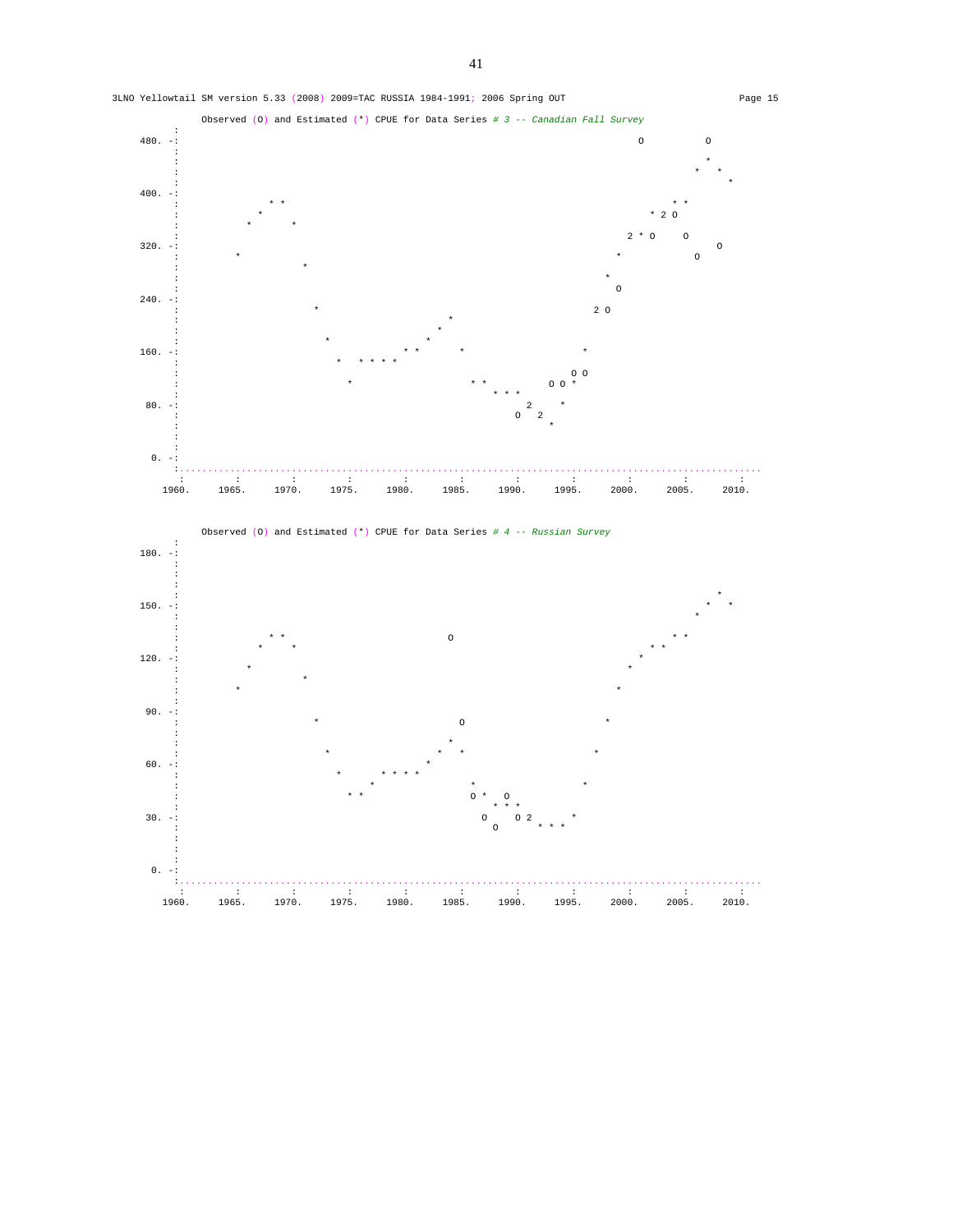3LNO Yellowtail SM version 5.33 (2008) 2009=TAC RUSSIA 1984-1991; 2006 Spring OUT    Page 15

```
                 Observed (O) and Estimated (*) CPUE for Data Series # 3 -- Canadian Fall Survey
        :
 480. -:                                                                        O           O
        :
        :                                                                                     *
        :                                                                                   *   *
        :                                                                                         *
 400. -:
        :                 * *                                                             * *
        :               *                                                               * 2 O
        :             *       *
        :                                                                           2 * O     O
 320. -:                                                                                        O
        :           *                                                             *           O
        :                       *
        :                                                                       *
        :                                                                         O
 240. -:
        :                         *                                             2 O
        :                                       *
        :                                     *
        :                           *       *
 160. -:                                  * *       *                         *
        :                             *   * * * *
        :                                                                   O O
        :                               *             * *               O O *
        :                                                 * * *
  80. -:                                                            2       *
        :                                                         O   2
        :                                                               *
        :
        :
   0. -:
        :.............................................................................................
         :         :         :         :         :         :         :         :         :         :         :
       1960.     1965.     1970.     1975.     1980.     1985.     1990.     1995.     2000.     2005.     2010.
```

```
                 Observed (O) and Estimated (*) CPUE for Data Series # 4 -- Russian Survey
        :
 180. -:
        :
        :
        :
        :                                                                                     *
 150. -:                                                                                    *   *
        :                                                                                   *
        :
        :                 * *                         O                                 * *
        :               *     *                                                     * *
 120. -:                                                                          *
        :             *                                                         *
        :                       *
        :           *                                                         *
        :
  90. -:
        :                         *                     O                   *
        :
        :                                             *
        :                           *               *   *               *
  60. -:                                          *
        :                             *     * * * *
        :                                   *           *                 *
        :                               * *             O *   O
        :                                                   * * *
  30. -:                                                  O     O 2       *
        :                                                   O       * * *
        :
        :
        :
   0. -:
        :.............................................................................................
         :         :         :         :         :         :         :         :         :         :         :
       1960.     1965.     1970.     1975.     1980.     1985.     1990.     1995.     2000.     2005.     2010.
```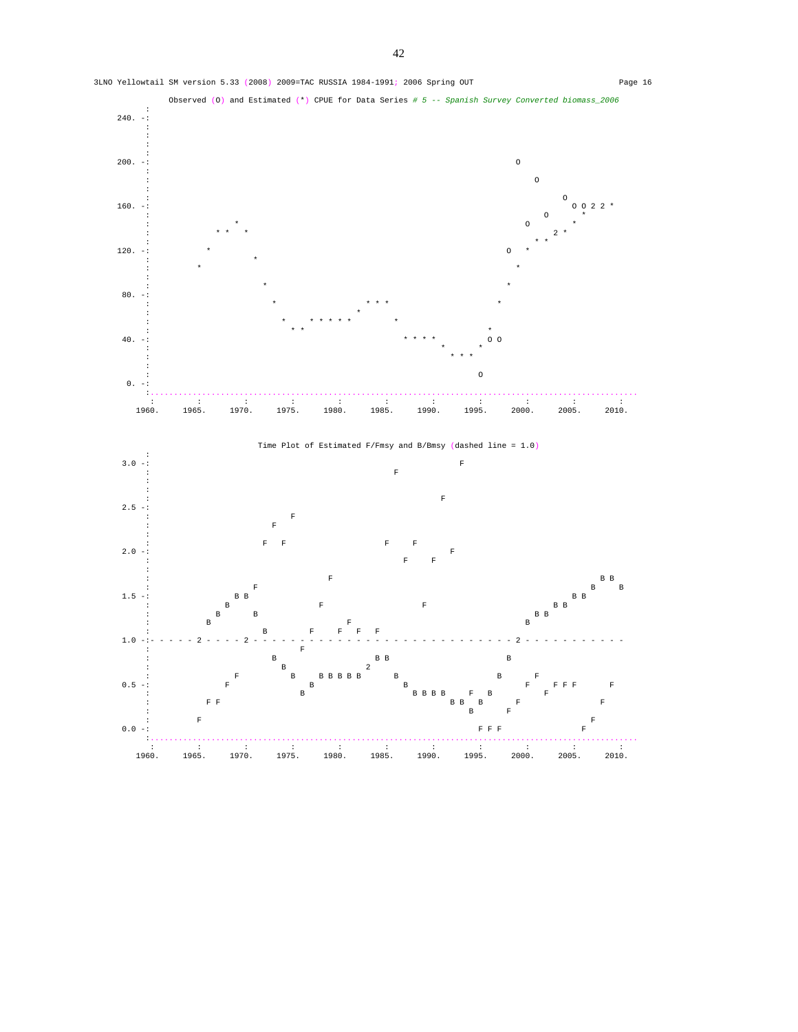3LNO Yellowtail SM version 5.33 (2008) 2009=TAC RUSSIA 1984-1991; 2006 Spring OUT

Page 16

Observed (O) and Estimated (*) CPUE for Data Series *# 5 -- Spanish Survey Converted biomass_2006*

240.
200.
160.
120.
80.
40.
0.

1960. 1965. 1970. 1975. 1980. 1985. 1990. 1995. 2000. 2005. 2010.

Time Plot of Estimated F/Fmsy and B/Bmsy (dashed line = 1.0)

3.0
2.5
2.0
1.5
1.0
0.5
0.0

1960. 1965. 1970. 1975. 1980. 1985. 1990. 1995. 2000. 2005. 2010.